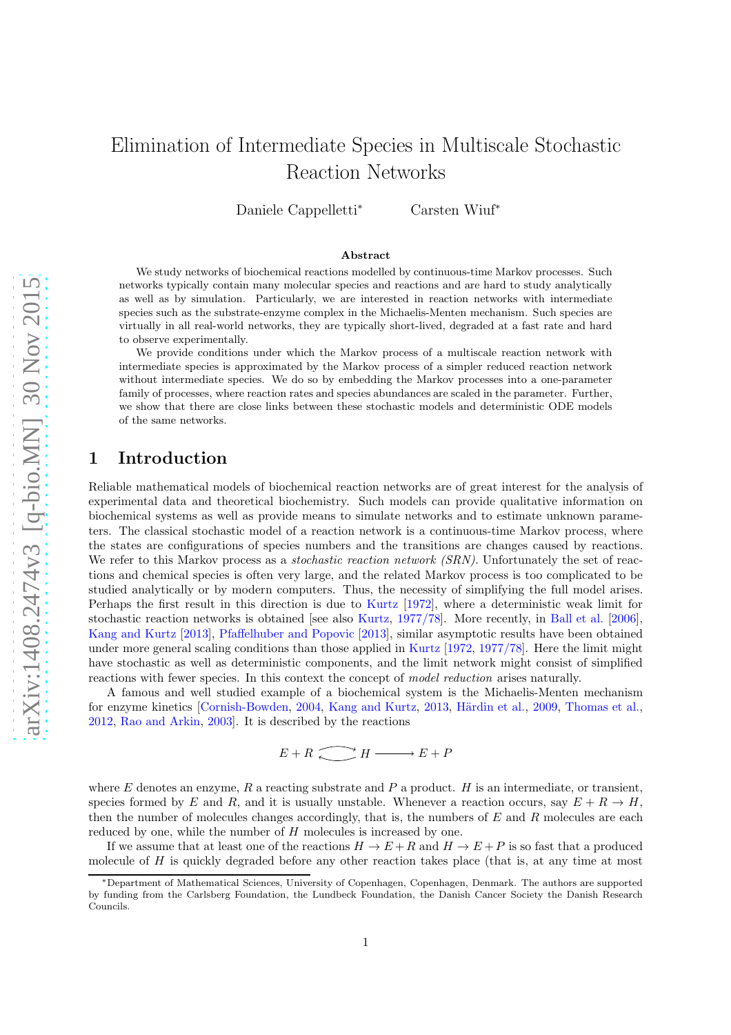# Elimination of Intermediate Species in Multiscale Stochastic Reaction Networks

Daniele Cappelletti* Carsten Wiuf*

**Abstract**

We study networks of biochemical reactions modelled by continuous-time Markov processes. Such networks typically contain many molecular species and reactions and are hard to study analytically as well as by simulation. Particularly, we are interested in reaction networks with intermediate species such as the substrate-enzyme complex in the Michaelis-Menten mechanism. Such species are virtually in all real-world networks, they are typically short-lived, degraded at a fast rate and hard to observe experimentally.

We provide conditions under which the Markov process of a multiscale reaction network with intermediate species is approximated by the Markov process of a simpler reduced reaction network without intermediate species. We do so by embedding the Markov processes into a one-parameter family of processes, where reaction rates and species abundances are scaled in the parameter. Further, we show that there are close links between these stochastic models and deterministic ODE models of the same networks.

## 1 Introduction

Reliable mathematical models of biochemical reaction networks are of great interest for the analysis of experimental data and theoretical biochemistry. Such models can provide qualitative information on biochemical systems as well as provide means to simulate networks and to estimate unknown parameters. The classical stochastic model of a reaction network is a continuous-time Markov process, where the states are configurations of species numbers and the transitions are changes caused by reactions. We refer to this Markov process as a *stochastic reaction network (SRN)*. Unfortunately the set of reactions and chemical species is often very large, and the related Markov process is too complicated to be studied analytically or by modern computers. Thus, the necessity of simplifying the full model arises. Perhaps the first result in this direction is due to Kurtz [1972], where a deterministic weak limit for stochastic reaction networks is obtained [see also Kurtz, 1977/78]. More recently, in Ball et al. [2006], Kang and Kurtz [2013], Pfaffelhuber and Popovic [2013], similar asymptotic results have been obtained under more general scaling conditions than those applied in Kurtz [1972, 1977/78]. Here the limit might have stochastic as well as deterministic components, and the limit network might consist of simplified reactions with fewer species. In this context the concept of *model reduction* arises naturally.

A famous and well studied example of a biochemical system is the Michaelis-Menten mechanism for enzyme kinetics [Cornish-Bowden, 2004, Kang and Kurtz, 2013, Härdin et al., 2009, Thomas et al., 2012, Rao and Arkin, 2003]. It is described by the reactions

$$E + R \rightleftarrows H \longrightarrow E + P$$

where $E$ denotes an enzyme, $R$ a reacting substrate and $P$ a product. $H$ is an intermediate, or transient, species formed by $E$ and $R$, and it is usually unstable. Whenever a reaction occurs, say $E + R \to H$, then the number of molecules changes accordingly, that is, the numbers of $E$ and $R$ molecules are each reduced by one, while the number of $H$ molecules is increased by one.

If we assume that at least one of the reactions $H \to E + R$ and $H \to E + P$ is so fast that a produced molecule of $H$ is quickly degraded before any other reaction takes place (that is, at any time at most

*Department of Mathematical Sciences, University of Copenhagen, Copenhagen, Denmark. The authors are supported by funding from the Carlsberg Foundation, the Lundbeck Foundation, the Danish Cancer Society the Danish Research Councils.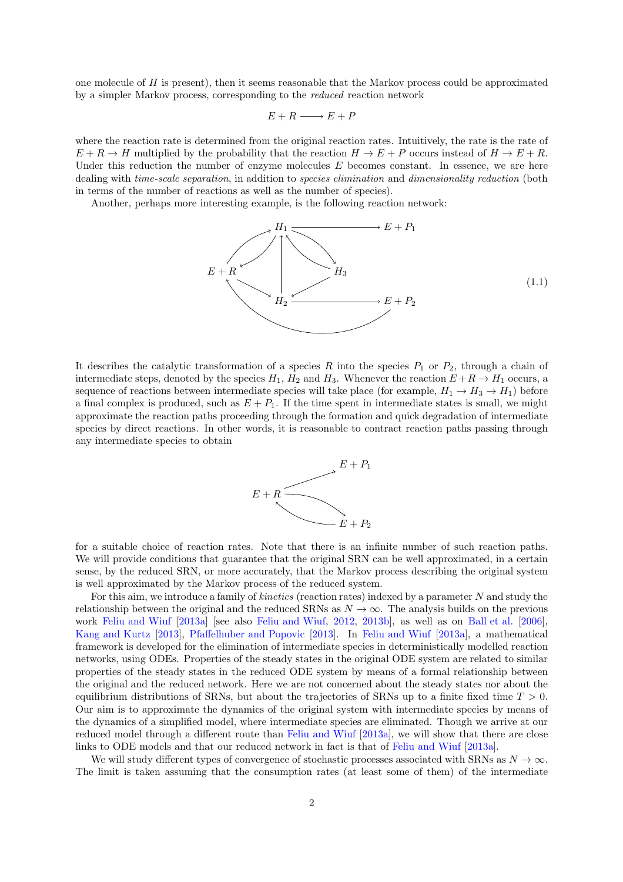one molecule of $H$ is present), then it seems reasonable that the Markov process could be approximated by a simpler Markov process, corresponding to the *reduced* reaction network

$$E + R \longrightarrow E + P$$

where the reaction rate is determined from the original reaction rates. Intuitively, the rate is the rate of $E + R \to H$ multiplied by the probability that the reaction $H \to E + P$ occurs instead of $H \to E + R$. Under this reduction the number of enzyme molecules $E$ becomes constant. In essence, we are here dealing with *time-scale separation*, in addition to *species elimination* and *dimensionality reduction* (both in terms of the number of reactions as well as the number of species).

Another, perhaps more interesting example, is the following reaction network:

$$\begin{array}{c} E+R \rightleftarrows H_1 \longrightarrow E+P_1,\quad E+R \to H_2 \longrightarrow E+P_2,\quad E+P_2 \to E+R \\ H_2 \to H_1,\quad H_1 \rightleftarrows H_3,\quad H_3 \to H_2 \end{array} \tag{1.1}$$

It describes the catalytic transformation of a species $R$ into the species $P_1$ or $P_2$, through a chain of intermediate steps, denoted by the species $H_1$, $H_2$ and $H_3$. Whenever the reaction $E+R \to H_1$ occurs, a sequence of reactions between intermediate species will take place (for example, $H_1 \to H_3 \to H_1$) before a final complex is produced, such as $E + P_1$. If the time spent in intermediate states is small, we might approximate the reaction paths proceeding through the formation and quick degradation of intermediate species by direct reactions. In other words, it is reasonable to contract reaction paths passing through any intermediate species to obtain

$$E + P_1 \longleftarrow E + R \rightleftarrows E + P_2$$

for a suitable choice of reaction rates. Note that there is an infinite number of such reaction paths. We will provide conditions that guarantee that the original SRN can be well approximated, in a certain sense, by the reduced SRN, or more accurately, that the Markov process describing the original system is well approximated by the Markov process of the reduced system.

For this aim, we introduce a family of *kinetics* (reaction rates) indexed by a parameter $N$ and study the relationship between the original and the reduced SRNs as $N \to \infty$. The analysis builds on the previous work Feliu and Wiuf [2013a] [see also Feliu and Wiuf, 2012, 2013b], as well as on Ball et al. [2006], Kang and Kurtz [2013], Pfaffelhuber and Popovic [2013]. In Feliu and Wiuf [2013a], a mathematical framework is developed for the elimination of intermediate species in deterministically modelled reaction networks, using ODEs. Properties of the steady states in the original ODE system are related to similar properties of the steady states in the reduced ODE system by means of a formal relationship between the original and the reduced network. Here we are not concerned about the steady states nor about the equilibrium distributions of SRNs, but about the trajectories of SRNs up to a finite fixed time $T > 0$. Our aim is to approximate the dynamics of the original system with intermediate species by means of the dynamics of a simplified model, where intermediate species are eliminated. Though we arrive at our reduced model through a different route than Feliu and Wiuf [2013a], we will show that there are close links to ODE models and that our reduced network in fact is that of Feliu and Wiuf [2013a].

We will study different types of convergence of stochastic processes associated with SRNs as $N \to \infty$. The limit is taken assuming that the consumption rates (at least some of them) of the intermediate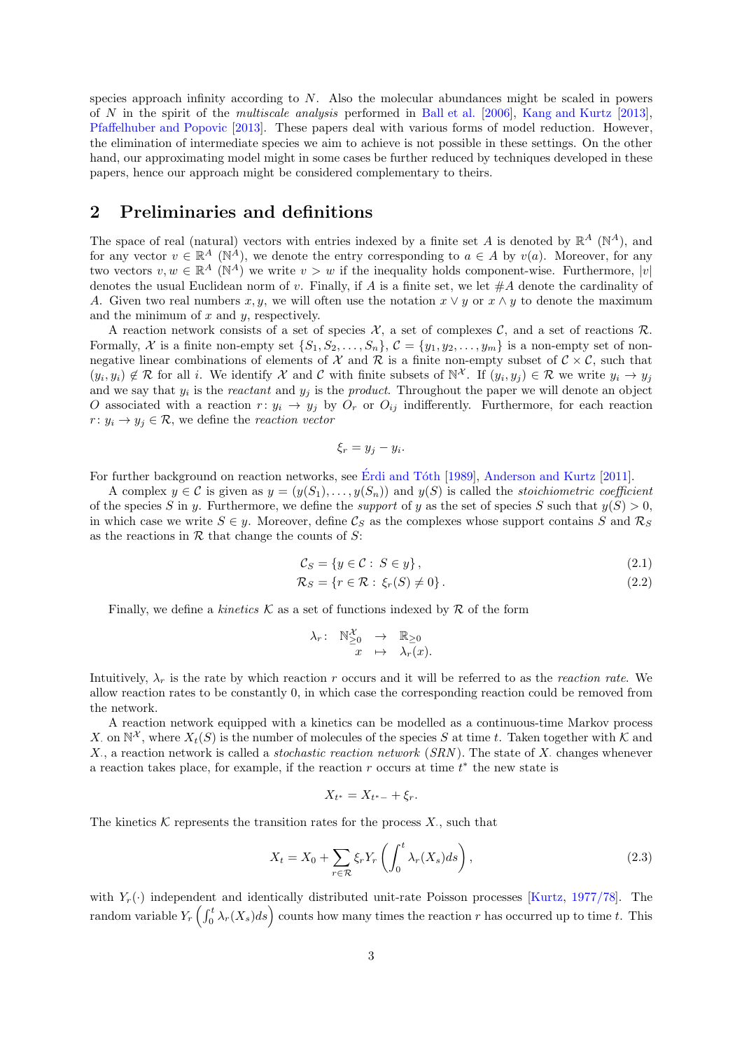species approach infinity according to $N$. Also the molecular abundances might be scaled in powers of $N$ in the spirit of the *multiscale analysis* performed in Ball et al. [2006], Kang and Kurtz [2013], Pfaffelhuber and Popovic [2013]. These papers deal with various forms of model reduction. However, the elimination of intermediate species we aim to achieve is not possible in these settings. On the other hand, our approximating model might in some cases be further reduced by techniques developed in these papers, hence our approach might be considered complementary to theirs.

## 2 Preliminaries and definitions

The space of real (natural) vectors with entries indexed by a finite set $A$ is denoted by $\mathbb{R}^A$ ($\mathbb{N}^A$), and for any vector $v \in \mathbb{R}^A$ ($\mathbb{N}^A$), we denote the entry corresponding to $a \in A$ by $v(a)$. Moreover, for any two vectors $v, w \in \mathbb{R}^A$ ($\mathbb{N}^A$) we write $v > w$ if the inequality holds component-wise. Furthermore, $|v|$ denotes the usual Euclidean norm of $v$. Finally, if $A$ is a finite set, we let $\#A$ denote the cardinality of $A$. Given two real numbers $x, y$, we will often use the notation $x \vee y$ or $x \wedge y$ to denote the maximum and the minimum of $x$ and $y$, respectively.

A reaction network consists of a set of species $\mathcal{X}$, a set of complexes $\mathcal{C}$, and a set of reactions $\mathcal{R}$. Formally, $\mathcal{X}$ is a finite non-empty set $\{S_1, S_2, \ldots, S_n\}$, $\mathcal{C} = \{y_1, y_2, \ldots, y_m\}$ is a non-empty set of non-negative linear combinations of elements of $\mathcal{X}$ and $\mathcal{R}$ is a finite non-empty subset of $\mathcal{C} \times \mathcal{C}$, such that $(y_i, y_i) \notin \mathcal{R}$ for all $i$. We identify $\mathcal{X}$ and $\mathcal{C}$ with finite subsets of $\mathbb{N}^{\mathcal{X}}$. If $(y_i, y_j) \in \mathcal{R}$ we write $y_i \to y_j$ and we say that $y_i$ is the *reactant* and $y_j$ is the *product*. Throughout the paper we will denote an object $O$ associated with a reaction $r\colon y_i \to y_j$ by $O_r$ or $O_{ij}$ indifferently. Furthermore, for each reaction $r\colon y_i \to y_j \in \mathcal{R}$, we define the *reaction vector*

$$\xi_r = y_j - y_i.$$

For further background on reaction networks, see Érdi and Tóth [1989], Anderson and Kurtz [2011].

A complex $y \in \mathcal{C}$ is given as $y = (y(S_1), \ldots, y(S_n))$ and $y(S)$ is called the *stoichiometric coefficient* of the species $S$ in $y$. Furthermore, we define the *support* of $y$ as the set of species $S$ such that $y(S) > 0$, in which case we write $S \in y$. Moreover, define $\mathcal{C}_S$ as the complexes whose support contains $S$ and $\mathcal{R}_S$ as the reactions in $\mathcal{R}$ that change the counts of $S$:

$$\mathcal{C}_S = \{y \in \mathcal{C} :\, S \in y\}, \tag{2.1}$$

$$\mathcal{R}_S = \{r \in \mathcal{R} :\, \xi_r(S) \neq 0\}. \tag{2.2}$$

Finally, we define a *kinetics* $\mathcal{K}$ as a set of functions indexed by $\mathcal{R}$ of the form

$$\begin{array}{rccc} \lambda_r\colon & \mathbb{N}^{\mathcal{X}}_{\geq 0} & \to & \mathbb{R}_{\geq 0} \\ & x & \mapsto & \lambda_r(x). \end{array}$$

Intuitively, $\lambda_r$ is the rate by which reaction $r$ occurs and it will be referred to as the *reaction rate*. We allow reaction rates to be constantly 0, in which case the corresponding reaction could be removed from the network.

A reaction network equipped with a kinetics can be modelled as a continuous-time Markov process $X_\cdot$ on $\mathbb{N}^{\mathcal{X}}$, where $X_t(S)$ is the number of molecules of the species $S$ at time $t$. Taken together with $\mathcal{K}$ and $X_\cdot$, a reaction network is called a *stochastic reaction network* (*SRN*). The state of $X_\cdot$ changes whenever a reaction takes place, for example, if the reaction $r$ occurs at time $t^*$ the new state is

$$X_{t^*} = X_{t^*-} + \xi_r.$$

The kinetics $\mathcal{K}$ represents the transition rates for the process $X_\cdot$, such that

$$X_t = X_0 + \sum_{r \in \mathcal{R}} \xi_r Y_r \left( \int_0^t \lambda_r(X_s) ds \right), \tag{2.3}$$

with $Y_r(\cdot)$ independent and identically distributed unit-rate Poisson processes [Kurtz, 1977/78]. The random variable $Y_r\left(\int_0^t \lambda_r(X_s)ds\right)$ counts how many times the reaction $r$ has occurred up to time $t$. This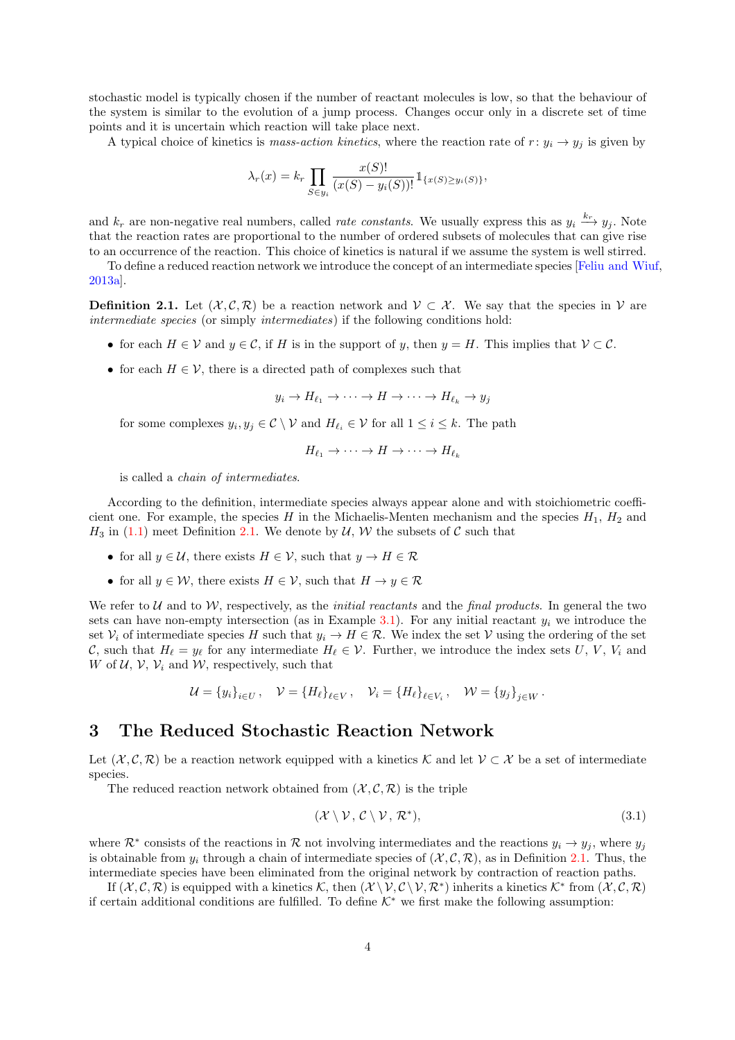stochastic model is typically chosen if the number of reactant molecules is low, so that the behaviour of the system is similar to the evolution of a jump process. Changes occur only in a discrete set of time points and it is uncertain which reaction will take place next.

A typical choice of kinetics is *mass-action kinetics*, where the reaction rate of $r\colon y_i \to y_j$ is given by

$$\lambda_r(x) = k_r \prod_{S \in y_i} \frac{x(S)!}{(x(S) - y_i(S))!} \mathbb{1}_{\{x(S) \geq y_i(S)\}},$$

and $k_r$ are non-negative real numbers, called *rate constants*. We usually express this as $y_i \xrightarrow{k_r} y_j$. Note that the reaction rates are proportional to the number of ordered subsets of molecules that can give rise to an occurrence of the reaction. This choice of kinetics is natural if we assume the system is well stirred.

To define a reduced reaction network we introduce the concept of an intermediate species [Feliu and Wiuf, 2013a].

**Definition 2.1.** Let $(\mathcal{X}, \mathcal{C}, \mathcal{R})$ be a reaction network and $\mathcal{V} \subset \mathcal{X}$. We say that the species in $\mathcal{V}$ are *intermediate species* (or simply *intermediates*) if the following conditions hold:

- for each $H \in \mathcal{V}$ and $y \in \mathcal{C}$, if $H$ is in the support of $y$, then $y = H$. This implies that $\mathcal{V} \subset \mathcal{C}$.
- for each $H \in \mathcal{V}$, there is a directed path of complexes such that

$$y_i \to H_{\ell_1} \to \cdots \to H \to \cdots \to H_{\ell_k} \to y_j$$

  for some complexes $y_i, y_j \in \mathcal{C} \setminus \mathcal{V}$ and $H_{\ell_i} \in \mathcal{V}$ for all $1 \leq i \leq k$. The path

$$H_{\ell_1} \to \cdots \to H \to \cdots \to H_{\ell_k}$$

  is called a *chain of intermediates*.

According to the definition, intermediate species always appear alone and with stoichiometric coefficient one. For example, the species $H$ in the Michaelis-Menten mechanism and the species $H_1$, $H_2$ and $H_3$ in (1.1) meet Definition 2.1. We denote by $\mathcal{U}$, $\mathcal{W}$ the subsets of $\mathcal{C}$ such that

- for all $y \in \mathcal{U}$, there exists $H \in \mathcal{V}$, such that $y \to H \in \mathcal{R}$
- for all $y \in \mathcal{W}$, there exists $H \in \mathcal{V}$, such that $H \to y \in \mathcal{R}$

We refer to $\mathcal{U}$ and to $\mathcal{W}$, respectively, as the *initial reactants* and the *final products*. In general the two sets can have non-empty intersection (as in Example 3.1). For any initial reactant $y_i$ we introduce the set $\mathcal{V}_i$ of intermediate species $H$ such that $y_i \to H \in \mathcal{R}$. We index the set $\mathcal{V}$ using the ordering of the set $\mathcal{C}$, such that $H_\ell = y_\ell$ for any intermediate $H_\ell \in \mathcal{V}$. Further, we introduce the index sets $U$, $V$, $V_i$ and $W$ of $\mathcal{U}$, $\mathcal{V}$, $\mathcal{V}_i$ and $\mathcal{W}$, respectively, such that

$$\mathcal{U} = \{y_i\}_{i \in U}, \quad \mathcal{V} = \{H_\ell\}_{\ell \in V}, \quad \mathcal{V}_i = \{H_\ell\}_{\ell \in V_i}, \quad \mathcal{W} = \{y_j\}_{j \in W}.$$

# 3 The Reduced Stochastic Reaction Network

Let $(\mathcal{X}, \mathcal{C}, \mathcal{R})$ be a reaction network equipped with a kinetics $\mathcal{K}$ and let $\mathcal{V} \subset \mathcal{X}$ be a set of intermediate species.

The reduced reaction network obtained from $(\mathcal{X}, \mathcal{C}, \mathcal{R})$ is the triple

$$(\mathcal{X} \setminus \mathcal{V}, \mathcal{C} \setminus \mathcal{V}, \mathcal{R}^*), \tag{3.1}$$

where $\mathcal{R}^*$ consists of the reactions in $\mathcal{R}$ not involving intermediates and the reactions $y_i \to y_j$, where $y_j$ is obtainable from $y_i$ through a chain of intermediate species of $(\mathcal{X}, \mathcal{C}, \mathcal{R})$, as in Definition 2.1. Thus, the intermediate species have been eliminated from the original network by contraction of reaction paths.

If $(\mathcal{X}, \mathcal{C}, \mathcal{R})$ is equipped with a kinetics $\mathcal{K}$, then $(\mathcal{X} \setminus \mathcal{V}, \mathcal{C} \setminus \mathcal{V}, \mathcal{R}^*)$ inherits a kinetics $\mathcal{K}^*$ from $(\mathcal{X}, \mathcal{C}, \mathcal{R})$ if certain additional conditions are fulfilled. To define $\mathcal{K}^*$ we first make the following assumption: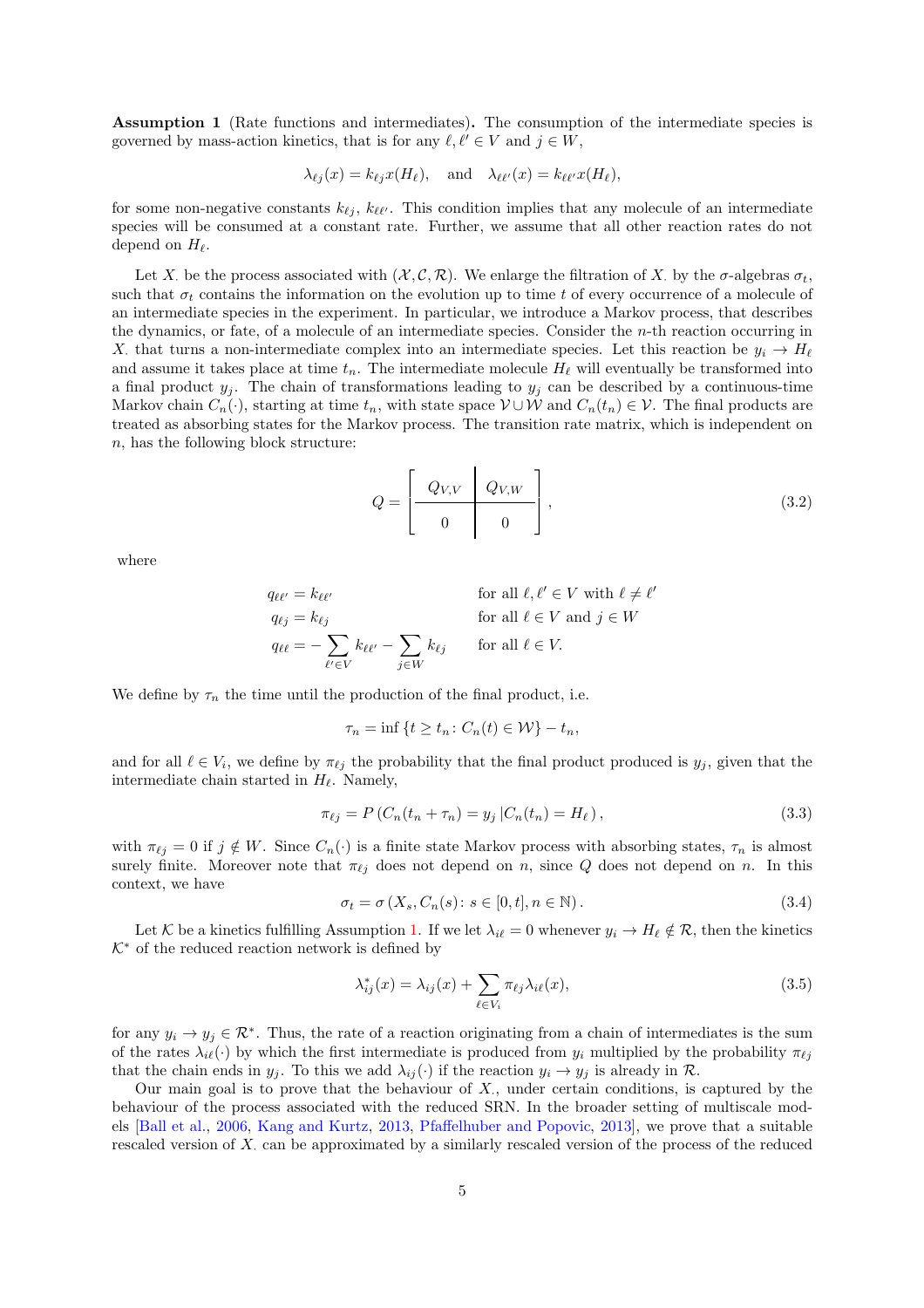**Assumption 1** (Rate functions and intermediates)**.** The consumption of the intermediate species is governed by mass-action kinetics, that is for any $\ell, \ell' \in V$ and $j \in W$,

$$\lambda_{\ell j}(x) = k_{\ell j} x(H_\ell), \quad \text{and} \quad \lambda_{\ell \ell'}(x) = k_{\ell \ell'} x(H_\ell),$$

for some non-negative constants $k_{\ell j}$, $k_{\ell \ell'}$. This condition implies that any molecule of an intermediate species will be consumed at a constant rate. Further, we assume that all other reaction rates do not depend on $H_\ell$.

Let $X_\cdot$ be the process associated with $(\mathcal{X}, \mathcal{C}, \mathcal{R})$. We enlarge the filtration of $X_\cdot$ by the $\sigma$-algebras $\sigma_t$, such that $\sigma_t$ contains the information on the evolution up to time $t$ of every occurrence of a molecule of an intermediate species in the experiment. In particular, we introduce a Markov process, that describes the dynamics, or fate, of a molecule of an intermediate species. Consider the $n$-th reaction occurring in $X_\cdot$ that turns a non-intermediate complex into an intermediate species. Let this reaction be $y_i \to H_\ell$ and assume it takes place at time $t_n$. The intermediate molecule $H_\ell$ will eventually be transformed into a final product $y_j$. The chain of transformations leading to $y_j$ can be described by a continuous-time Markov chain $C_n(\cdot)$, starting at time $t_n$, with state space $\mathcal{V} \cup \mathcal{W}$ and $C_n(t_n) \in \mathcal{V}$. The final products are treated as absorbing states for the Markov process. The transition rate matrix, which is independent on $n$, has the following block structure:

$$Q = \left[ \begin{array}{c|c} Q_{V,V} & Q_{V,W} \\ \hline 0 & 0 \end{array} \right], \tag{3.2}$$

where

$$\begin{aligned}
q_{\ell \ell'} &= k_{\ell \ell'} && \text{for all } \ell, \ell' \in V \text{ with } \ell \neq \ell' \\
q_{\ell j} &= k_{\ell j} && \text{for all } \ell \in V \text{ and } j \in W \\
q_{\ell \ell} &= -\sum_{\ell' \in V} k_{\ell \ell'} - \sum_{j \in W} k_{\ell j} && \text{for all } \ell \in V.
\end{aligned}$$

We define by $\tau_n$ the time until the production of the final product, i.e.

$$\tau_n = \inf \{ t \geq t_n \colon C_n(t) \in \mathcal{W} \} - t_n,$$

and for all $\ell \in V_i$, we define by $\pi_{\ell j}$ the probability that the final product produced is $y_j$, given that the intermediate chain started in $H_\ell$. Namely,

$$\pi_{\ell j} = P \left( C_n(t_n + \tau_n) = y_j \,|\, C_n(t_n) = H_\ell \right), \tag{3.3}$$

with $\pi_{\ell j} = 0$ if $j \notin W$. Since $C_n(\cdot)$ is a finite state Markov process with absorbing states, $\tau_n$ is almost surely finite. Moreover note that $\pi_{\ell j}$ does not depend on $n$, since $Q$ does not depend on $n$. In this context, we have

$$\sigma_t = \sigma \left( X_s, C_n(s) \colon s \in [0, t], n \in \mathbb{N} \right). \tag{3.4}$$

Let $\mathcal{K}$ be a kinetics fulfilling Assumption 1. If we let $\lambda_{i\ell} = 0$ whenever $y_i \to H_\ell \notin \mathcal{R}$, then the kinetics $\mathcal{K}^*$ of the reduced reaction network is defined by

$$\lambda^*_{ij}(x) = \lambda_{ij}(x) + \sum_{\ell \in V_i} \pi_{\ell j} \lambda_{i\ell}(x), \tag{3.5}$$

for any $y_i \to y_j \in \mathcal{R}^*$. Thus, the rate of a reaction originating from a chain of intermediates is the sum of the rates $\lambda_{i\ell}(\cdot)$ by which the first intermediate is produced from $y_i$ multiplied by the probability $\pi_{\ell j}$ that the chain ends in $y_j$. To this we add $\lambda_{ij}(\cdot)$ if the reaction $y_i \to y_j$ is already in $\mathcal{R}$.

Our main goal is to prove that the behaviour of $X_\cdot$, under certain conditions, is captured by the behaviour of the process associated with the reduced SRN. In the broader setting of multiscale models [Ball et al., 2006, Kang and Kurtz, 2013, Pfaffelhuber and Popovic, 2013], we prove that a suitable rescaled version of $X_\cdot$ can be approximated by a similarly rescaled version of the process of the reduced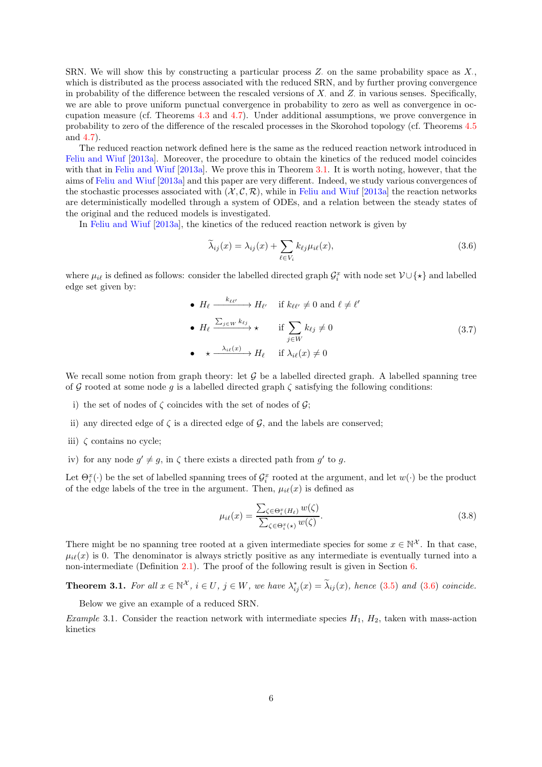SRN. We will show this by constructing a particular process $Z_{\cdot}$ on the same probability space as $X_{\cdot}$, which is distributed as the process associated with the reduced SRN, and by further proving convergence in probability of the difference between the rescaled versions of $X_{\cdot}$ and $Z_{\cdot}$ in various senses. Specifically, we are able to prove uniform punctual convergence in probability to zero as well as convergence in occupation measure (cf. Theorems 4.3 and 4.7). Under additional assumptions, we prove convergence in probability to zero of the difference of the rescaled processes in the Skorohod topology (cf. Theorems 4.5 and 4.7).

The reduced reaction network defined here is the same as the reduced reaction network introduced in Feliu and Wiuf [2013a]. Moreover, the procedure to obtain the kinetics of the reduced model coincides with that in Feliu and Wiuf [2013a]. We prove this in Theorem 3.1. It is worth noting, however, that the aims of Feliu and Wiuf [2013a] and this paper are very different. Indeed, we study various convergences of the stochastic processes associated with $(\mathcal{X}, \mathcal{C}, \mathcal{R})$, while in Feliu and Wiuf [2013a] the reaction networks are deterministically modelled through a system of ODEs, and a relation between the steady states of the original and the reduced models is investigated.

In Feliu and Wiuf [2013a], the kinetics of the reduced reaction network is given by

$$\widetilde{\lambda}_{ij}(x) = \lambda_{ij}(x) + \sum_{\ell \in V_i} k_{\ell j} \mu_{i\ell}(x), \tag{3.6}$$

where $\mu_{i\ell}$ is defined as follows: consider the labelled directed graph $\mathcal{G}_i^x$ with node set $\mathcal{V} \cup \{\star\}$ and labelled edge set given by:

$$\begin{aligned}
&\bullet\ H_\ell \xrightarrow{k_{\ell\ell'}} H_{\ell'} &&\text{if } k_{\ell\ell'} \neq 0 \text{ and } \ell \neq \ell' \\
&\bullet\ H_\ell \xrightarrow{\sum_{j\in W} k_{\ell j}} \star &&\text{if } \sum_{j \in W} k_{\ell j} \neq 0 \\
&\bullet\ \star \xrightarrow{\lambda_{i\ell}(x)} H_\ell &&\text{if } \lambda_{i\ell}(x) \neq 0
\end{aligned} \tag{3.7}$$

We recall some notion from graph theory: let $\mathcal{G}$ be a labelled directed graph. A labelled spanning tree of $\mathcal{G}$ rooted at some node $g$ is a labelled directed graph $\zeta$ satisfying the following conditions:

i) the set of nodes of $\zeta$ coincides with the set of nodes of $\mathcal{G}$;

ii) any directed edge of $\zeta$ is a directed edge of $\mathcal{G}$, and the labels are conserved;

iii) $\zeta$ contains no cycle;

iv) for any node $g' \neq g$, in $\zeta$ there exists a directed path from $g'$ to $g$.

Let $\Theta_i^x(\cdot)$ be the set of labelled spanning trees of $\mathcal{G}_i^x$ rooted at the argument, and let $w(\cdot)$ be the product of the edge labels of the tree in the argument. Then, $\mu_{i\ell}(x)$ is defined as

$$\mu_{i\ell}(x) = \frac{\sum_{\zeta \in \Theta_i^x(H_\ell)} w(\zeta)}{\sum_{\zeta \in \Theta_i^x(\star)} w(\zeta)}. \tag{3.8}$$

There might be no spanning tree rooted at a given intermediate species for some $x \in \mathbb{N}^{\mathcal{X}}$. In that case, $\mu_{i\ell}(x)$ is 0. The denominator is always strictly positive as any intermediate is eventually turned into a non-intermediate (Definition 2.1). The proof of the following result is given in Section 6.

**Theorem 3.1.** *For all $x \in \mathbb{N}^{\mathcal{X}}$, $i \in U$, $j \in W$, we have $\lambda^*_{ij}(x) = \widetilde{\lambda}_{ij}(x)$, hence (3.5) and (3.6) coincide.*

Below we give an example of a reduced SRN.

*Example* 3.1. Consider the reaction network with intermediate species $H_1$, $H_2$, taken with mass-action kinetics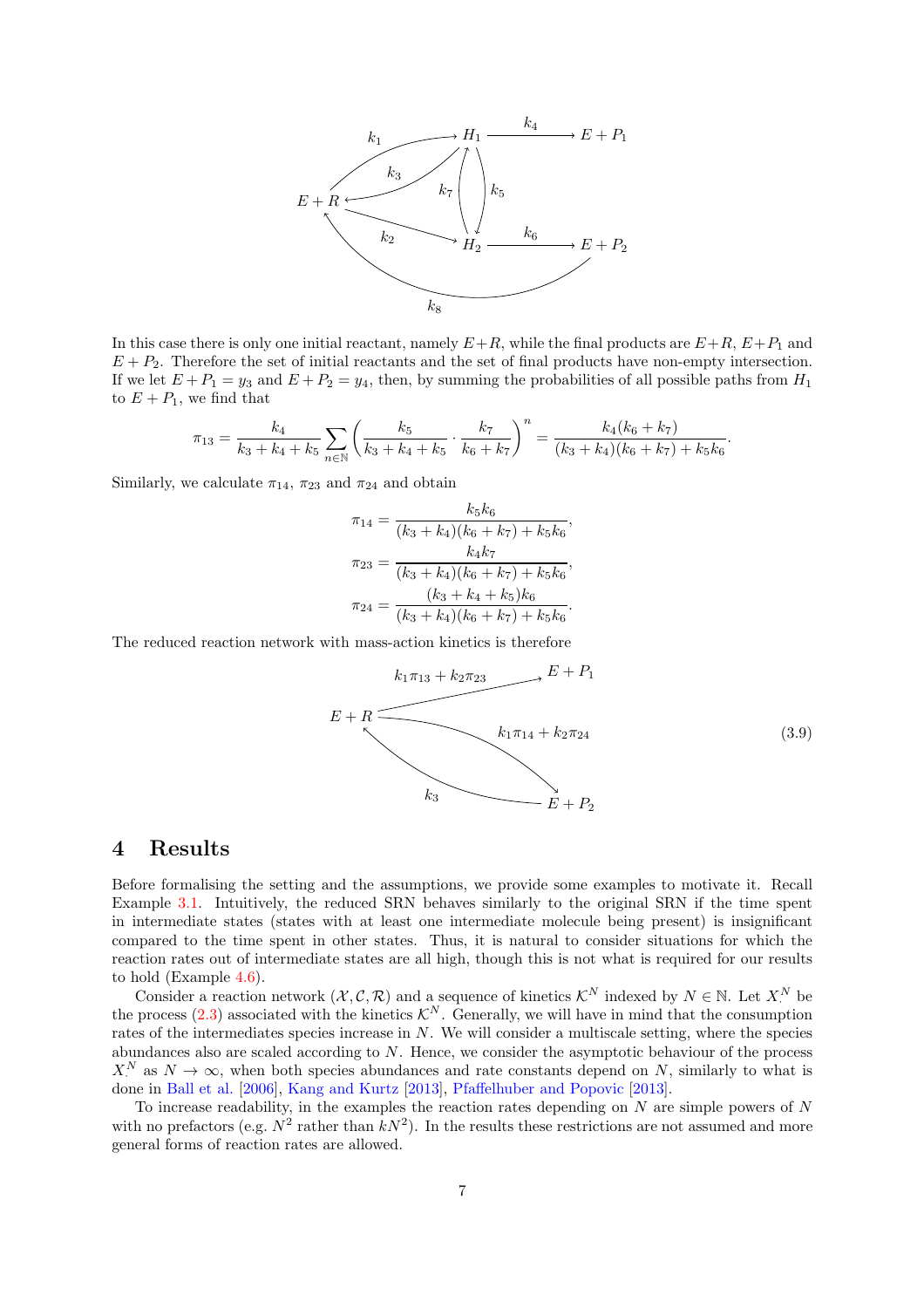In this case there is only one initial reactant, namely $E+R$, while the final products are $E+R$, $E+P_1$ and $E+P_2$. Therefore the set of initial reactants and the set of final products have non-empty intersection. If we let $E+P_1 = y_3$ and $E+P_2 = y_4$, then, by summing the probabilities of all possible paths from $H_1$ to $E+P_1$, we find that

$$\pi_{13} = \frac{k_4}{k_3+k_4+k_5}\sum_{n\in\mathbb{N}}\left(\frac{k_5}{k_3+k_4+k_5}\cdot\frac{k_7}{k_6+k_7}\right)^n = \frac{k_4(k_6+k_7)}{(k_3+k_4)(k_6+k_7)+k_5k_6}.$$

Similarly, we calculate $\pi_{14}$, $\pi_{23}$ and $\pi_{24}$ and obtain

$$\pi_{14} = \frac{k_5k_6}{(k_3+k_4)(k_6+k_7)+k_5k_6},$$
$$\pi_{23} = \frac{k_4k_7}{(k_3+k_4)(k_6+k_7)+k_5k_6},$$
$$\pi_{24} = \frac{(k_3+k_4+k_5)k_6}{(k_3+k_4)(k_6+k_7)+k_5k_6}.$$

The reduced reaction network with mass-action kinetics is therefore

$$E+R \xrightarrow{k_1\pi_{13}+k_2\pi_{23}} E+P_1, \qquad E+R \xrightarrow{k_1\pi_{14}+k_2\pi_{24}} E+P_2, \qquad E+P_2 \xrightarrow{k_3} E+R \tag{3.9}$$

## 4 Results

Before formalising the setting and the assumptions, we provide some examples to motivate it. Recall Example 3.1. Intuitively, the reduced SRN behaves similarly to the original SRN if the time spent in intermediate states (states with at least one intermediate molecule being present) is insignificant compared to the time spent in other states. Thus, it is natural to consider situations for which the reaction rates out of intermediate states are all high, though this is not what is required for our results to hold (Example 4.6).

Consider a reaction network $(\mathcal{X}, \mathcal{C}, \mathcal{R})$ and a sequence of kinetics $\mathcal{K}^N$ indexed by $N \in \mathbb{N}$. Let $X^N_\cdot$ be the process (2.3) associated with the kinetics $\mathcal{K}^N$. Generally, we will have in mind that the consumption rates of the intermediates species increase in $N$. We will consider a multiscale setting, where the species abundances also are scaled according to $N$. Hence, we consider the asymptotic behaviour of the process $X^N_\cdot$ as $N \to \infty$, when both species abundances and rate constants depend on $N$, similarly to what is done in Ball et al. [2006], Kang and Kurtz [2013], Pfaffelhuber and Popovic [2013].

To increase readability, in the examples the reaction rates depending on $N$ are simple powers of $N$ with no prefactors (e.g. $N^2$ rather than $kN^2$). In the results these restrictions are not assumed and more general forms of reaction rates are allowed.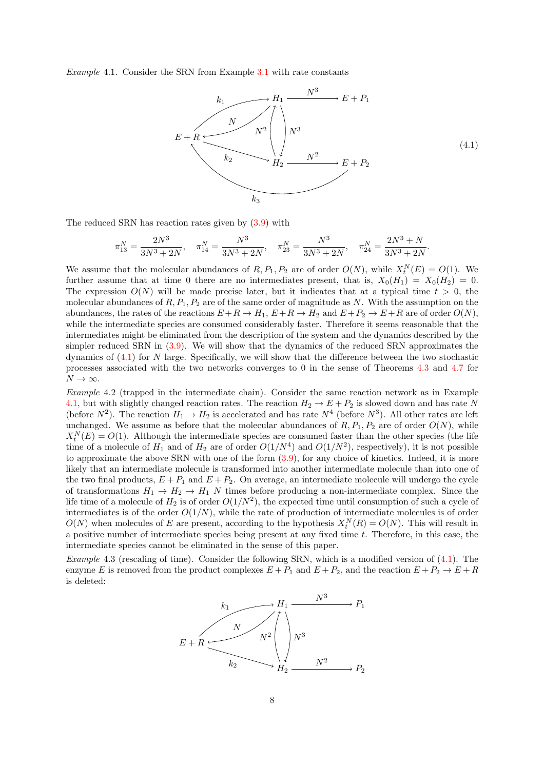*Example* 4.1. Consider the SRN from Example 3.1 with rate constants

$$
\begin{array}{lll}
E+R \xrightarrow{k_1} H_1, & H_1 \xrightarrow{N} E+R, & H_1 \xrightarrow{N^3} E+P_1, \\
H_1 \xrightarrow{N^3} H_2, & H_2 \xrightarrow{N^2} H_1, & \\
E+R \xrightarrow{k_2} H_2, & H_2 \xrightarrow{N^2} E+P_2, & E+P_2 \xrightarrow{k_3} E+R
\end{array}
\tag{4.1}
$$

The reduced SRN has reaction rates given by (3.9) with

$$
\pi_{13}^N = \frac{2N^3}{3N^3+2N}, \quad \pi_{14}^N = \frac{N^3}{3N^3+2N}, \quad \pi_{23}^N = \frac{N^3}{3N^3+2N}, \quad \pi_{24}^N = \frac{2N^3+N}{3N^3+2N}.
$$

We assume that the molecular abundances of $R, P_1, P_2$ are of order $O(N)$, while $X_t^N(E) = O(1)$. We further assume that at time 0 there are no intermediates present, that is, $X_0(H_1) = X_0(H_2) = 0$. The expression $O(N)$ will be made precise later, but it indicates that at a typical time $t > 0$, the molecular abundances of $R, P_1, P_2$ are of the same order of magnitude as $N$. With the assumption on the abundances, the rates of the reactions $E+R \to H_1$, $E+R \to H_2$ and $E+P_2 \to E+R$ are of order $O(N)$, while the intermediate species are consumed considerably faster. Therefore it seems reasonable that the intermediates might be eliminated from the description of the system and the dynamics described by the simpler reduced SRN in (3.9). We will show that the dynamics of the reduced SRN approximates the dynamics of (4.1) for $N$ large. Specifically, we will show that the difference between the two stochastic processes associated with the two networks converges to 0 in the sense of Theorems 4.3 and 4.7 for $N \to \infty$.

*Example* 4.2 (trapped in the intermediate chain). Consider the same reaction network as in Example 4.1, but with slightly changed reaction rates. The reaction $H_2 \to E+P_2$ is slowed down and has rate $N$ (before $N^2$). The reaction $H_1 \to H_2$ is accelerated and has rate $N^4$ (before $N^3$). All other rates are left unchanged. We assume as before that the molecular abundances of $R, P_1, P_2$ are of order $O(N)$, while $X_t^N(E) = O(1)$. Although the intermediate species are consumed faster than the other species (the life time of a molecule of $H_1$ and of $H_2$ are of order $O(1/N^4)$ and $O(1/N^2)$, respectively), it is not possible to approximate the above SRN with one of the form (3.9), for any choice of kinetics. Indeed, it is more likely that an intermediate molecule is transformed into another intermediate molecule than into one of the two final products, $E+P_1$ and $E+P_2$. On average, an intermediate molecule will undergo the cycle of transformations $H_1 \to H_2 \to H_1$ $N$ times before producing a non-intermediate complex. Since the life time of a molecule of $H_2$ is of order $O(1/N^2)$, the expected time until consumption of such a cycle of intermediates is of the order $O(1/N)$, while the rate of production of intermediate molecules is of order $O(N)$ when molecules of $E$ are present, according to the hypothesis $X_t^N(R) = O(N)$. This will result in a positive number of intermediate species being present at any fixed time $t$. Therefore, in this case, the intermediate species cannot be eliminated in the sense of this paper.

*Example* 4.3 (rescaling of time). Consider the following SRN, which is a modified version of (4.1). The enzyme $E$ is removed from the product complexes $E+P_1$ and $E+P_2$, and the reaction $E+P_2 \to E+R$ is deleted:

$$
\begin{array}{lll}
E+R \xrightarrow{k_1} H_1, & H_1 \xrightarrow{N} E+R, & H_1 \xrightarrow{N^3} P_1, \\
H_1 \xrightarrow{N^3} H_2, & H_2 \xrightarrow{N^2} H_1, & \\
E+R \xrightarrow{k_2} H_2, & H_2 \xrightarrow{N^2} P_2 &
\end{array}
$$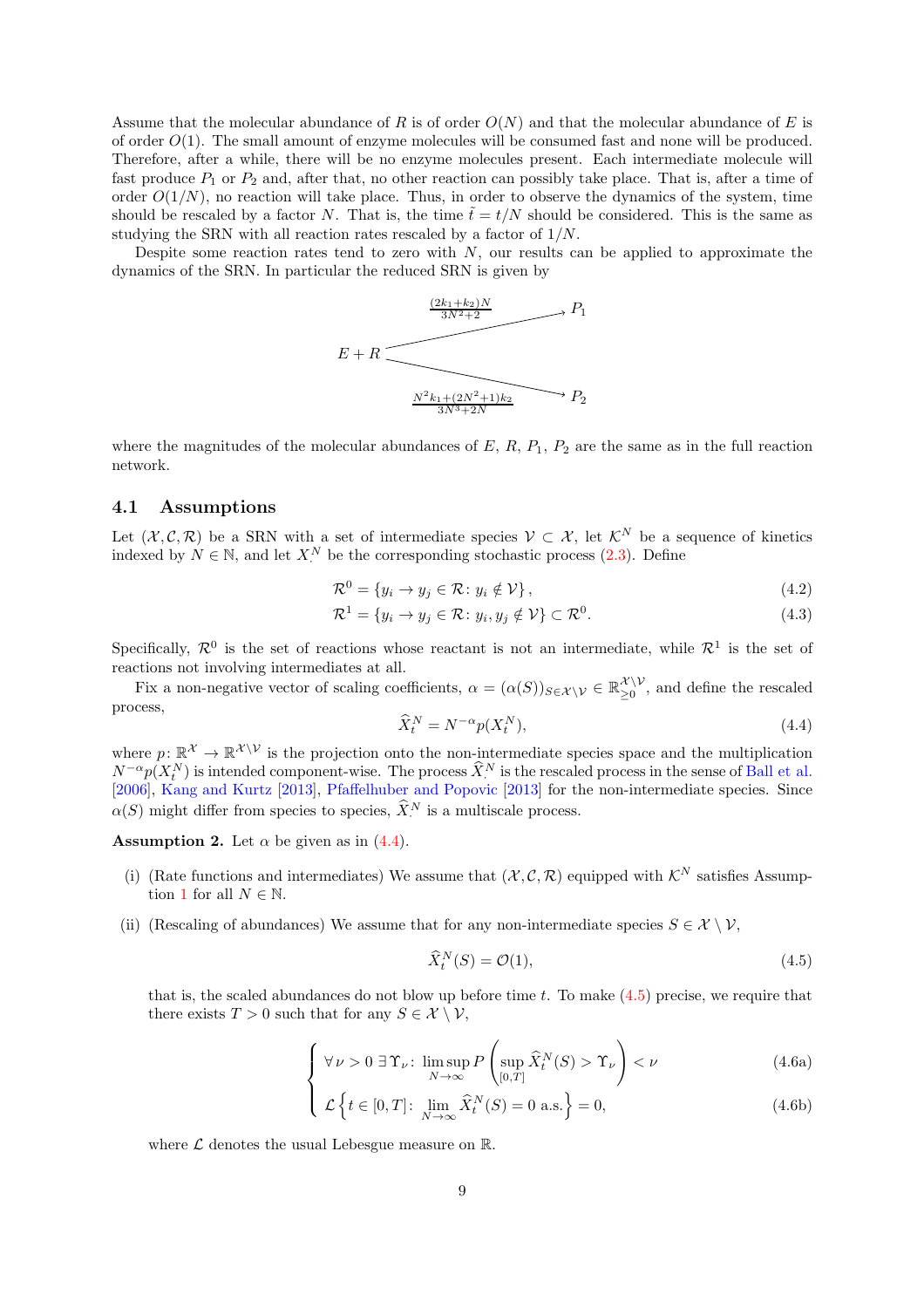Assume that the molecular abundance of $R$ is of order $O(N)$ and that the molecular abundance of $E$ is of order $O(1)$. The small amount of enzyme molecules will be consumed fast and none will be produced. Therefore, after a while, there will be no enzyme molecules present. Each intermediate molecule will fast produce $P_1$ or $P_2$ and, after that, no other reaction can possibly take place. That is, after a time of order $O(1/N)$, no reaction will take place. Thus, in order to observe the dynamics of the system, time should be rescaled by a factor $N$. That is, the time $\tilde{t} = t/N$ should be considered. This is the same as studying the SRN with all reaction rates rescaled by a factor of $1/N$.

Despite some reaction rates tend to zero with $N$, our results can be applied to approximate the dynamics of the SRN. In particular the reduced SRN is given by

$$E + R \xrightarrow{\frac{(2k_1+k_2)N}{3N^2+2}} P_1 \qquad E + R \xrightarrow{\frac{N^2k_1+(2N^2+1)k_2}{3N^3+2N}} P_2$$

where the magnitudes of the molecular abundances of $E$, $R$, $P_1$, $P_2$ are the same as in the full reaction network.

## 4.1 Assumptions

Let $(\mathcal{X}, \mathcal{C}, \mathcal{R})$ be a SRN with a set of intermediate species $\mathcal{V} \subset \mathcal{X}$, let $\mathcal{K}^N$ be a sequence of kinetics indexed by $N \in \mathbb{N}$, and let $X_\cdot^N$ be the corresponding stochastic process (2.3). Define

$$\mathcal{R}^0 = \{y_i \to y_j \in \mathcal{R} \colon y_i \notin \mathcal{V}\}, \tag{4.2}$$

$$\mathcal{R}^1 = \{y_i \to y_j \in \mathcal{R} \colon y_i, y_j \notin \mathcal{V}\} \subset \mathcal{R}^0. \tag{4.3}$$

Specifically, $\mathcal{R}^0$ is the set of reactions whose reactant is not an intermediate, while $\mathcal{R}^1$ is the set of reactions not involving intermediates at all.

Fix a non-negative vector of scaling coefficients, $\alpha = (\alpha(S))_{S\in\mathcal{X}\setminus\mathcal{V}} \in \mathbb{R}^{\mathcal{X}\setminus\mathcal{V}}_{\geq 0}$, and define the rescaled process,

$$\widehat{X}_t^N = N^{-\alpha} p(X_t^N), \tag{4.4}$$

where $p\colon \mathbb{R}^{\mathcal{X}} \to \mathbb{R}^{\mathcal{X}\setminus\mathcal{V}}$ is the projection onto the non-intermediate species space and the multiplication $N^{-\alpha}p(X_t^N)$ is intended component-wise. The process $\widehat{X}_\cdot^N$ is the rescaled process in the sense of Ball et al. [2006], Kang and Kurtz [2013], Pfaffelhuber and Popovic [2013] for the non-intermediate species. Since $\alpha(S)$ might differ from species to species, $\widehat{X}_\cdot^N$ is a multiscale process.

**Assumption 2.** Let $\alpha$ be given as in (4.4).

(i) (Rate functions and intermediates) We assume that $(\mathcal{X}, \mathcal{C}, \mathcal{R})$ equipped with $\mathcal{K}^N$ satisfies Assumption 1 for all $N \in \mathbb{N}$.

(ii) (Rescaling of abundances) We assume that for any non-intermediate species $S \in \mathcal{X} \setminus \mathcal{V}$,

$$\widehat{X}_t^N(S) = \mathcal{O}(1), \tag{4.5}$$

that is, the scaled abundances do not blow up before time $t$. To make (4.5) precise, we require that there exists $T > 0$ such that for any $S \in \mathcal{X} \setminus \mathcal{V}$,

$$\begin{cases} \forall\, \nu > 0\ \exists\, \Upsilon_\nu \colon \limsup\limits_{N\to\infty} P\left(\sup\limits_{[0,T]} \widehat{X}_t^N(S) > \Upsilon_\nu\right) < \nu & \text{(4.6a)} \\ \mathcal{L}\left\{t \in [0,T] \colon \lim\limits_{N\to\infty} \widehat{X}_t^N(S) = 0 \text{ a.s.}\right\} = 0, & \text{(4.6b)} \end{cases}$$

where $\mathcal{L}$ denotes the usual Lebesgue measure on $\mathbb{R}$.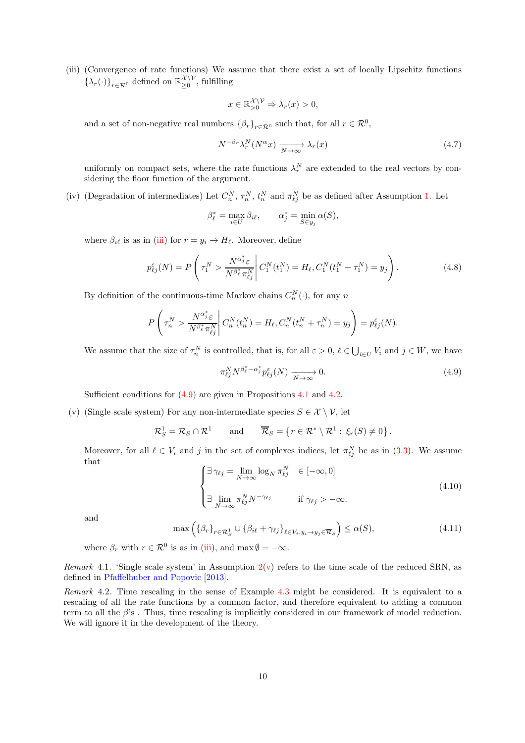(iii) (Convergence of rate functions) We assume that there exist a set of locally Lipschitz functions $\{\lambda_r(\cdot)\}_{r\in\mathcal{R}^0}$ defined on $\mathbb{R}^{\mathcal{X}\setminus\mathcal{V}}_{\geq 0}$, fulfilling

$$x \in \mathbb{R}^{\mathcal{X}\setminus\mathcal{V}}_{>0} \Rightarrow \lambda_r(x) > 0,$$

and a set of non-negative real numbers $\{\beta_r\}_{r\in\mathcal{R}^0}$ such that, for all $r \in \mathcal{R}^0$,

$$N^{-\beta_r}\lambda_r^N(N^{\alpha}x) \xrightarrow[N\to\infty]{} \lambda_r(x) \tag{4.7}$$

uniformly on compact sets, where the rate functions $\lambda_r^N$ are extended to the real vectors by considering the floor function of the argument.

(iv) (Degradation of intermediates) Let $C_n^N$, $\tau_n^N$, $t_n^N$ and $\pi_{\ell j}^N$ be as defined after Assumption 1. Let

$$\beta_\ell^* = \max_{i\in U}\beta_{i\ell}, \qquad \alpha_j^* = \min_{S\in y_j}\alpha(S),$$

where $\beta_{i\ell}$ is as in (iii) for $r = y_i \to H_\ell$. Moreover, define

$$p_{\ell j}^{\varepsilon}(N) = P\left(\tau_1^N > \frac{N^{\alpha_j^*}\varepsilon}{N^{\beta_\ell^*}\pi_{\ell j}^N}\,\middle|\, C_1^N(t_1^N) = H_\ell, C_1^N(t_1^N+\tau_1^N) = y_j\right). \tag{4.8}$$

By definition of the continuous-time Markov chains $C_n^N(\cdot)$, for any $n$

$$P\left(\tau_n^N > \frac{N^{\alpha_j^*}\varepsilon}{N^{\beta_\ell^*}\pi_{\ell j}^N}\,\middle|\, C_n^N(t_n^N) = H_\ell, C_n^N(t_n^N+\tau_n^N) = y_j\right) = p_{\ell j}^{\varepsilon}(N).$$

We assume that the size of $\tau_n^N$ is controlled, that is, for all $\varepsilon > 0$, $\ell \in \bigcup_{i\in U} V_i$ and $j \in W$, we have

$$\pi_{\ell j}^N N^{\beta_\ell^* - \alpha_j^*} p_{\ell j}^{\varepsilon}(N) \xrightarrow[N\to\infty]{} 0. \tag{4.9}$$

Sufficient conditions for (4.9) are given in Propositions 4.1 and 4.2.

(v) (Single scale system) For any non-intermediate species $S \in \mathcal{X}\setminus\mathcal{V}$, let

$$\mathcal{R}_S^1 = \mathcal{R}_S \cap \mathcal{R}^1 \qquad \text{and} \qquad \overline{\mathcal{R}}_S = \left\{r \in \mathcal{R}^*\setminus\mathcal{R}^1 : \xi_r(S) \neq 0\right\}.$$

Moreover, for all $\ell \in V_i$ and $j$ in the set of complexes indices, let $\pi_{\ell j}^N$ be as in (3.3). We assume that

$$\begin{cases} \exists\, \gamma_{\ell j} = \lim\limits_{N\to\infty}\log_N \pi_{\ell j}^N & \in [-\infty, 0] \\[2ex] \exists\, \lim\limits_{N\to\infty}\pi_{\ell j}^N N^{-\gamma_{\ell j}} & \text{if } \gamma_{\ell j} > -\infty. \end{cases} \tag{4.10}$$

and

$$\max\left(\{\beta_r\}_{r\in\mathcal{R}_S^1} \cup \{\beta_{i\ell} + \gamma_{\ell j}\}_{\ell\in V_i, y_i\to y_j\in\overline{\mathcal{R}}_S}\right) \leq \alpha(S), \tag{4.11}$$

where $\beta_r$ with $r \in \mathcal{R}^0$ is as in (iii), and $\max\emptyset = -\infty$.

*Remark* 4.1. 'Single scale system' in Assumption 2(v) refers to the time scale of the reduced SRN, as defined in Pfaffelhuber and Popovic [2013].

*Remark* 4.2. Time rescaling in the sense of Example 4.3 might be considered. It is equivalent to a rescaling of all the rate functions by a common factor, and therefore equivalent to adding a common term to all the $\beta$'s . Thus, time rescaling is implicitly considered in our framework of model reduction. We will ignore it in the development of the theory.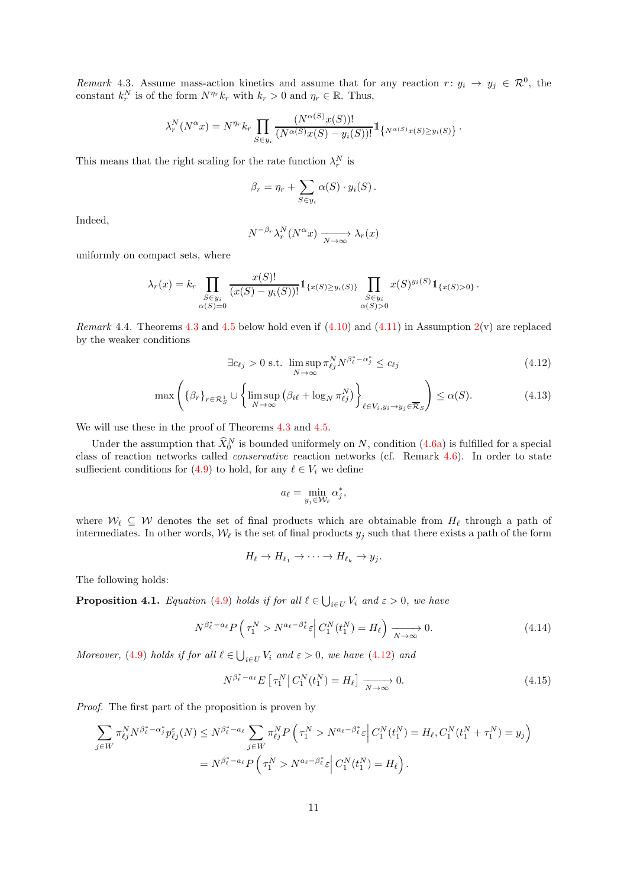*Remark* 4.3. Assume mass-action kinetics and assume that for any reaction $r\colon y_i \to y_j \in \mathcal{R}^0$, the constant $k_r^N$ is of the form $N^{\eta_r} k_r$ with $k_r > 0$ and $\eta_r \in \mathbb{R}$. Thus,

$$\lambda_r^N(N^\alpha x) = N^{\eta_r} k_r \prod_{S \in y_i} \frac{(N^{\alpha(S)} x(S))!}{(N^{\alpha(S)} x(S) - y_i(S))!} \mathbb{1}_{\{N^{\alpha(S)} x(S) \geq y_i(S)\}}.$$

This means that the right scaling for the rate function $\lambda_r^N$ is

$$\beta_r = \eta_r + \sum_{S \in y_i} \alpha(S) \cdot y_i(S).$$

Indeed,

$$N^{-\beta_r} \lambda_r^N(N^\alpha x) \xrightarrow[N\to\infty]{} \lambda_r(x)$$

uniformly on compact sets, where

$$\lambda_r(x) = k_r \prod_{\substack{S \in y_i \\ \alpha(S)=0}} \frac{x(S)!}{(x(S) - y_i(S))!} \mathbb{1}_{\{x(S) \geq y_i(S)\}} \prod_{\substack{S \in y_i \\ \alpha(S)>0}} x(S)^{y_i(S)} \mathbb{1}_{\{x(S)>0\}}.$$

*Remark* 4.4. Theorems 4.3 and 4.5 below hold even if (4.10) and (4.11) in Assumption 2(v) are replaced by the weaker conditions

$$\exists c_{\ell j} > 0 \text{ s.t. } \limsup_{N\to\infty} \pi_{\ell j}^N N^{\beta_\ell^* - \alpha_j^*} \leq c_{\ell j} \tag{4.12}$$

$$\max\left( \{\beta_r\}_{r \in \mathcal{R}_S^1} \cup \left\{ \limsup_{N\to\infty} \left( \beta_{i\ell} + \log_N \pi_{\ell j}^N \right) \right\}_{\ell \in V_i, y_i \to y_j \in \overline{\mathcal{R}}_S} \right) \leq \alpha(S). \tag{4.13}$$

We will use these in the proof of Theorems 4.3 and 4.5.

Under the assumption that $\widehat{X}_0^N$ is bounded uniformely on $N$, condition (4.6a) is fulfilled for a special class of reaction networks called *conservative* reaction networks (cf. Remark 4.6). In order to state sufficient conditions for (4.9) to hold, for any $\ell \in V_i$ we define

$$a_\ell = \min_{y_j \in \mathcal{W}_\ell} \alpha_j^*,$$

where $\mathcal{W}_\ell \subseteq \mathcal{W}$ denotes the set of final products which are obtainable from $H_\ell$ through a path of intermediates. In other words, $\mathcal{W}_\ell$ is the set of final products $y_j$ such that there exists a path of the form

$$H_\ell \to H_{\ell_1} \to \cdots \to H_{\ell_k} \to y_j.$$

The following holds:

**Proposition 4.1.** *Equation (4.9) holds if for all $\ell \in \bigcup_{i \in U} V_i$ and $\varepsilon > 0$, we have*

$$N^{\beta_\ell^* - a_\ell} P\left( \tau_1^N > N^{a_\ell - \beta_\ell^*} \varepsilon \,\middle|\, C_1^N(t_1^N) = H_\ell \right) \xrightarrow[N\to\infty]{} 0. \tag{4.14}$$

*Moreover, (4.9) holds if for all $\ell \in \bigcup_{i \in U} V_i$ and $\varepsilon > 0$, we have (4.12) and*

$$N^{\beta_\ell^* - a_\ell} E\left[ \tau_1^N \,\middle|\, C_1^N(t_1^N) = H_\ell \right] \xrightarrow[N\to\infty]{} 0. \tag{4.15}$$

*Proof.* The first part of the proposition is proven by

$$\begin{aligned}
\sum_{j \in W} \pi_{\ell j}^N N^{\beta_\ell^* - \alpha_j^*} p_{\ell j}^\varepsilon(N) &\leq N^{\beta_\ell^* - a_\ell} \sum_{j \in W} \pi_{\ell j}^N P\left( \tau_1^N > N^{a_\ell - \beta_\ell^*} \varepsilon \,\middle|\, C_1^N(t_1^N) = H_\ell, C_1^N(t_1^N + \tau_1^N) = y_j \right) \\
&= N^{\beta_\ell^* - a_\ell} P\left( \tau_1^N > N^{a_\ell - \beta_\ell^*} \varepsilon \,\middle|\, C_1^N(t_1^N) = H_\ell \right).
\end{aligned}$$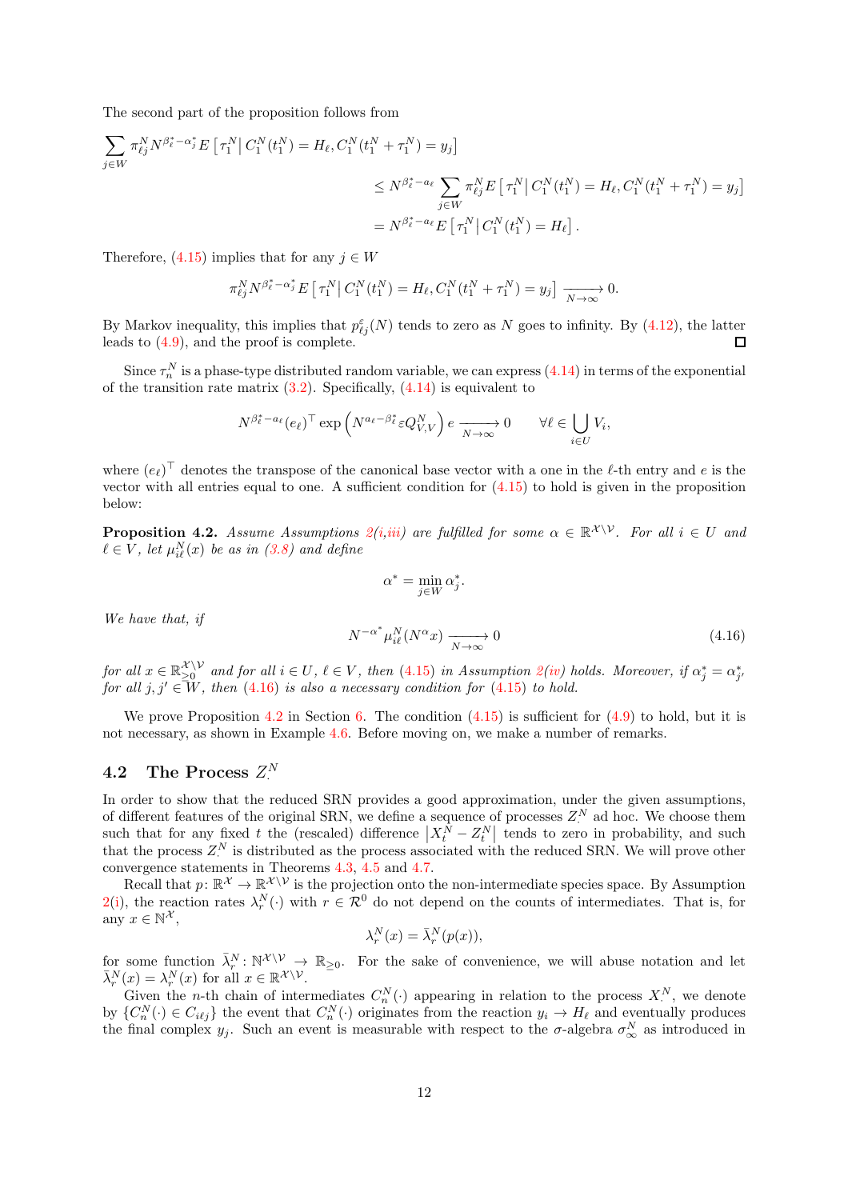The second part of the proposition follows from

$$\begin{aligned}
\sum_{j\in W} \pi^N_{\ell j} N^{\beta^*_\ell - \alpha^*_j} E\left[\tau^N_1 \,\middle|\, C^N_1(t^N_1) = H_\ell, C^N_1(t^N_1+\tau^N_1) = y_j\right] \\
\leq N^{\beta^*_\ell - a_\ell} \sum_{j\in W} \pi^N_{\ell j} E\left[\tau^N_1 \,\middle|\, C^N_1(t^N_1) = H_\ell, C^N_1(t^N_1+\tau^N_1) = y_j\right] \\
= N^{\beta^*_\ell - a_\ell} E\left[\tau^N_1 \,\middle|\, C^N_1(t^N_1) = H_\ell\right].
\end{aligned}$$

Therefore, (4.15) implies that for any $j \in W$

$$\pi^N_{\ell j} N^{\beta^*_\ell - \alpha^*_j} E\left[\tau^N_1 \,\middle|\, C^N_1(t^N_1) = H_\ell, C^N_1(t^N_1+\tau^N_1) = y_j\right] \xrightarrow[N\to\infty]{} 0.$$

By Markov inequality, this implies that $p^\varepsilon_{\ell j}(N)$ tends to zero as $N$ goes to infinity. By (4.12), the latter leads to (4.9), and the proof is complete. ☐

Since $\tau^N_n$ is a phase-type distributed random variable, we can express (4.14) in terms of the exponential of the transition rate matrix (3.2). Specifically, (4.14) is equivalent to

$$N^{\beta^*_\ell - a_\ell} (e_\ell)^\top \exp\left(N^{a_\ell - \beta^*_\ell} \varepsilon Q^N_{V,V}\right) e \xrightarrow[N\to\infty]{} 0 \qquad \forall \ell \in \bigcup_{i\in U} V_i,$$

where $(e_\ell)^\top$ denotes the transpose of the canonical base vector with a one in the $\ell$-th entry and $e$ is the vector with all entries equal to one. A sufficient condition for (4.15) to hold is given in the proposition below:

**Proposition 4.2.** *Assume Assumptions 2(i,iii) are fulfilled for some $\alpha \in \mathbb{R}^{\mathcal{X}\setminus\mathcal{V}}$. For all $i \in U$ and $\ell \in V$, let $\mu^N_{i\ell}(x)$ be as in (3.8) and define*

$$\alpha^* = \min_{j\in W} \alpha^*_j.$$

*We have that, if*

$$N^{-\alpha^*} \mu^N_{i\ell}(N^\alpha x) \xrightarrow[N\to\infty]{} 0 \tag{4.16}$$

*for all $x \in \mathbb{R}^{\mathcal{X}\setminus\mathcal{V}}_{\geq 0}$ and for all $i \in U$, $\ell \in V$, then (4.15) in Assumption 2(iv) holds. Moreover, if $\alpha^*_j = \alpha^*_{j'}$ for all $j, j' \in W$, then (4.16) is also a necessary condition for (4.15) to hold.*

We prove Proposition 4.2 in Section 6. The condition (4.15) is sufficient for (4.9) to hold, but it is not necessary, as shown in Example 4.6. Before moving on, we make a number of remarks.

## 4.2 The Process $Z^N_\cdot$

In order to show that the reduced SRN provides a good approximation, under the given assumptions, of different features of the original SRN, we define a sequence of processes $Z^N_\cdot$ ad hoc. We choose them such that for any fixed $t$ the (rescaled) difference $\left|X^N_t - Z^N_t\right|$ tends to zero in probability, and such that the process $Z^N_\cdot$ is distributed as the process associated with the reduced SRN. We will prove other convergence statements in Theorems 4.3, 4.5 and 4.7.

Recall that $p\colon \mathbb{R}^{\mathcal{X}} \to \mathbb{R}^{\mathcal{X}\setminus\mathcal{V}}$ is the projection onto the non-intermediate species space. By Assumption 2(i), the reaction rates $\lambda^N_r(\cdot)$ with $r \in \mathcal{R}^0$ do not depend on the counts of intermediates. That is, for any $x \in \mathbb{N}^{\mathcal{X}}$,

$$\lambda^N_r(x) = \bar{\lambda}^N_r(p(x)),$$

for some function $\bar{\lambda}^N_r\colon \mathbb{N}^{\mathcal{X}\setminus\mathcal{V}} \to \mathbb{R}_{\geq 0}$. For the sake of convenience, we will abuse notation and let $\bar{\lambda}^N_r(x) = \lambda^N_r(x)$ for all $x \in \mathbb{R}^{\mathcal{X}\setminus\mathcal{V}}$.

Given the $n$-th chain of intermediates $C^N_n(\cdot)$ appearing in relation to the process $X^N_\cdot$, we denote by $\{C^N_n(\cdot) \in C_{i\ell j}\}$ the event that $C^N_n(\cdot)$ originates from the reaction $y_i \to H_\ell$ and eventually produces the final complex $y_j$. Such an event is measurable with respect to the $\sigma$-algebra $\sigma^N_\infty$ as introduced in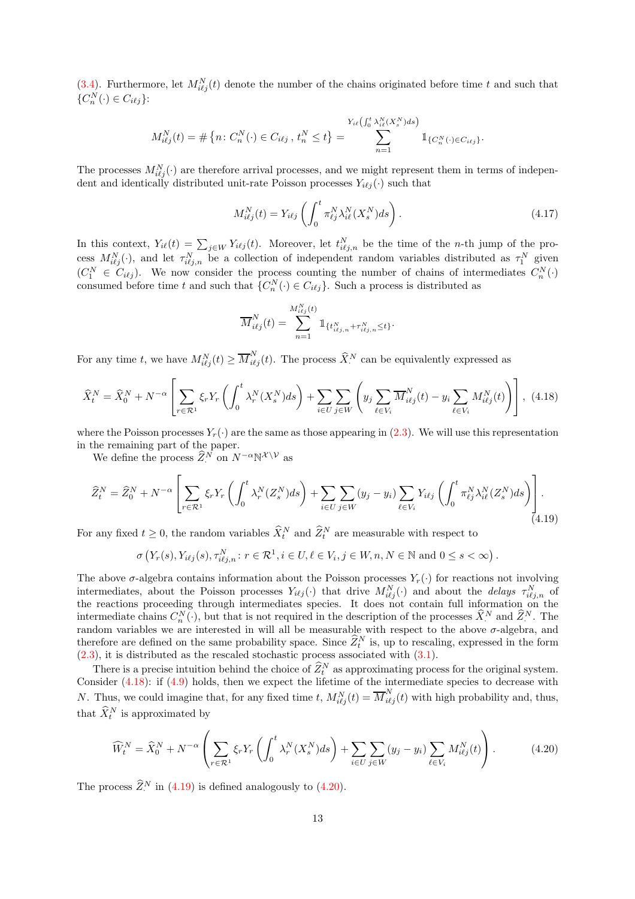(3.4). Furthermore, let $M^N_{i\ell j}(t)$ denote the number of the chains originated before time $t$ and such that $\{C^N_n(\cdot) \in C_{i\ell j}\}$:

$$M^N_{i\ell j}(t) = \#\left\{n\colon C^N_n(\cdot) \in C_{i\ell j}\,,\, t^N_n \le t\right\} = \sum_{n=1}^{Y_{i\ell}\left(\int_0^t \lambda^N_{i\ell}(X^N_s)ds\right)} \mathbb{1}_{\{C^N_n(\cdot)\in C_{i\ell j}\}}.$$

The processes $M^N_{i\ell j}(\cdot)$ are therefore arrival processes, and we might represent them in terms of independent and identically distributed unit-rate Poisson processes $Y_{i\ell j}(\cdot)$ such that

$$M^N_{i\ell j}(t) = Y_{i\ell j}\left(\int_0^t \pi^N_{\ell j}\lambda^N_{i\ell}(X^N_s)ds\right). \tag{4.17}$$

In this context, $Y_{i\ell}(t) = \sum_{j\in W} Y_{i\ell j}(t)$. Moreover, let $t^N_{i\ell j,n}$ be the time of the $n$-th jump of the process $M^N_{i\ell j}(\cdot)$, and let $\tau^N_{i\ell j,n}$ be a collection of independent random variables distributed as $\tau^N_1$ given $(C^N_1 \in C_{i\ell j})$. We now consider the process counting the number of chains of intermediates $C^N_n(\cdot)$ consumed before time $t$ and such that $\{C^N_n(\cdot) \in C_{i\ell j}\}$. Such a process is distributed as

$$\overline{M}^N_{i\ell j}(t) = \sum_{n=1}^{M^N_{i\ell j}(t)} \mathbb{1}_{\{t^N_{i\ell j,n}+\tau^N_{i\ell j,n}\le t\}}.$$

For any time $t$, we have $M^N_{i\ell j}(t) \ge \overline{M}^N_{i\ell j}(t)$. The process $\widehat{X}^N_\cdot$ can be equivalently expressed as

$$\widehat{X}^N_t = \widehat{X}^N_0 + N^{-\alpha}\left[\sum_{r\in\mathcal{R}^1}\xi_r Y_r\left(\int_0^t \lambda^N_r(X^N_s)ds\right) + \sum_{i\in U}\sum_{j\in W}\left(y_j\sum_{\ell\in V_i}\overline{M}^N_{i\ell j}(t) - y_i\sum_{\ell\in V_i}M^N_{i\ell j}(t)\right)\right], \tag{4.18}$$

where the Poisson processes $Y_r(\cdot)$ are the same as those appearing in (2.3). We will use this representation in the remaining part of the paper.

We define the process $\widehat{Z}^N_\cdot$ on $N^{-\alpha}\mathbb{N}^{\mathcal{X}\setminus\mathcal{V}}$ as

$$\widehat{Z}^N_t = \widehat{Z}^N_0 + N^{-\alpha}\left[\sum_{r\in\mathcal{R}^1}\xi_r Y_r\left(\int_0^t \lambda^N_r(Z^N_s)ds\right) + \sum_{i\in U}\sum_{j\in W}(y_j - y_i)\sum_{\ell\in V_i}Y_{i\ell j}\left(\int_0^t \pi^N_{\ell j}\lambda^N_{i\ell}(Z^N_s)ds\right)\right]. \tag{4.19}$$

For any fixed $t \ge 0$, the random variables $\widehat{X}^N_t$ and $\widehat{Z}^N_t$ are measurable with respect to

$$\sigma\left(Y_r(s), Y_{i\ell j}(s), \tau^N_{i\ell j,n}\colon r\in\mathcal{R}^1, i\in U, \ell\in V_i, j\in W, n, N\in\mathbb{N} \text{ and } 0\le s<\infty\right).$$

The above $\sigma$-algebra contains information about the Poisson processes $Y_r(\cdot)$ for reactions not involving intermediates, about the Poisson processes $Y_{i\ell j}(\cdot)$ that drive $M^N_{i\ell j}(\cdot)$ and about the *delays* $\tau^N_{i\ell j,n}$ of the reactions proceeding through intermediates species. It does not contain full information on the intermediate chains $C^N_n(\cdot)$, but that is not required in the description of the processes $\widehat{X}^N_\cdot$ and $\widehat{Z}^N_\cdot$. The random variables we are interested in will all be measurable with respect to the above $\sigma$-algebra, and therefore are defined on the same probability space. Since $\widehat{Z}^N_t$ is, up to rescaling, expressed in the form (2.3), it is distributed as the rescaled stochastic process associated with (3.1).

There is a precise intuition behind the choice of $\widehat{Z}^N_t$ as approximating process for the original system. Consider (4.18): if (4.9) holds, then we expect the lifetime of the intermediate species to decrease with $N$. Thus, we could imagine that, for any fixed time $t$, $M^N_{i\ell j}(t) = \overline{M}^N_{i\ell j}(t)$ with high probability and, thus, that $\widehat{X}^N_t$ is approximated by

$$\widehat{W}^N_t = \widehat{X}^N_0 + N^{-\alpha}\left(\sum_{r\in\mathcal{R}^1}\xi_r Y_r\left(\int_0^t \lambda^N_r(X^N_s)ds\right) + \sum_{i\in U}\sum_{j\in W}(y_j - y_i)\sum_{\ell\in V_i}M^N_{i\ell j}(t)\right). \tag{4.20}$$

The process $\widehat{Z}^N_\cdot$ in (4.19) is defined analogously to (4.20).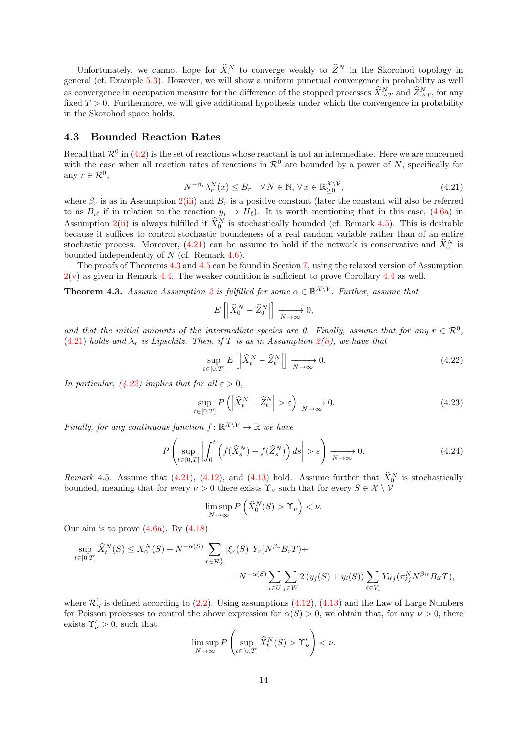Unfortunately, we cannot hope for $\widehat{X}^N_\cdot$ to converge weakly to $\widehat{Z}^N_\cdot$ in the Skorohod topology in general (cf. Example 5.3). However, we will show a uniform punctual convergence in probability as well as convergence in occupation measure for the difference of the stopped processes $\widehat{X}^N_{\cdot\wedge T}$ and $\widehat{Z}^N_{\cdot\wedge T}$, for any fixed $T > 0$. Furthermore, we will give additional hypothesis under which the convergence in probability in the Skorohod space holds.

### 4.3 Bounded Reaction Rates

Recall that $\mathcal{R}^0$ in (4.2) is the set of reactions whose reactant is not an intermediate. Here we are concerned with the case when all reaction rates of reactions in $\mathcal{R}^0$ are bounded by a power of $N$, specifically for any $r \in \mathcal{R}^0$,

$$N^{-\beta_r}\lambda^N_r(x) \le B_r \quad \forall\, N \in \mathbb{N},\, \forall\, x \in \mathbb{R}^{\mathcal{X}\setminus\mathcal{V}}_{\ge 0}, \tag{4.21}$$

where $\beta_r$ is as in Assumption 2(iii) and $B_r$ is a positive constant (later the constant will also be referred to as $B_{i\ell}$ if in relation to the reaction $y_i \to H_\ell$). It is worth mentioning that in this case, (4.6a) in Assumption 2(ii) is always fulfilled if $\widehat{X}^N_0$ is stochastically bounded (cf. Remark 4.5). This is desirable because it suffices to control stochastic boundeness of a real random variable rather than of an entire stochastic process. Moreover, (4.21) can be assume to hold if the network is conservative and $\widehat{X}^N_0$ is bounded independently of $N$ (cf. Remark 4.6).

The proofs of Theorems 4.3 and 4.5 can be found in Section 7, using the relaxed version of Assumption 2(v) as given in Remark 4.4. The weaker condition is sufficient to prove Corollary 4.4 as well.

**Theorem 4.3.** *Assume Assumption 2 is fulfilled for some $\alpha \in \mathbb{R}^{\mathcal{X}\setminus\mathcal{V}}$. Further, assume that*

$$E\left[\left|\widehat{X}^N_0 - \widehat{Z}^N_0\right|\right] \xrightarrow[N\to\infty]{} 0,$$

*and that the initial amounts of the intermediate species are 0. Finally, assume that for any $r \in \mathcal{R}^0$, (4.21) holds and $\lambda_r$ is Lipschitz. Then, if $T$ is as in Assumption 2(ii), we have that*

$$\sup_{t\in[0,T]} E\left[\left|\widehat{X}^N_t - \widehat{Z}^N_t\right|\right] \xrightarrow[N\to\infty]{} 0, \tag{4.22}$$

*In particular, (4.22) implies that for all $\varepsilon > 0$,*

$$\sup_{t\in[0,T]} P\left(\left|\widehat{X}^N_t - \widehat{Z}^N_t\right| > \varepsilon\right) \xrightarrow[N\to\infty]{} 0. \tag{4.23}$$

*Finally, for any continuous function $f\colon \mathbb{R}^{\mathcal{X}\setminus\mathcal{V}} \to \mathbb{R}$ we have*

$$P\left(\sup_{t\in[0,T]}\left|\int_0^t \left(f(\widehat{X}^N_s) - f(\widehat{Z}^N_s)\right) ds\right| > \varepsilon\right) \xrightarrow[N\to\infty]{} 0. \tag{4.24}$$

*Remark* 4.5. Assume that (4.21), (4.12), and (4.13) hold. Assume further that $\widehat{X}^N_0$ is stochastically bounded, meaning that for every $\nu > 0$ there exists $\Upsilon_\nu$ such that for every $S \in \mathcal{X}\setminus\mathcal{V}$

$$\limsup_{N\to\infty} P\left(\widehat{X}^N_0(S) > \Upsilon_\nu\right) < \nu.$$

Our aim is to prove (4.6a). By (4.18)

$$\begin{aligned}\sup_{t\in[0,T]} \widehat{X}^N_t(S) \le X^N_0(S) + N^{-\alpha(S)} \sum_{r\in\mathcal{R}^1_S} |\xi_r(S)|\, Y_r(N^{\beta_r}B_rT) +\\ + N^{-\alpha(S)} \sum_{i\in U}\sum_{j\in W} 2\left(y_j(S) + y_i(S)\right) \sum_{\ell\in V_i} Y_{i\ell j}(\pi^N_{\ell j} N^{\beta_{i\ell}} B_{i\ell} T),\end{aligned}$$

where $\mathcal{R}^1_S$ is defined according to (2.2). Using assumptions (4.12), (4.13) and the Law of Large Numbers for Poisson processes to control the above expression for $\alpha(S) > 0$, we obtain that, for any $\nu > 0$, there exists $\Upsilon'_\nu > 0$, such that

$$\limsup_{N\to\infty} P\left(\sup_{t\in[0,T]} \widehat{X}^N_t(S) > \Upsilon'_\nu\right) < \nu.$$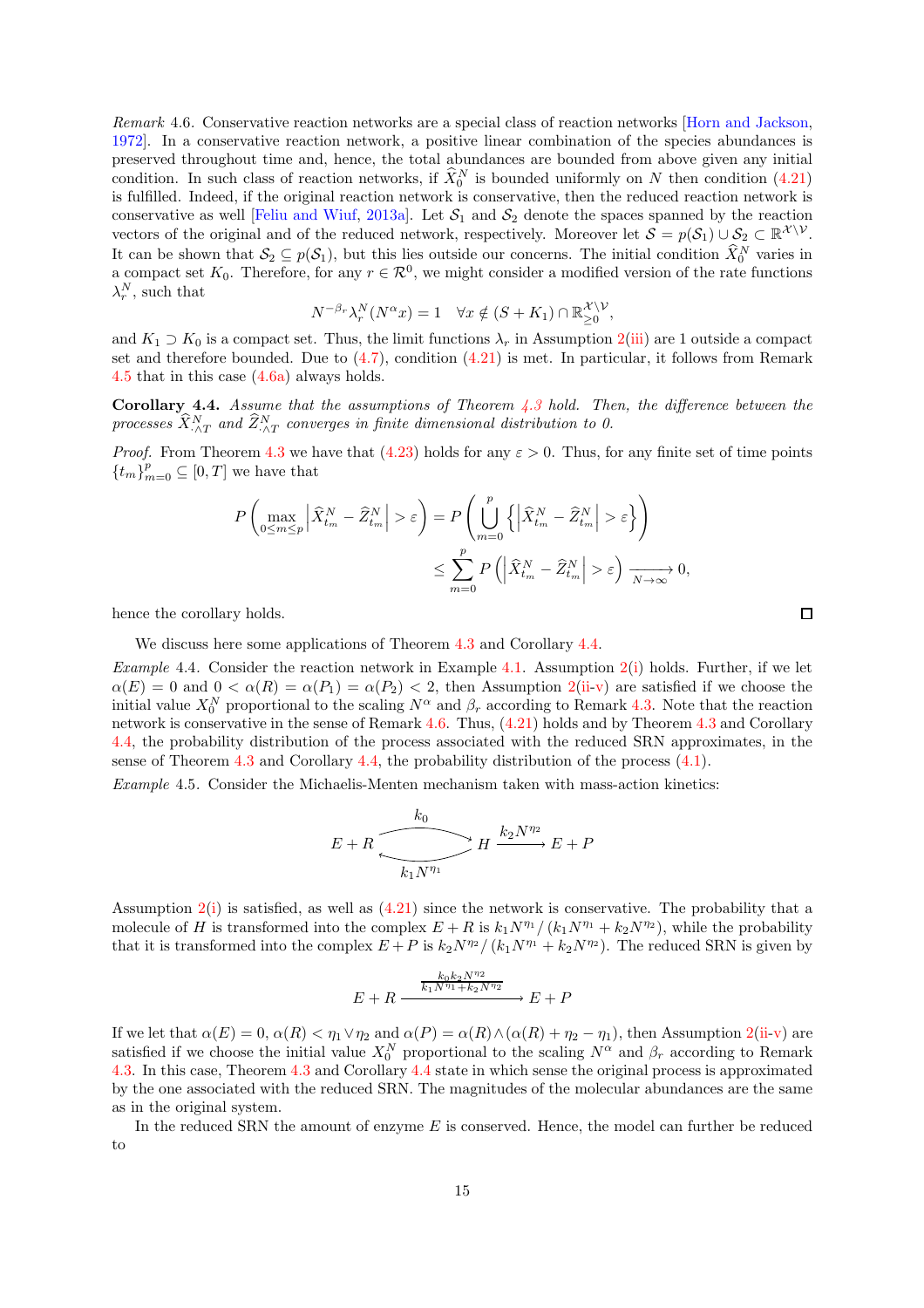*Remark* 4.6. Conservative reaction networks are a special class of reaction networks [Horn and Jackson, 1972]. In a conservative reaction network, a positive linear combination of the species abundances is preserved throughout time and, hence, the total abundances are bounded from above given any initial condition. In such class of reaction networks, if $\widehat{X}_0^N$ is bounded uniformly on $N$ then condition (4.21) is fulfilled. Indeed, if the original reaction network is conservative, then the reduced reaction network is conservative as well [Feliu and Wiuf, 2013a]. Let $\mathcal{S}_1$ and $\mathcal{S}_2$ denote the spaces spanned by the reaction vectors of the original and of the reduced network, respectively. Moreover let $\mathcal{S} = p(\mathcal{S}_1) \cup \mathcal{S}_2 \subset \mathbb{R}^{\mathcal{X}\setminus\mathcal{V}}$. It can be shown that $\mathcal{S}_2 \subseteq p(\mathcal{S}_1)$, but this lies outside our concerns. The initial condition $\widehat{X}_0^N$ varies in a compact set $K_0$. Therefore, for any $r \in \mathcal{R}^0$, we might consider a modified version of the rate functions $\lambda_r^N$, such that

$$N^{-\beta_r}\lambda_r^N(N^\alpha x) = 1 \quad \forall x \notin (S + K_1) \cap \mathbb{R}_{\geq 0}^{\mathcal{X}\setminus\mathcal{V}},$$

and $K_1 \supset K_0$ is a compact set. Thus, the limit functions $\lambda_r$ in Assumption 2(iii) are 1 outside a compact set and therefore bounded. Due to (4.7), condition (4.21) is met. In particular, it follows from Remark 4.5 that in this case (4.6a) always holds.

**Corollary 4.4.** *Assume that the assumptions of Theorem 4.3 hold. Then, the difference between the processes $\widehat{X}^N_{\cdot\wedge T}$ and $\widehat{Z}^N_{\cdot\wedge T}$ converges in finite dimensional distribution to 0.*

*Proof.* From Theorem 4.3 we have that (4.23) holds for any $\varepsilon > 0$. Thus, for any finite set of time points $\{t_m\}_{m=0}^p \subseteq [0, T]$ we have that

$$P\left(\max_{0\leq m\leq p}\left|\widehat{X}^N_{t_m} - \widehat{Z}^N_{t_m}\right| > \varepsilon\right) = P\left(\bigcup_{m=0}^p\left\{\left|\widehat{X}^N_{t_m} - \widehat{Z}^N_{t_m}\right| > \varepsilon\right\}\right)$$
$$\leq \sum_{m=0}^p P\left(\left|\widehat{X}^N_{t_m} - \widehat{Z}^N_{t_m}\right| > \varepsilon\right) \xrightarrow[N\to\infty]{} 0,$$

hence the corollary holds. ∎

We discuss here some applications of Theorem 4.3 and Corollary 4.4.

*Example* 4.4. Consider the reaction network in Example 4.1. Assumption 2(i) holds. Further, if we let $\alpha(E) = 0$ and $0 < \alpha(R) = \alpha(P_1) = \alpha(P_2) < 2$, then Assumption 2(ii-v) are satisfied if we choose the initial value $X_0^N$ proportional to the scaling $N^\alpha$ and $\beta_r$ according to Remark 4.3. Note that the reaction network is conservative in the sense of Remark 4.6. Thus, (4.21) holds and by Theorem 4.3 and Corollary 4.4, the probability distribution of the process associated with the reduced SRN approximates, in the sense of Theorem 4.3 and Corollary 4.4, the probability distribution of the process (4.1).

*Example* 4.5. Consider the Michaelis-Menten mechanism taken with mass-action kinetics:

$$E + R \underset{k_1 N^{\eta_1}}{\overset{k_0}{\rightleftharpoons}} H \xrightarrow{k_2 N^{\eta_2}} E + P$$

Assumption 2(i) is satisfied, as well as (4.21) since the network is conservative. The probability that a molecule of $H$ is transformed into the complex $E + R$ is $k_1 N^{\eta_1}/(k_1 N^{\eta_1} + k_2 N^{\eta_2})$, while the probability that it is transformed into the complex $E + P$ is $k_2 N^{\eta_2}/(k_1 N^{\eta_1} + k_2 N^{\eta_2})$. The reduced SRN is given by

$$E + R \xrightarrow{\frac{k_0 k_2 N^{\eta_2}}{k_1 N^{\eta_1} + k_2 N^{\eta_2}}} E + P$$

If we let that $\alpha(E) = 0$, $\alpha(R) < \eta_1 \vee \eta_2$ and $\alpha(P) = \alpha(R) \wedge (\alpha(R) + \eta_2 - \eta_1)$, then Assumption 2(ii-v) are satisfied if we choose the initial value $X_0^N$ proportional to the scaling $N^\alpha$ and $\beta_r$ according to Remark 4.3. In this case, Theorem 4.3 and Corollary 4.4 state in which sense the original process is approximated by the one associated with the reduced SRN. The magnitudes of the molecular abundances are the same as in the original system.

In the reduced SRN the amount of enzyme $E$ is conserved. Hence, the model can further be reduced to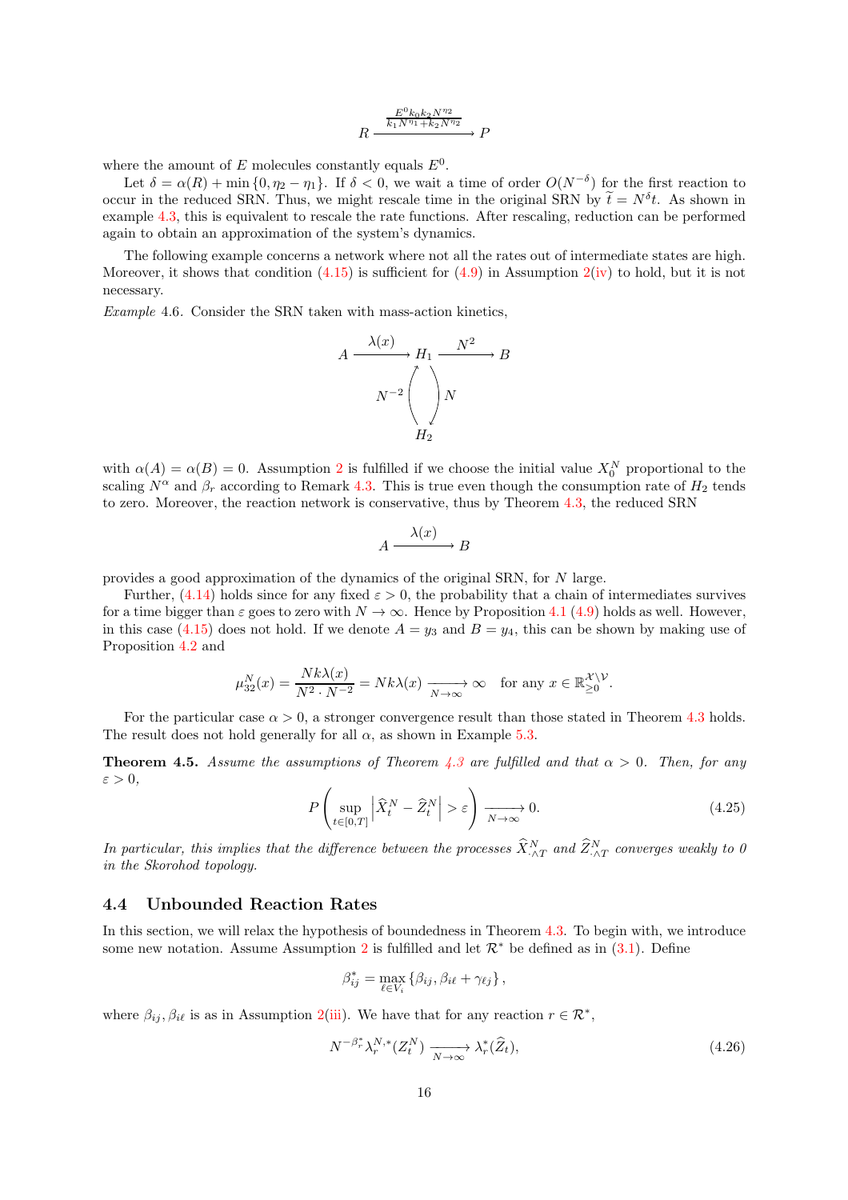$$R \xrightarrow{\frac{E^0 k_0 k_2 N^{\eta_2}}{k_1 N^{\eta_1} + k_2 N^{\eta_2}}} P$$

where the amount of $E$ molecules constantly equals $E^0$.

Let $\delta = \alpha(R) + \min\{0, \eta_2 - \eta_1\}$. If $\delta < 0$, we wait a time of order $O(N^{-\delta})$ for the first reaction to occur in the reduced SRN. Thus, we might rescale time in the original SRN by $\widetilde{t} = N^{\delta} t$. As shown in example 4.3, this is equivalent to rescale the rate functions. After rescaling, reduction can be performed again to obtain an approximation of the system's dynamics.

The following example concerns a network where not all the rates out of intermediate states are high. Moreover, it shows that condition (4.15) is sufficient for (4.9) in Assumption 2(iv) to hold, but it is not necessary.

*Example* 4.6. Consider the SRN taken with mass-action kinetics,

$$A \xrightarrow{\lambda(x)} H_1 \xrightarrow{N^2} B, \qquad H_1 \xrightarrow{N} H_2, \qquad H_2 \xrightarrow{N^{-2}} H_1$$

with $\alpha(A) = \alpha(B) = 0$. Assumption 2 is fulfilled if we choose the initial value $X_0^N$ proportional to the scaling $N^{\alpha}$ and $\beta_r$ according to Remark 4.3. This is true even though the consumption rate of $H_2$ tends to zero. Moreover, the reaction network is conservative, thus by Theorem 4.3, the reduced SRN

$$A \xrightarrow{\lambda(x)} B$$

provides a good approximation of the dynamics of the original SRN, for $N$ large.

Further, (4.14) holds since for any fixed $\varepsilon > 0$, the probability that a chain of intermediates survives for a time bigger than $\varepsilon$ goes to zero with $N \to \infty$. Hence by Proposition 4.1 (4.9) holds as well. However, in this case (4.15) does not hold. If we denote $A = y_3$ and $B = y_4$, this can be shown by making use of Proposition 4.2 and

$$\mu_{32}^N(x) = \frac{Nk\lambda(x)}{N^2 \cdot N^{-2}} = Nk\lambda(x) \xrightarrow[N\to\infty]{} \infty \quad \text{for any } x \in \mathbb{R}_{\geq 0}^{\mathcal{X}\setminus\mathcal{V}}.$$

For the particular case $\alpha > 0$, a stronger convergence result than those stated in Theorem 4.3 holds. The result does not hold generally for all $\alpha$, as shown in Example 5.3.

**Theorem 4.5.** *Assume the assumptions of Theorem 4.3 are fulfilled and that $\alpha > 0$. Then, for any $\varepsilon > 0$,*

$$P\left(\sup_{t\in[0,T]} \left|\widehat{X}_t^N - \widehat{Z}_t^N\right| > \varepsilon\right) \xrightarrow[N\to\infty]{} 0. \tag{4.25}$$

*In particular, this implies that the difference between the processes $\widehat{X}_{\cdot\wedge T}^N$ and $\widehat{Z}_{\cdot\wedge T}^N$ converges weakly to 0 in the Skorohod topology.*

## 4.4 Unbounded Reaction Rates

In this section, we will relax the hypothesis of boundedness in Theorem 4.3. To begin with, we introduce some new notation. Assume Assumption 2 is fulfilled and let $\mathcal{R}^*$ be defined as in (3.1). Define

$$\beta_{ij}^* = \max_{\ell \in V_i} \{\beta_{ij}, \beta_{i\ell} + \gamma_{\ell j}\},$$

where $\beta_{ij}, \beta_{i\ell}$ is as in Assumption 2(iii). We have that for any reaction $r \in \mathcal{R}^*$,

$$N^{-\beta_r^*} \lambda_r^{N,*}(Z_t^N) \xrightarrow[N\to\infty]{} \lambda_r^*(\widehat{Z}_t), \tag{4.26}$$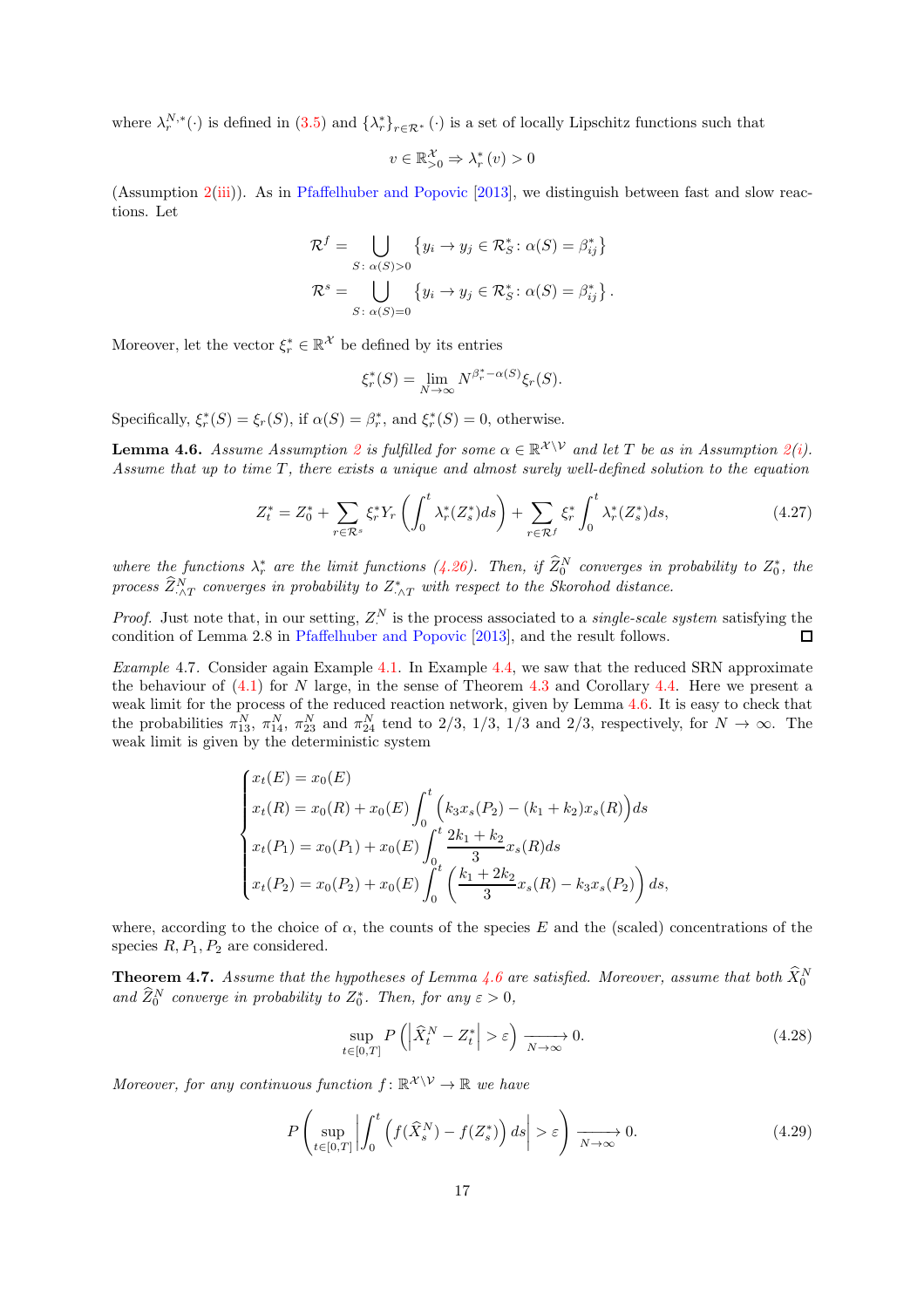where $\lambda_r^{N,*}(\cdot)$ is defined in (3.5) and $\{\lambda_r^*\}_{r\in\mathcal{R}^*}(\cdot)$ is a set of locally Lipschitz functions such that

$$v \in \mathbb{R}^{\mathcal{X}}_{>0} \Rightarrow \lambda_r^*(v) > 0$$

(Assumption 2(iii)). As in Pfaffelhuber and Popovic [2013], we distinguish between fast and slow reactions. Let

$$\mathcal{R}^f = \bigcup_{S\colon \alpha(S)>0} \left\{y_i \to y_j \in \mathcal{R}^*_S \colon \alpha(S) = \beta^*_{ij}\right\}$$
$$\mathcal{R}^s = \bigcup_{S\colon \alpha(S)=0} \left\{y_i \to y_j \in \mathcal{R}^*_S \colon \alpha(S) = \beta^*_{ij}\right\}.$$

Moreover, let the vector $\xi_r^* \in \mathbb{R}^{\mathcal{X}}$ be defined by its entries

$$\xi_r^*(S) = \lim_{N\to\infty} N^{\beta_r^* - \alpha(S)} \xi_r(S).$$

Specifically, $\xi_r^*(S) = \xi_r(S)$, if $\alpha(S) = \beta_r^*$, and $\xi_r^*(S) = 0$, otherwise.

**Lemma 4.6.** *Assume Assumption 2 is fulfilled for some $\alpha \in \mathbb{R}^{\mathcal{X}\setminus\mathcal{V}}$ and let $T$ be as in Assumption 2(i). Assume that up to time $T$, there exists a unique and almost surely well-defined solution to the equation*

$$Z_t^* = Z_0^* + \sum_{r\in\mathcal{R}^s} \xi_r^* Y_r\left(\int_0^t \lambda_r^*(Z_s^*)ds\right) + \sum_{r\in\mathcal{R}^f} \xi_r^* \int_0^t \lambda_r^*(Z_s^*)ds, \tag{4.27}$$

*where the functions $\lambda_r^*$ are the limit functions (4.26). Then, if $\widehat{Z}_0^N$ converges in probability to $Z_0^*$, the process $\widehat{Z}^N_{\cdot\wedge T}$ converges in probability to $Z^*_{\cdot\wedge T}$ with respect to the Skorohod distance.*

*Proof.* Just note that, in our setting, $Z^N_\cdot$ is the process associated to a *single-scale system* satisfying the condition of Lemma 2.8 in Pfaffelhuber and Popovic [2013], and the result follows. ◻

*Example* 4.7. Consider again Example 4.1. In Example 4.4, we saw that the reduced SRN approximate the behaviour of (4.1) for $N$ large, in the sense of Theorem 4.3 and Corollary 4.4. Here we present a weak limit for the process of the reduced reaction network, given by Lemma 4.6. It is easy to check that the probabilities $\pi^N_{13}$, $\pi^N_{14}$, $\pi^N_{23}$ and $\pi^N_{24}$ tend to 2/3, 1/3, 1/3 and 2/3, respectively, for $N \to \infty$. The weak limit is given by the deterministic system

$$\begin{cases} x_t(E) = x_0(E) \\ x_t(R) = x_0(R) + x_0(E)\displaystyle\int_0^t \Big(k_3 x_s(P_2) - (k_1+k_2)x_s(R)\Big)ds \\ x_t(P_1) = x_0(P_1) + x_0(E)\displaystyle\int_0^t \frac{2k_1+k_2}{3} x_s(R)ds \\ x_t(P_2) = x_0(P_2) + x_0(E)\displaystyle\int_0^t \left(\frac{k_1+2k_2}{3} x_s(R) - k_3 x_s(P_2)\right)ds, \end{cases}$$

where, according to the choice of $\alpha$, the counts of the species $E$ and the (scaled) concentrations of the species $R, P_1, P_2$ are considered.

**Theorem 4.7.** *Assume that the hypotheses of Lemma 4.6 are satisfied. Moreover, assume that both $\widehat{X}_0^N$ and $\widehat{Z}_0^N$ converge in probability to $Z_0^*$. Then, for any $\varepsilon > 0$,*

$$\sup_{t\in[0,T]} P\left(\left|\widehat{X}_t^N - Z_t^*\right| > \varepsilon\right) \xrightarrow[N\to\infty]{} 0. \tag{4.28}$$

*Moreover, for any continuous function $f\colon \mathbb{R}^{\mathcal{X}\setminus\mathcal{V}} \to \mathbb{R}$ we have*

$$P\left(\sup_{t\in[0,T]}\left|\int_0^t \Big(f(\widehat{X}_s^N) - f(Z_s^*)\Big)ds\right| > \varepsilon\right) \xrightarrow[N\to\infty]{} 0. \tag{4.29}$$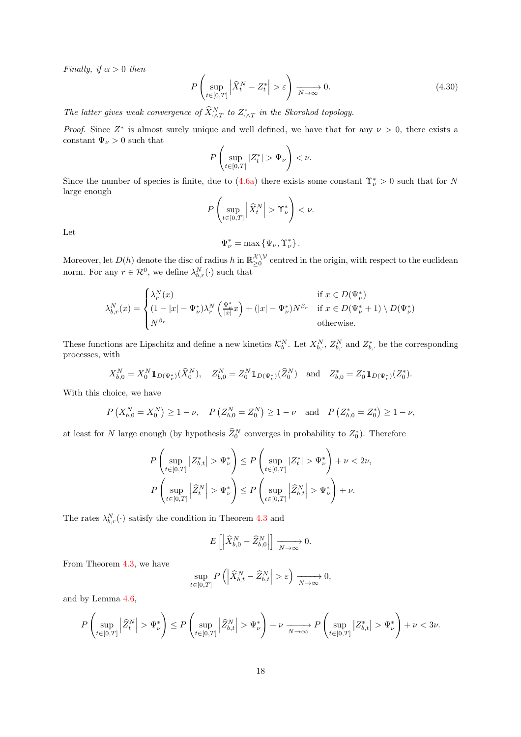*Finally, if $\alpha > 0$ then*

$$P\left(\sup_{t\in[0,T]}\left|\widehat{X}_t^N - Z_t^*\right| > \varepsilon\right) \xrightarrow[N\to\infty]{} 0. \tag{4.30}$$

*The latter gives weak convergence of $\widehat{X}^N_{\cdot\wedge T}$ to $Z^*_{\cdot\wedge T}$ in the Skorohod topology.*

*Proof.* Since $Z^*$ is almost surely unique and well defined, we have that for any $\nu > 0$, there exists a constant $\Psi_\nu > 0$ such that

$$P\left(\sup_{t\in[0,T]}|Z_t^*| > \Psi_\nu\right) < \nu.$$

Since the number of species is finite, due to (4.6a) there exists some constant $\Upsilon^*_\nu > 0$ such that for $N$ large enough

$$P\left(\sup_{t\in[0,T]}\left|\widehat{X}_t^N\right| > \Upsilon^*_\nu\right) < \nu.$$

Let

$$\Psi^*_\nu = \max\left\{\Psi_\nu, \Upsilon^*_\nu\right\}.$$

Moreover, let $D(h)$ denote the disc of radius $h$ in $\mathbb{R}^{\mathcal{X}\setminus\mathcal{V}}_{\geq 0}$ centred in the origin, with respect to the euclidean norm. For any $r \in \mathcal{R}^0$, we define $\lambda^N_{b,r}(\cdot)$ such that

$$\lambda^N_{b,r}(x) = \begin{cases} \lambda^N_r(x) & \text{if } x \in D(\Psi^*_\nu) \\ (1-|x|-\Psi^*_\nu)\lambda^N_r\left(\frac{\Psi^*_\nu}{|x|}x\right) + (|x|-\Psi^*_\nu)N^{\beta_r} & \text{if } x \in D(\Psi^*_\nu+1)\setminus D(\Psi^*_\nu) \\ N^{\beta_r} & \text{otherwise.}\end{cases}$$

These functions are Lipschitz and define a new kinetics $\mathcal{K}^N_b$. Let $X^N_{b,\cdot}$, $Z^N_{b,\cdot}$ and $Z^*_{b,\cdot}$ be the corresponding processes, with

$$X^N_{b,0} = X^N_0\mathbb{1}_{D(\Psi^*_\nu)}(\widehat{X}^N_0), \quad Z^N_{b,0} = Z^N_0\mathbb{1}_{D(\Psi^*_\nu)}(\widehat{Z}^N_0) \quad \text{and} \quad Z^*_{b,0} = Z^*_0\mathbb{1}_{D(\Psi^*_\nu)}(Z^*_0).$$

With this choice, we have

$$P\left(X^N_{b,0} = X^N_0\right) \geq 1-\nu, \quad P\left(Z^N_{b,0} = Z^N_0\right) \geq 1-\nu \quad \text{and} \quad P\left(Z^*_{b,0} = Z^*_0\right) \geq 1-\nu,$$

at least for $N$ large enough (by hypothesis $\widehat{Z}^N_0$ converges in probability to $Z^*_0$). Therefore

$$P\left(\sup_{t\in[0,T]}\left|Z^*_{b,t}\right| > \Psi^*_\nu\right) \leq P\left(\sup_{t\in[0,T]}|Z^*_t| > \Psi^*_\nu\right) + \nu < 2\nu,$$
$$P\left(\sup_{t\in[0,T]}\left|\widehat{Z}^N_t\right| > \Psi^*_\nu\right) \leq P\left(\sup_{t\in[0,T]}\left|\widehat{Z}^N_{b,t}\right| > \Psi^*_\nu\right) + \nu.$$

The rates $\lambda^N_{b,r}(\cdot)$ satisfy the condition in Theorem 4.3 and

$$E\left[\left|\widehat{X}^N_{b,0} - \widehat{Z}^N_{b,0}\right|\right] \xrightarrow[N\to\infty]{} 0.$$

From Theorem 4.3, we have

$$\sup_{t\in[0,T]} P\left(\left|\widehat{X}^N_{b,t} - \widehat{Z}^N_{b,t}\right| > \varepsilon\right) \xrightarrow[N\to\infty]{} 0,$$

and by Lemma 4.6,

$$P\left(\sup_{t\in[0,T]}\left|\widehat{Z}^N_t\right| > \Psi^*_\nu\right) \leq P\left(\sup_{t\in[0,T]}\left|\widehat{Z}^N_{b,t}\right| > \Psi^*_\nu\right) + \nu \xrightarrow[N\to\infty]{} P\left(\sup_{t\in[0,T]}\left|Z^*_{b,t}\right| > \Psi^*_\nu\right) + \nu < 3\nu.$$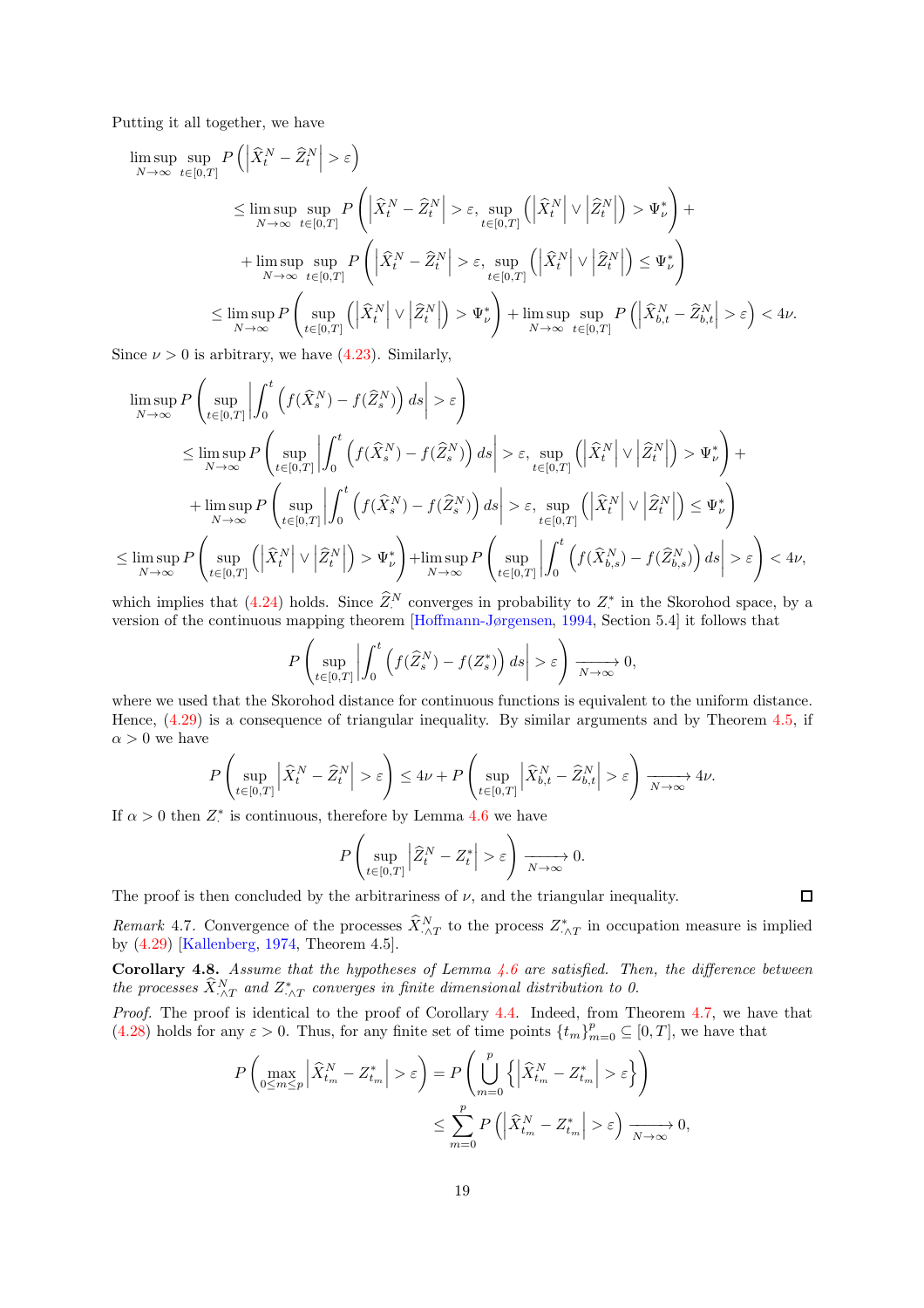Putting it all together, we have

$$
\begin{aligned}
\limsup_{N\to\infty} \sup_{t\in[0,T]} P\left(\left|\widehat{X}^N_t - \widehat{Z}^N_t\right| > \varepsilon\right) \\
&\leq \limsup_{N\to\infty} \sup_{t\in[0,T]} P\left(\left|\widehat{X}^N_t - \widehat{Z}^N_t\right| > \varepsilon, \sup_{t\in[0,T]}\left(\left|\widehat{X}^N_t\right| \vee \left|\widehat{Z}^N_t\right|\right) > \Psi^*_\nu\right) + \\
&\quad + \limsup_{N\to\infty} \sup_{t\in[0,T]} P\left(\left|\widehat{X}^N_t - \widehat{Z}^N_t\right| > \varepsilon, \sup_{t\in[0,T]}\left(\left|\widehat{X}^N_t\right| \vee \left|\widehat{Z}^N_t\right|\right) \leq \Psi^*_\nu\right) \\
&\leq \limsup_{N\to\infty} P\left(\sup_{t\in[0,T]}\left(\left|\widehat{X}^N_t\right| \vee \left|\widehat{Z}^N_t\right|\right) > \Psi^*_\nu\right) + \limsup_{N\to\infty} \sup_{t\in[0,T]} P\left(\left|\widehat{X}^N_{b,t} - \widehat{Z}^N_{b,t}\right| > \varepsilon\right) < 4\nu.
\end{aligned}
$$

Since $\nu > 0$ is arbitrary, we have (4.23). Similarly,

$$
\begin{aligned}
\limsup_{N\to\infty} P\left(\sup_{t\in[0,T]}\left|\int_0^t \left(f(\widehat{X}^N_s) - f(\widehat{Z}^N_s)\right) ds\right| > \varepsilon\right) \\
&\leq \limsup_{N\to\infty} P\left(\sup_{t\in[0,T]}\left|\int_0^t \left(f(\widehat{X}^N_s) - f(\widehat{Z}^N_s)\right) ds\right| > \varepsilon, \sup_{t\in[0,T]}\left(\left|\widehat{X}^N_t\right| \vee \left|\widehat{Z}^N_t\right|\right) > \Psi^*_\nu\right) + \\
&\quad + \limsup_{N\to\infty} P\left(\sup_{t\in[0,T]}\left|\int_0^t \left(f(\widehat{X}^N_s) - f(\widehat{Z}^N_s)\right) ds\right| > \varepsilon, \sup_{t\in[0,T]}\left(\left|\widehat{X}^N_t\right| \vee \left|\widehat{Z}^N_t\right|\right) \leq \Psi^*_\nu\right) \\
&\leq \limsup_{N\to\infty} P\left(\sup_{t\in[0,T]}\left(\left|\widehat{X}^N_t\right| \vee \left|\widehat{Z}^N_t\right|\right) > \Psi^*_\nu\right) + \limsup_{N\to\infty} P\left(\sup_{t\in[0,T]}\left|\int_0^t \left(f(\widehat{X}^N_{b,s}) - f(\widehat{Z}^N_{b,s})\right) ds\right| > \varepsilon\right) < 4\nu,
\end{aligned}
$$

which implies that (4.24) holds. Since $\widehat{Z}^N_\cdot$ converges in probability to $Z^*_\cdot$ in the Skorohod space, by a version of the continuous mapping theorem [Hoffmann-Jørgensen, 1994, Section 5.4] it follows that

$$
P\left(\sup_{t\in[0,T]}\left|\int_0^t \left(f(\widehat{Z}^N_s) - f(Z^*_s)\right) ds\right| > \varepsilon\right) \xrightarrow[N\to\infty]{} 0,
$$

where we used that the Skorohod distance for continuous functions is equivalent to the uniform distance. Hence, (4.29) is a consequence of triangular inequality. By similar arguments and by Theorem 4.5, if $\alpha > 0$ we have

$$
P\left(\sup_{t\in[0,T]}\left|\widehat{X}^N_t - \widehat{Z}^N_t\right| > \varepsilon\right) \leq 4\nu + P\left(\sup_{t\in[0,T]}\left|\widehat{X}^N_{b,t} - \widehat{Z}^N_{b,t}\right| > \varepsilon\right) \xrightarrow[N\to\infty]{} 4\nu.
$$

If $\alpha > 0$ then $Z^*_\cdot$ is continuous, therefore by Lemma 4.6 we have

$$
P\left(\sup_{t\in[0,T]}\left|\widehat{Z}^N_t - Z^*_t\right| > \varepsilon\right) \xrightarrow[N\to\infty]{} 0.
$$

The proof is then concluded by the arbitrariness of $\nu$, and the triangular inequality. ◻

*Remark* 4.7. Convergence of the processes $\widehat{X}^N_{\cdot\wedge T}$ to the process $Z^*_{\cdot\wedge T}$ in occupation measure is implied by (4.29) [Kallenberg, 1974, Theorem 4.5].

**Corollary 4.8.** *Assume that the hypotheses of Lemma 4.6 are satisfied. Then, the difference between the processes $\widehat{X}^N_{\cdot\wedge T}$ and $Z^*_{\cdot\wedge T}$ converges in finite dimensional distribution to 0.*

*Proof.* The proof is identical to the proof of Corollary 4.4. Indeed, from Theorem 4.7, we have that (4.28) holds for any $\varepsilon > 0$. Thus, for any finite set of time points $\{t_m\}_{m=0}^p \subseteq [0,T]$, we have that

$$
\begin{aligned}
P\left(\max_{0\leq m\leq p}\left|\widehat{X}^N_{t_m} - Z^*_{t_m}\right| > \varepsilon\right) &= P\left(\bigcup_{m=0}^p \left\{\left|\widehat{X}^N_{t_m} - Z^*_{t_m}\right| > \varepsilon\right\}\right) \\
&\leq \sum_{m=0}^p P\left(\left|\widehat{X}^N_{t_m} - Z^*_{t_m}\right| > \varepsilon\right) \xrightarrow[N\to\infty]{} 0,
\end{aligned}
$$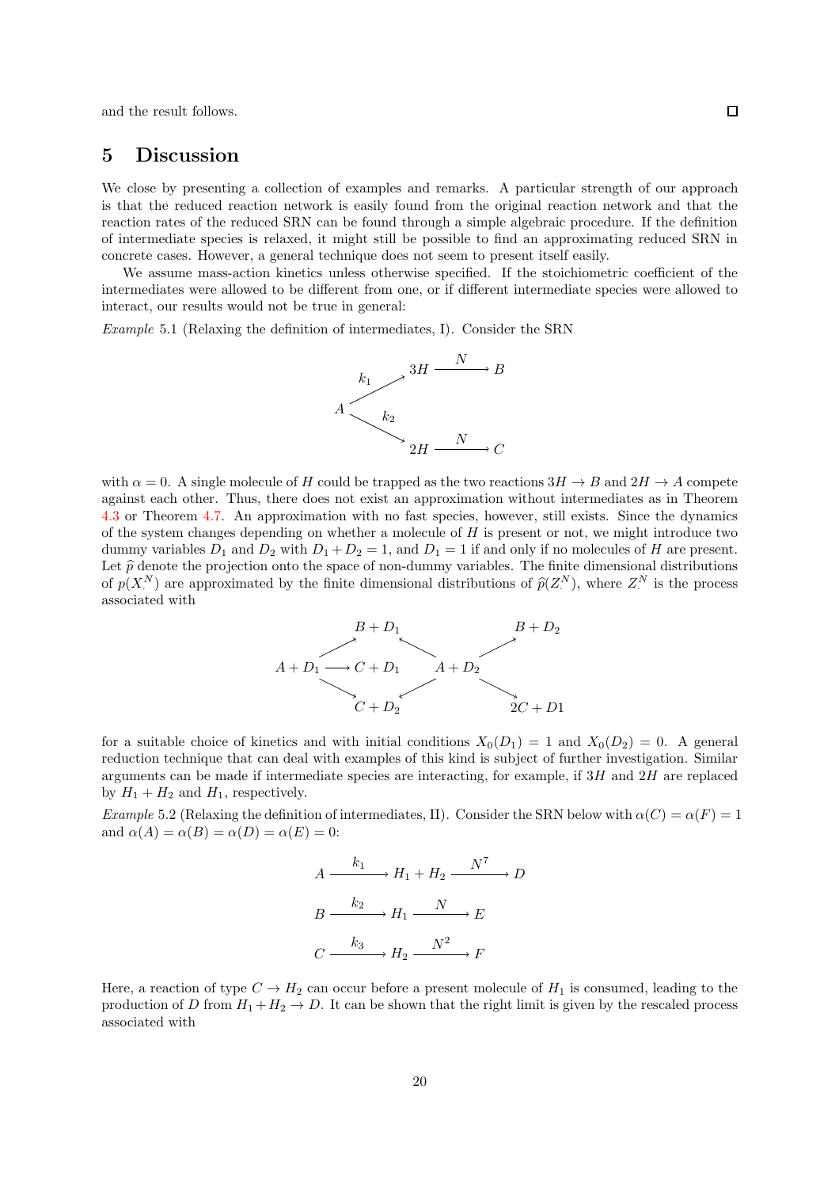and the result follows. ◻

## 5 Discussion

We close by presenting a collection of examples and remarks. A particular strength of our approach is that the reduced reaction network is easily found from the original reaction network and that the reaction rates of the reduced SRN can be found through a simple algebraic procedure. If the definition of intermediate species is relaxed, it might still be possible to find an approximating reduced SRN in concrete cases. However, a general technique does not seem to present itself easily.

We assume mass-action kinetics unless otherwise specified. If the stoichiometric coefficient of the intermediates were allowed to be different from one, or if different intermediate species were allowed to interact, our results would not be true in general:

*Example* 5.1 (Relaxing the definition of intermediates, I). Consider the SRN

$$
\begin{array}{ccc}
 & 3H \xrightarrow{N} B \\
A \overset{k_1}{\nearrow} & \\
\phantom{A} \underset{k_2}{\searrow} & \\
 & 2H \xrightarrow{N} C
\end{array}
$$

with $\alpha = 0$. A single molecule of $H$ could be trapped as the two reactions $3H \to B$ and $2H \to A$ compete against each other. Thus, there does not exist an approximation without intermediates as in Theorem 4.3 or Theorem 4.7. An approximation with no fast species, however, still exists. Since the dynamics of the system changes depending on whether a molecule of $H$ is present or not, we might introduce two dummy variables $D_1$ and $D_2$ with $D_1 + D_2 = 1$, and $D_1 = 1$ if and only if no molecules of $H$ are present. Let $\widehat{p}$ denote the projection onto the space of non-dummy variables. The finite dimensional distributions of $p(X_\cdot^N)$ are approximated by the finite dimensional distributions of $\widehat{p}(Z_\cdot^N)$, where $Z_\cdot^N$ is the process associated with

$$
\begin{array}{ccccc}
 & B + D_1 & & & B + D_2 \\
 \nearrow & \nwarrow & & \nearrow & \\
A + D_1 \longrightarrow & C + D_1 & & A + D_2 & \\
 \searrow & \swarrow & & \searrow & \\
 & C + D_2 & & & 2C + D1
\end{array}
$$

for a suitable choice of kinetics and with initial conditions $X_0(D_1) = 1$ and $X_0(D_2) = 0$. A general reduction technique that can deal with examples of this kind is subject of further investigation. Similar arguments can be made if intermediate species are interacting, for example, if $3H$ and $2H$ are replaced by $H_1 + H_2$ and $H_1$, respectively.

*Example* 5.2 (Relaxing the definition of intermediates, II). Consider the SRN below with $\alpha(C) = \alpha(F) = 1$ and $\alpha(A) = \alpha(B) = \alpha(D) = \alpha(E) = 0$:

$$
\begin{aligned}
&A \xrightarrow{k_1} H_1 + H_2 \xrightarrow{N^7} D \\
&B \xrightarrow{k_2} H_1 \xrightarrow{N} E \\
&C \xrightarrow{k_3} H_2 \xrightarrow{N^2} F
\end{aligned}
$$

Here, a reaction of type $C \to H_2$ can occur before a present molecule of $H_1$ is consumed, leading to the production of $D$ from $H_1 + H_2 \to D$. It can be shown that the right limit is given by the rescaled process associated with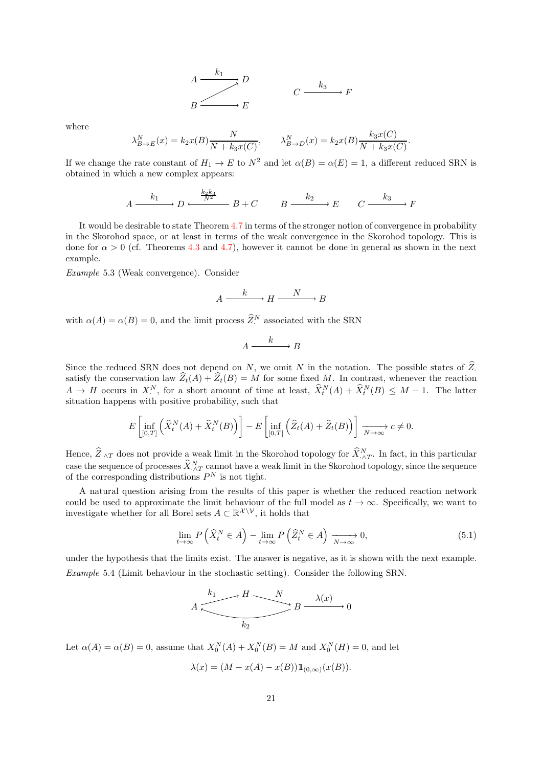$$
\begin{array}{ccc}
A \xrightarrow{k_1} D & & \\
B \nearrow\!\!\!\!\xrightarrow{\quad} E & \qquad & C \xrightarrow{k_3} F
\end{array}
$$

where

$$
\lambda^N_{B\to E}(x) = k_2 x(B)\frac{N}{N + k_3 x(C)}, \qquad \lambda^N_{B\to D}(x) = k_2 x(B)\frac{k_3 x(C)}{N + k_3 x(C)}.
$$

If we change the rate constant of $H_1 \to E$ to $N^2$ and let $\alpha(B) = \alpha(E) = 1$, a different reduced SRN is obtained in which a new complex appears:

$$
A \xrightarrow{k_1} D \xleftarrow{\frac{k_2 k_3}{N^2}} B + C \qquad B \xrightarrow{k_2} E \qquad C \xrightarrow{k_3} F
$$

It would be desirable to state Theorem 4.7 in terms of the stronger notion of convergence in probability in the Skorohod space, or at least in terms of the weak convergence in the Skorohod topology. This is done for $\alpha > 0$ (cf. Theorems 4.3 and 4.7), however it cannot be done in general as shown in the next example.

*Example* 5.3 (Weak convergence). Consider

$$
A \xrightarrow{k} H \xrightarrow{N} B
$$

with $\alpha(A) = \alpha(B) = 0$, and the limit process $\widehat{Z}^N_\cdot$ associated with the SRN

$$
A \xrightarrow{k} B
$$

Since the reduced SRN does not depend on $N$, we omit $N$ in the notation. The possible states of $\widehat{Z}_\cdot$ satisfy the conservation law $\widehat{Z}_t(A) + \widehat{Z}_t(B) = M$ for some fixed $M$. In contrast, whenever the reaction $A \to H$ occurs in $X^N_\cdot$, for a short amount of time at least, $\widehat{X}^N_t(A) + \widehat{X}^N_t(B) \leq M - 1$. The latter situation happens with positive probability, such that

$$
E\left[\inf_{[0,T]} \left(\widehat{X}^N_t(A) + \widehat{X}^N_t(B)\right)\right] - E\left[\inf_{[0,T]} \left(\widehat{Z}_t(A) + \widehat{Z}_t(B)\right)\right] \xrightarrow[N\to\infty]{} c \neq 0.
$$

Hence, $\widehat{Z}_{\cdot\wedge T}$ does not provide a weak limit in the Skorohod topology for $\widehat{X}^N_{\cdot\wedge T}$. In fact, in this particular case the sequence of processes $\widehat{X}^N_{\cdot\wedge T}$ cannot have a weak limit in the Skorohod topology, since the sequence of the corresponding distributions $P^N$ is not tight.

A natural question arising from the results of this paper is whether the reduced reaction network could be used to approximate the limit behaviour of the full model as $t \to \infty$. Specifically, we want to investigate whether for all Borel sets $A \subset \mathbb{R}^{\mathcal{X}\setminus\mathcal{V}}$, it holds that

$$
\lim_{t\to\infty} P\left(\widehat{X}^N_t \in A\right) - \lim_{t\to\infty} P\left(\widehat{Z}^N_t \in A\right) \xrightarrow[N\to\infty]{} 0, \tag{5.1}
$$

under the hypothesis that the limits exist. The answer is negative, as it is shown with the next example.

*Example* 5.4 (Limit behaviour in the stochastic setting). Consider the following SRN.

$$
A \xrightarrow{k_1} H \xrightarrow{N} B \xrightarrow{\lambda(x)} 0, \qquad B \xrightarrow{k_2} A
$$

Let $\alpha(A) = \alpha(B) = 0$, assume that $X^N_0(A) + X^N_0(B) = M$ and $X^N_0(H) = 0$, and let

$$
\lambda(x) = (M - x(A) - x(B))\mathbb{1}_{(0,\infty)}(x(B)).
$$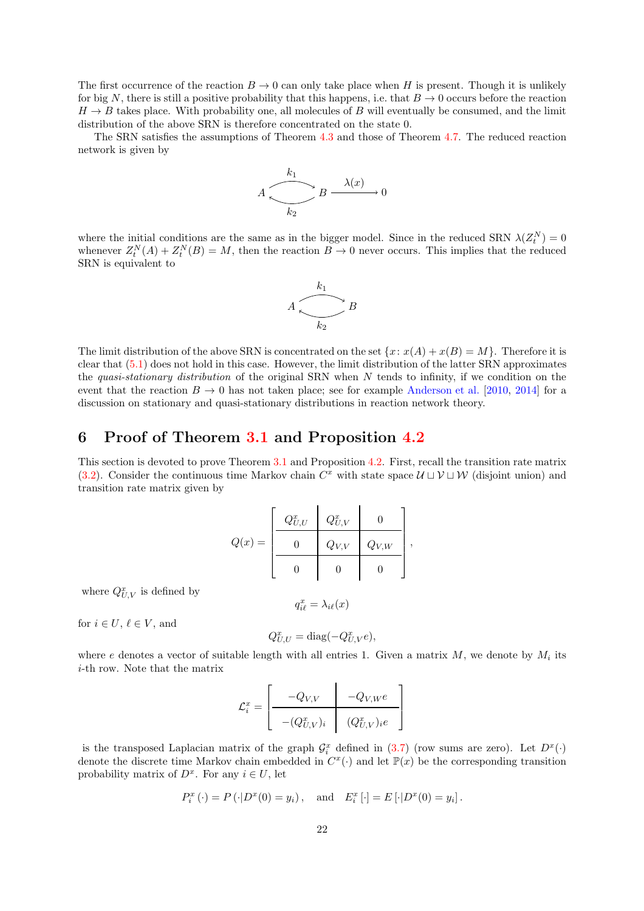The first occurrence of the reaction $B \to 0$ can only take place when $H$ is present. Though it is unlikely for big $N$, there is still a positive probability that this happens, i.e. that $B \to 0$ occurs before the reaction $H \to B$ takes place. With probability one, all molecules of $B$ will eventually be consumed, and the limit distribution of the above SRN is therefore concentrated on the state 0.

The SRN satisfies the assumptions of Theorem 4.3 and those of Theorem 4.7. The reduced reaction network is given by

$$A \underset{k_2}{\overset{k_1}{\rightleftarrows}} B \xrightarrow{\lambda(x)} 0$$

where the initial conditions are the same as in the bigger model. Since in the reduced SRN $\lambda(Z_t^N) = 0$ whenever $Z_t^N(A) + Z_t^N(B) = M$, then the reaction $B \to 0$ never occurs. This implies that the reduced SRN is equivalent to

$$A \underset{k_2}{\overset{k_1}{\rightleftarrows}} B$$

The limit distribution of the above SRN is concentrated on the set $\{x \colon x(A) + x(B) = M\}$. Therefore it is clear that (5.1) does not hold in this case. However, the limit distribution of the latter SRN approximates the *quasi-stationary distribution* of the original SRN when $N$ tends to infinity, if we condition on the event that the reaction $B \to 0$ has not taken place; see for example Anderson et al. [2010, 2014] for a discussion on stationary and quasi-stationary distributions in reaction network theory.

# 6 Proof of Theorem 3.1 and Proposition 4.2

This section is devoted to prove Theorem 3.1 and Proposition 4.2. First, recall the transition rate matrix (3.2). Consider the continuous time Markov chain $C^x$ with state space $\mathcal{U} \sqcup \mathcal{V} \sqcup \mathcal{W}$ (disjoint union) and transition rate matrix given by

$$Q(x) = \left[\begin{array}{c|c|c} Q^x_{U,U} & Q^x_{U,V} & 0 \\ \hline 0 & Q_{V,V} & Q_{V,W} \\ \hline 0 & 0 & 0 \end{array}\right],$$

where $Q^x_{U,V}$ is defined by

$$q^x_{i\ell} = \lambda_{i\ell}(x)$$

for $i \in U$, $\ell \in V$, and

$$Q^x_{U,U} = \operatorname{diag}(-Q^x_{U,V} e),$$

where $e$ denotes a vector of suitable length with all entries 1. Given a matrix $M$, we denote by $M_i$ its $i$-th row. Note that the matrix

$$\mathcal{L}^x_i = \left[\begin{array}{c|c} -Q_{V,V} & -Q_{V,W} e \\ \hline -(Q^x_{U,V})_i & (Q^x_{U,V})_i e \end{array}\right]$$

is the transposed Laplacian matrix of the graph $\mathcal{G}^x_i$ defined in (3.7) (row sums are zero). Let $D^x(\cdot)$ denote the discrete time Markov chain embedded in $C^x(\cdot)$ and let $\mathbb{P}(x)$ be the corresponding transition probability matrix of $D^x$. For any $i \in U$, let

$$P^x_i(\cdot) = P\left(\cdot | D^x(0) = y_i\right), \quad \text{and} \quad E^x_i[\cdot] = E\left[\cdot | D^x(0) = y_i\right].$$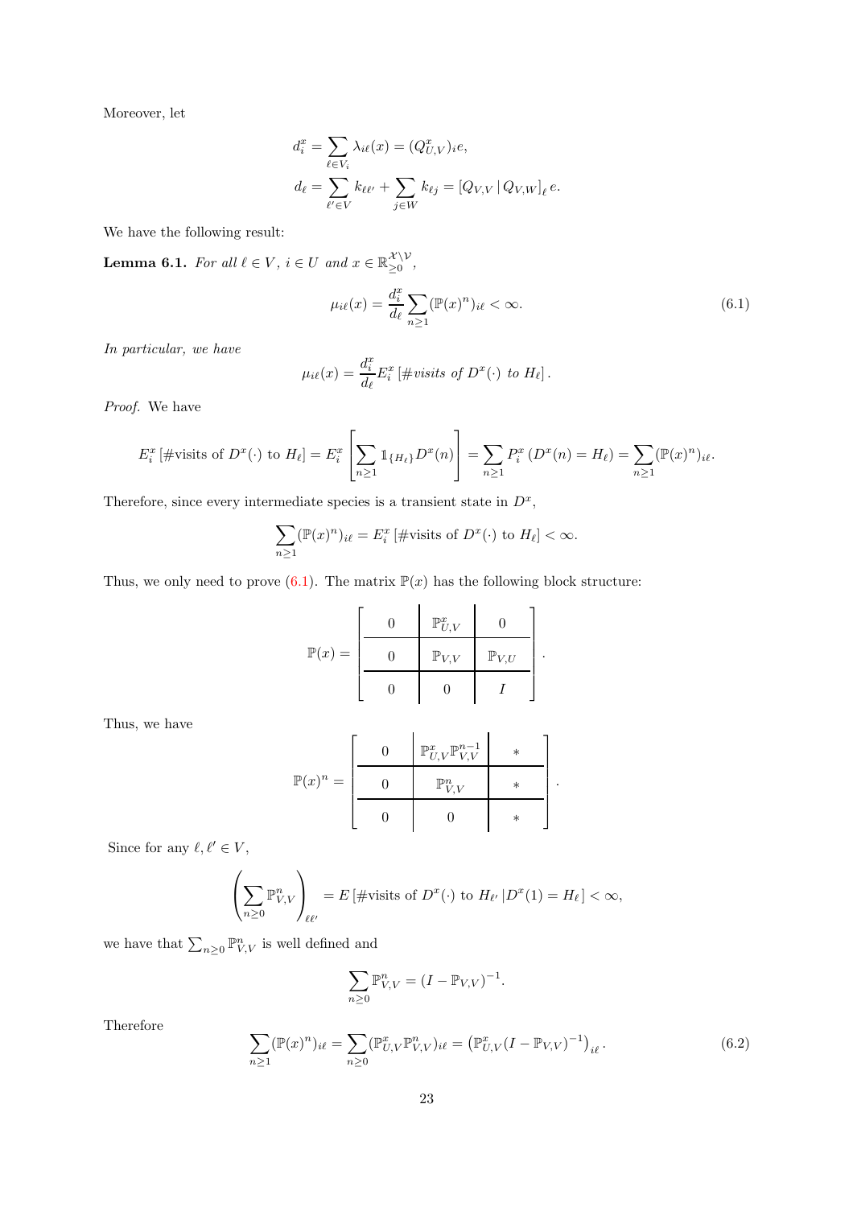Moreover, let

$$
d_i^x = \sum_{\ell \in V_i} \lambda_{i\ell}(x) = (Q^x_{U,V})_i e,
$$

$$
d_\ell = \sum_{\ell' \in V} k_{\ell\ell'} + \sum_{j \in W} k_{\ell j} = [Q_{V,V} \,|\, Q_{V,W}]_\ell \, e.
$$

We have the following result:

**Lemma 6.1.** *For all $\ell \in V$, $i \in U$ and $x \in \mathbb{R}_{\geq 0}^{\mathcal{X}\setminus\mathcal{V}}$,*

$$
\mu_{i\ell}(x) = \frac{d_i^x}{d_\ell} \sum_{n \geq 1} (\mathbb{P}(x)^n)_{i\ell} < \infty. \tag{6.1}
$$

*In particular, we have*

$$
\mu_{i\ell}(x) = \frac{d_i^x}{d_\ell} E_i^x \left[\#\textit{visits of } D^x(\cdot) \textit{ to } H_\ell\right].
$$

*Proof.* We have

$$
E_i^x \left[\#\text{visits of } D^x(\cdot) \text{ to } H_\ell\right] = E_i^x \left[\sum_{n \geq 1} \mathbb{1}_{\{H_\ell\}} D^x(n)\right] = \sum_{n \geq 1} P_i^x \left(D^x(n) = H_\ell\right) = \sum_{n \geq 1} (\mathbb{P}(x)^n)_{i\ell}.
$$

Therefore, since every intermediate species is a transient state in $D^x$,

$$
\sum_{n \geq 1} (\mathbb{P}(x)^n)_{i\ell} = E_i^x \left[\#\text{visits of } D^x(\cdot) \text{ to } H_\ell\right] < \infty.
$$

Thus, we only need to prove (6.1). The matrix $\mathbb{P}(x)$ has the following block structure:

$$
\mathbb{P}(x) = \left[\begin{array}{c|c|c} 0 & \mathbb{P}^x_{U,V} & 0 \\ \hline 0 & \mathbb{P}_{V,V} & \mathbb{P}_{V,U} \\ \hline 0 & 0 & I \end{array}\right].
$$

Thus, we have

$$
\mathbb{P}(x)^n = \left[\begin{array}{c|c|c} 0 & \mathbb{P}^x_{U,V}\mathbb{P}^{n-1}_{V,V} & * \\ \hline 0 & \mathbb{P}^n_{V,V} & * \\ \hline 0 & 0 & * \end{array}\right].
$$

Since for any $\ell, \ell' \in V$,

$$
\left(\sum_{n \geq 0} \mathbb{P}^n_{V,V}\right)_{\ell\ell'} = E\left[\#\text{visits of } D^x(\cdot) \text{ to } H_{\ell'} \,|D^x(1) = H_\ell\right] < \infty,
$$

we have that $\sum_{n \geq 0} \mathbb{P}^n_{V,V}$ is well defined and

$$
\sum_{n \geq 0} \mathbb{P}^n_{V,V} = (I - \mathbb{P}_{V,V})^{-1}.
$$

Therefore

$$
\sum_{n \geq 1} (\mathbb{P}(x)^n)_{i\ell} = \sum_{n \geq 0} (\mathbb{P}^x_{U,V}\mathbb{P}^n_{V,V})_{i\ell} = \left(\mathbb{P}^x_{U,V}(I - \mathbb{P}_{V,V})^{-1}\right)_{i\ell}. \tag{6.2}
$$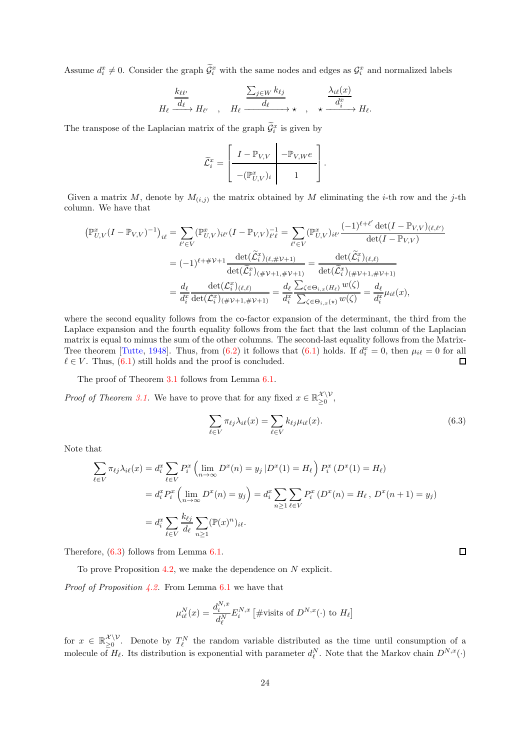Assume $d_i^x \neq 0$. Consider the graph $\widetilde{\mathcal{G}}_i^x$ with the same nodes and edges as $\mathcal{G}_i^x$ and normalized labels

$$H_\ell \xrightarrow{\frac{k_{\ell\ell'}}{d_\ell}} H_{\ell'} \quad , \quad H_\ell \xrightarrow{\frac{\sum_{j\in W} k_{\ell j}}{d_\ell}} \star \quad , \quad \star \xrightarrow{\frac{\lambda_{i\ell}(x)}{d_i^x}} H_\ell.$$

The transpose of the Laplacian matrix of the graph $\widetilde{\mathcal{G}}_i^x$ is given by

$$\widetilde{\mathcal{L}}_i^x = \left[\begin{array}{c|c} I - \mathbb{P}_{V,V} & -\mathbb{P}_{V,W} e \\ \hline -(\mathbb{P}_{U,V}^x)_i & 1 \end{array}\right].$$

Given a matrix $M$, denote by $M_{(i,j)}$ the matrix obtained by $M$ eliminating the $i$-th row and the $j$-th column. We have that

$$\begin{aligned}
\left(\mathbb{P}_{U,V}^x (I - \mathbb{P}_{V,V})^{-1}\right)_{i\ell} &= \sum_{\ell' \in V} (\mathbb{P}_{U,V}^x)_{i\ell'} (I - \mathbb{P}_{V,V})^{-1}_{\ell'\ell} = \sum_{\ell' \in V} (\mathbb{P}_{U,V}^x)_{i\ell'} \frac{(-1)^{\ell+\ell'} \det(I - \mathbb{P}_{V,V})_{(\ell,\ell')}}{\det(I - \mathbb{P}_{V,V})} \\
&= (-1)^{\ell + \#\mathcal{V}+1} \frac{\det(\widetilde{\mathcal{L}}_i^x)_{(\ell,\#\mathcal{V}+1)}}{\det(\widetilde{\mathcal{L}}_i^x)_{(\#\mathcal{V}+1,\#\mathcal{V}+1)}} = \frac{\det(\widetilde{\mathcal{L}}_i^x)_{(\ell,\ell)}}{\det(\widetilde{\mathcal{L}}_i^x)_{(\#\mathcal{V}+1,\#\mathcal{V}+1)}} \\
&= \frac{d_\ell}{d_i^x} \frac{\det(\mathcal{L}_i^x)_{(\ell,\ell)}}{\det(\mathcal{L}_i^x)_{(\#\mathcal{V}+1,\#\mathcal{V}+1)}} = \frac{d_\ell}{d_i^x} \frac{\sum_{\zeta \in \Theta_{i,x}(H_\ell)} w(\zeta)}{\sum_{\zeta \in \Theta_{i,x}(\star)} w(\zeta)} = \frac{d_\ell}{d_i^x} \mu_{i\ell}(x),
\end{aligned}$$

where the second equality follows from the co-factor expansion of the determinant, the third from the Laplace expansion and the fourth equality follows from the fact that the last column of the Laplacian matrix is equal to minus the sum of the other columns. The second-last equality follows from the Matrix-Tree theorem [Tutte, 1948]. Thus, from (6.2) it follows that (6.1) holds. If $d_i^x = 0$, then $\mu_{i\ell} = 0$ for all $\ell \in V$. Thus, (6.1) still holds and the proof is concluded. ◻

The proof of Theorem 3.1 follows from Lemma 6.1.

*Proof of Theorem 3.1.* We have to prove that for any fixed $x \in \mathbb{R}_{\geq 0}^{\mathcal{X}\setminus\mathcal{V}}$,

$$\sum_{\ell \in V} \pi_{\ell j} \lambda_{i\ell}(x) = \sum_{\ell \in V} k_{\ell j} \mu_{i\ell}(x). \tag{6.3}$$

Note that

$$\begin{aligned}
\sum_{\ell \in V} \pi_{\ell j} \lambda_{i\ell}(x) &= d_i^x \sum_{\ell \in V} P_i^x \left(\lim_{n\to\infty} D^x(n) = y_j \,|\, D^x(1) = H_\ell\right) P_i^x\left(D^x(1) = H_\ell\right) \\
&= d_i^x P_i^x \left(\lim_{n\to\infty} D^x(n) = y_j\right) = d_i^x \sum_{n\geq 1} \sum_{\ell \in V} P_i^x\left(D^x(n) = H_\ell \,,\, D^x(n+1) = y_j\right) \\
&= d_i^x \sum_{\ell \in V} \frac{k_{\ell j}}{d_\ell} \sum_{n \geq 1} (\mathbb{P}(x)^n)_{i\ell}.
\end{aligned}$$

Therefore, (6.3) follows from Lemma 6.1. ◻

To prove Proposition 4.2, we make the dependence on $N$ explicit.

*Proof of Proposition 4.2.* From Lemma 6.1 we have that

$$\mu_{i\ell}^N(x) = \frac{d_i^{N,x}}{d_\ell^N} E_i^{N,x}\left[\#\text{visits of } D^{N,x}(\cdot) \text{ to } H_\ell\right]$$

for $x \in \mathbb{R}_{\geq 0}^{\mathcal{X}\setminus\mathcal{V}}$. Denote by $T_\ell^N$ the random variable distributed as the time until consumption of a molecule of $H_\ell$. Its distribution is exponential with parameter $d_\ell^N$. Note that the Markov chain $D^{N,x}(\cdot)$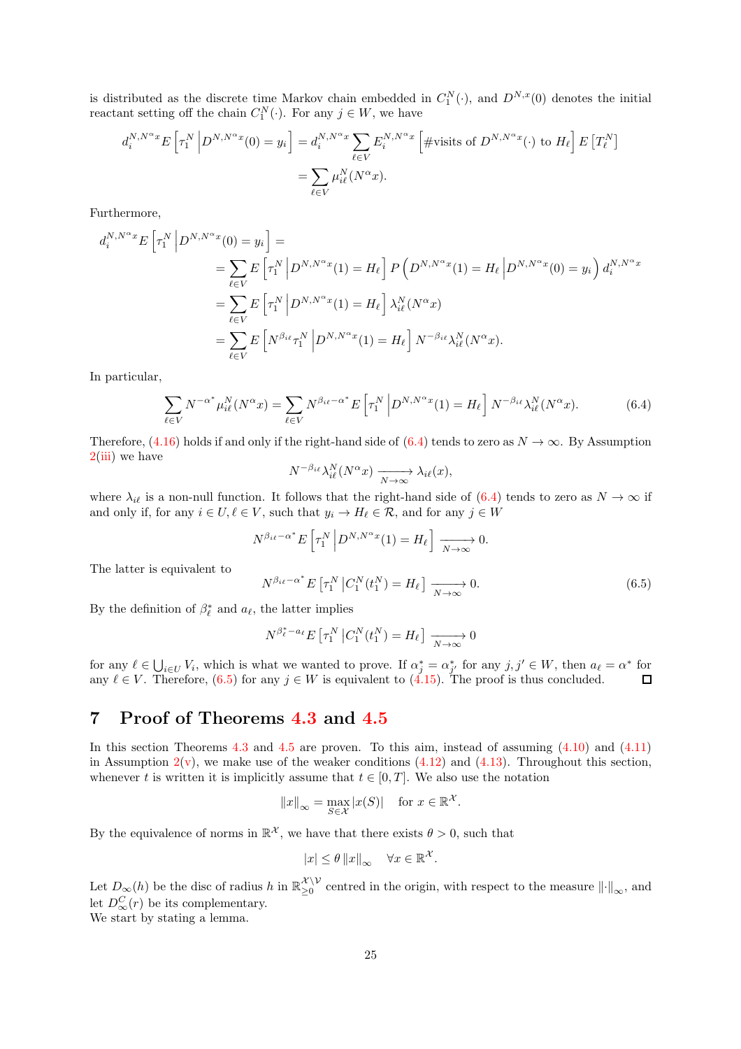is distributed as the discrete time Markov chain embedded in $C_1^N(\cdot)$, and $D^{N,x}(0)$ denotes the initial reactant setting off the chain $C_1^N(\cdot)$. For any $j \in W$, we have

$$
\begin{aligned}
d_i^{N,N^\alpha x} E\left[\tau_1^N \,\middle|\, D^{N,N^\alpha x}(0) = y_i\right] &= d_i^{N,N^\alpha x} \sum_{\ell \in V} E_i^{N,N^\alpha x}\left[\#\text{visits of } D^{N,N^\alpha x}(\cdot) \text{ to } H_\ell\right] E\left[T_\ell^N\right] \\
&= \sum_{\ell \in V} \mu_{i\ell}^N(N^\alpha x).
\end{aligned}
$$

Furthermore,

$$
\begin{aligned}
d_i^{N,N^\alpha x} E\left[\tau_1^N \,\middle|\, D^{N,N^\alpha x}(0) = y_i\right] &= \\
&= \sum_{\ell \in V} E\left[\tau_1^N \,\middle|\, D^{N,N^\alpha x}(1) = H_\ell\right] P\left(D^{N,N^\alpha x}(1) = H_\ell \,\middle|\, D^{N,N^\alpha x}(0) = y_i\right) d_i^{N,N^\alpha x} \\
&= \sum_{\ell \in V} E\left[\tau_1^N \,\middle|\, D^{N,N^\alpha x}(1) = H_\ell\right] \lambda_{i\ell}^N(N^\alpha x) \\
&= \sum_{\ell \in V} E\left[N^{\beta_{i\ell}} \tau_1^N \,\middle|\, D^{N,N^\alpha x}(1) = H_\ell\right] N^{-\beta_{i\ell}} \lambda_{i\ell}^N(N^\alpha x).
\end{aligned}
$$

In particular,

$$
\sum_{\ell \in V} N^{-\alpha^*} \mu_{i\ell}^N(N^\alpha x) = \sum_{\ell \in V} N^{\beta_{i\ell} - \alpha^*} E\left[\tau_1^N \,\middle|\, D^{N,N^\alpha x}(1) = H_\ell\right] N^{-\beta_{i\ell}} \lambda_{i\ell}^N(N^\alpha x). \tag{6.4}
$$

Therefore, (4.16) holds if and only if the right-hand side of (6.4) tends to zero as $N \to \infty$. By Assumption 2(iii) we have

$$
N^{-\beta_{i\ell}} \lambda_{i\ell}^N(N^\alpha x) \xrightarrow[N \to \infty]{} \lambda_{i\ell}(x),
$$

where $\lambda_{i\ell}$ is a non-null function. It follows that the right-hand side of (6.4) tends to zero as $N \to \infty$ if and only if, for any $i \in U, \ell \in V$, such that $y_i \to H_\ell \in \mathcal{R}$, and for any $j \in W$

$$
N^{\beta_{i\ell} - \alpha^*} E\left[\tau_1^N \,\middle|\, D^{N,N^\alpha x}(1) = H_\ell\right] \xrightarrow[N \to \infty]{} 0.
$$

The latter is equivalent to

$$
N^{\beta_{i\ell} - \alpha^*} E\left[\tau_1^N \,\middle|\, C_1^N(t_1^N) = H_\ell\right] \xrightarrow[N \to \infty]{} 0. \tag{6.5}
$$

By the definition of $\beta_\ell^*$ and $a_\ell$, the latter implies

$$
N^{\beta_\ell^* - a_\ell} E\left[\tau_1^N \,\middle|\, C_1^N(t_1^N) = H_\ell\right] \xrightarrow[N \to \infty]{} 0
$$

for any $\ell \in \bigcup_{i \in U} V_i$, which is what we wanted to prove. If $\alpha_j^* = \alpha_{j'}^*$ for any $j, j' \in W$, then $a_\ell = \alpha^*$ for any $\ell \in V$. Therefore, (6.5) for any $j \in W$ is equivalent to (4.15). The proof is thus concluded. ∎

## 7 Proof of Theorems 4.3 and 4.5

In this section Theorems 4.3 and 4.5 are proven. To this aim, instead of assuming (4.10) and (4.11) in Assumption 2(v), we make use of the weaker conditions (4.12) and (4.13). Throughout this section, whenever $t$ is written it is implicitly assume that $t \in [0, T]$. We also use the notation

$$
\|x\|_\infty = \max_{S \in \mathcal{X}} |x(S)| \quad \text{for } x \in \mathbb{R}^{\mathcal{X}}.
$$

By the equivalence of norms in $\mathbb{R}^{\mathcal{X}}$, we have that there exists $\theta > 0$, such that

$$
|x| \le \theta \|x\|_\infty \quad \forall x \in \mathbb{R}^{\mathcal{X}}.
$$

Let $D_\infty(h)$ be the disc of radius $h$ in $\mathbb{R}_{\ge 0}^{\mathcal{X} \setminus \mathcal{V}}$ centred in the origin, with respect to the measure $\|\cdot\|_\infty$, and let $D_\infty^C(r)$ be its complementary.

We start by stating a lemma.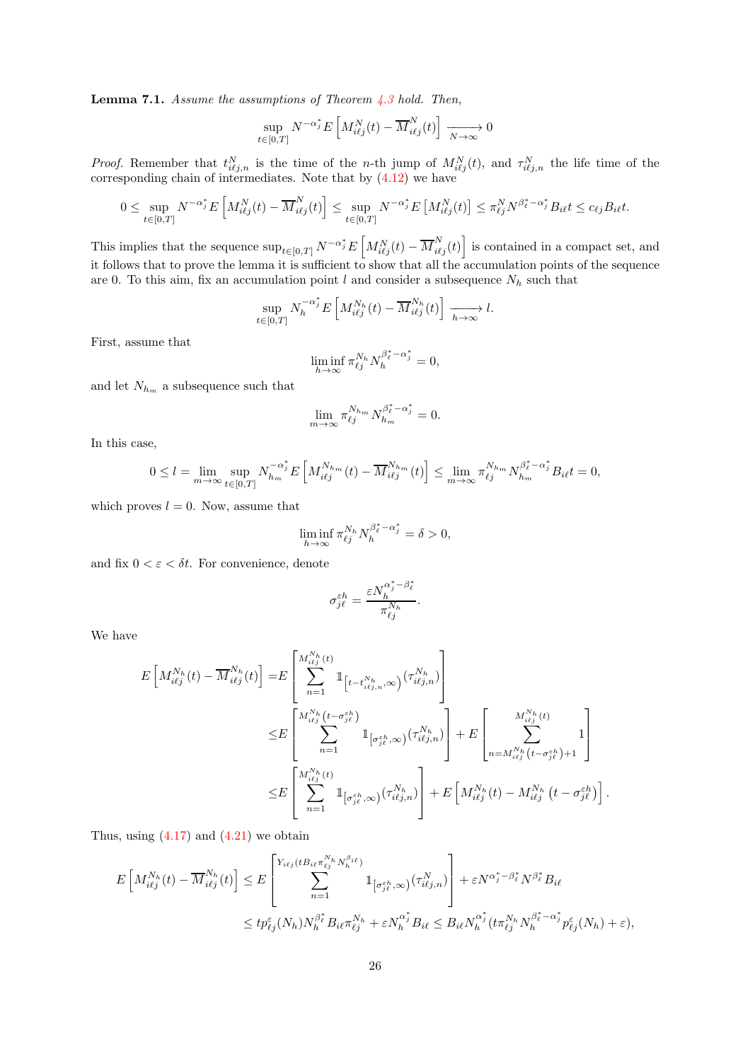**Lemma 7.1.** *Assume the assumptions of Theorem 4.3 hold. Then,*

$$\sup_{t\in[0,T]} N^{-\alpha_j^*} E\left[M^N_{i\ell j}(t) - \overline{M}^N_{i\ell j}(t)\right] \xrightarrow[N\to\infty]{} 0$$

*Proof.* Remember that $t^N_{i\ell j,n}$ is the time of the $n$-th jump of $M^N_{i\ell j}(t)$, and $\tau^N_{i\ell j,n}$ the life time of the corresponding chain of intermediates. Note that by (4.12) we have

$$0 \le \sup_{t\in[0,T]} N^{-\alpha_j^*} E\left[M^N_{i\ell j}(t) - \overline{M}^N_{i\ell j}(t)\right] \le \sup_{t\in[0,T]} N^{-\alpha_j^*} E\left[M^N_{i\ell j}(t)\right] \le \pi^N_{\ell j} N^{\beta_\ell^* - \alpha_j^*} B_{i\ell} t \le c_{\ell j} B_{i\ell} t.$$

This implies that the sequence $\sup_{t\in[0,T]} N^{-\alpha_j^*} E\left[M^N_{i\ell j}(t) - \overline{M}^N_{i\ell j}(t)\right]$ is contained in a compact set, and it follows that to prove the lemma it is sufficient to show that all the accumulation points of the sequence are 0. To this aim, fix an accumulation point $l$ and consider a subsequence $N_h$ such that

$$\sup_{t\in[0,T]} N_h^{-\alpha_j^*} E\left[M^{N_h}_{i\ell j}(t) - \overline{M}^{N_h}_{i\ell j}(t)\right] \xrightarrow[h\to\infty]{} l.$$

First, assume that

$$\liminf_{h\to\infty} \pi^{N_h}_{\ell j} N_h^{\beta_\ell^* - \alpha_j^*} = 0,$$

and let $N_{h_m}$ a subsequence such that

$$\lim_{m\to\infty} \pi^{N_{h_m}}_{\ell j} N_{h_m}^{\beta_\ell^* - \alpha_j^*} = 0.$$

In this case,

$$0 \le l = \lim_{m\to\infty} \sup_{t\in[0,T]} N_{h_m}^{-\alpha_j^*} E\left[M^{N_{h_m}}_{i\ell j}(t) - \overline{M}^{N_{h_m}}_{i\ell j}(t)\right] \le \lim_{m\to\infty} \pi^{N_{h_m}}_{\ell j} N_{h_m}^{\beta_\ell^* - \alpha_j^*} B_{i\ell} t = 0,$$

which proves $l = 0$. Now, assume that

$$\liminf_{h\to\infty} \pi^{N_h}_{\ell j} N_h^{\beta_\ell^* - \alpha_j^*} = \delta > 0,$$

and fix $0 < \varepsilon < \delta t$. For convenience, denote

$$\sigma^{\varepsilon h}_{j\ell} = \frac{\varepsilon N_h^{\alpha_j^* - \beta_\ell^*}}{\pi^{N_h}_{\ell j}}.$$

We have

$$\begin{aligned}
E\left[M^{N_h}_{i\ell j}(t) - \overline{M}^{N_h}_{i\ell j}(t)\right] =& E\left[\sum_{n=1}^{M^{N_h}_{i\ell j}(t)} \mathbb{1}_{\left[t - t^{N_h}_{i\ell j,n}, \infty\right)}(\tau^{N_h}_{i\ell j,n})\right] \\
\le& E\left[\sum_{n=1}^{M^{N_h}_{i\ell j}(t-\sigma^{\varepsilon h}_{j\ell})} \mathbb{1}_{\left[\sigma^{\varepsilon h}_{j\ell}, \infty\right)}(\tau^{N_h}_{i\ell j,n})\right] + E\left[\sum_{n=M^{N_h}_{i\ell j}(t-\sigma^{\varepsilon h}_{j\ell})+1}^{M^{N_h}_{i\ell j}(t)} 1\right] \\
\le& E\left[\sum_{n=1}^{M^{N_h}_{i\ell j}(t)} \mathbb{1}_{\left[\sigma^{\varepsilon h}_{j\ell}, \infty\right)}(\tau^{N_h}_{i\ell j,n})\right] + E\left[M^{N_h}_{i\ell j}(t) - M^{N_h}_{i\ell j}\left(t - \sigma^{\varepsilon h}_{j\ell}\right)\right].
\end{aligned}$$

Thus, using (4.17) and (4.21) we obtain

$$\begin{aligned}
E\left[M^{N_h}_{i\ell j}(t) - \overline{M}^{N_h}_{i\ell j}(t)\right] \le& E\left[\sum_{n=1}^{Y_{i\ell j}(tB_{i\ell}\pi^{N_h}_{\ell j} N_h^{\beta_{i\ell}})} \mathbb{1}_{\left[\sigma^{\varepsilon h}_{j\ell}, \infty\right)}(\tau^{N_h}_{i\ell j,n})\right] + \varepsilon N^{\alpha_j^* - \beta_\ell^*} N^{\beta_\ell^*} B_{i\ell} \\
\le& t p^\varepsilon_{\ell j}(N_h) N_h^{\beta_\ell^*} B_{i\ell} \pi^{N_h}_{\ell j} + \varepsilon N_h^{\alpha_j^*} B_{i\ell} \le B_{i\ell} N_h^{\alpha_j^*}(t\pi^{N_h}_{\ell j} N_h^{\beta_\ell^* - \alpha_j^*} p^\varepsilon_{\ell j}(N_h) + \varepsilon),
\end{aligned}$$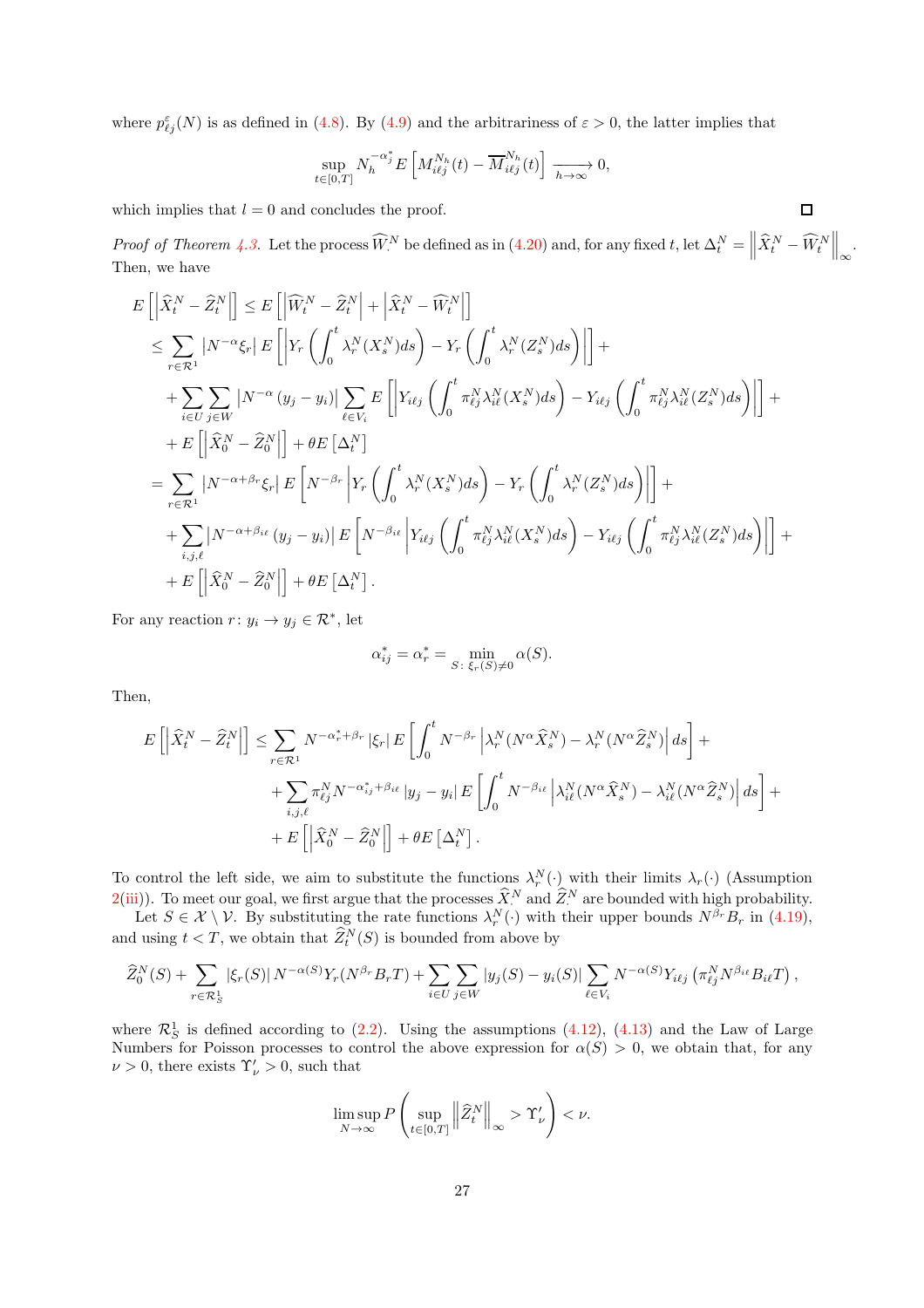where $p_{\ell j}^{\varepsilon}(N)$ is as defined in (4.8). By (4.9) and the arbitrariness of $\varepsilon > 0$, the latter implies that

$$\sup_{t\in[0,T]} N_h^{-\alpha_j^*} E\left[M_{i\ell j}^{N_h}(t) - \overline{M}_{i\ell j}^{N_h}(t)\right] \xrightarrow[h\to\infty]{} 0,$$

which implies that $l = 0$ and concludes the proof. ◻

*Proof of Theorem 4.3.* Let the process $\widehat{W}_\cdot^N$ be defined as in (4.20) and, for any fixed $t$, let $\Delta_t^N = \left\|\widehat{X}_t^N - \widehat{W}_t^N\right\|_\infty$. Then, we have

$$\begin{aligned}
E\left[\left|\widehat{X}_t^N - \widehat{Z}_t^N\right|\right] &\le E\left[\left|\widehat{W}_t^N - \widehat{Z}_t^N\right| + \left|\widehat{X}_t^N - \widehat{W}_t^N\right|\right] \\
&\le \sum_{r\in\mathcal{R}^1} \left|N^{-\alpha}\xi_r\right| E\left[\left|Y_r\left(\int_0^t \lambda_r^N(X_s^N)ds\right) - Y_r\left(\int_0^t \lambda_r^N(Z_s^N)ds\right)\right|\right] + \\
&\quad + \sum_{i\in U}\sum_{j\in W}\left|N^{-\alpha}(y_j - y_i)\right| \sum_{\ell\in V_i} E\left[\left|Y_{i\ell j}\left(\int_0^t \pi_{\ell j}^N\lambda_{i\ell}^N(X_s^N)ds\right) - Y_{i\ell j}\left(\int_0^t \pi_{\ell j}^N\lambda_{i\ell}^N(Z_s^N)ds\right)\right|\right] + \\
&\quad + E\left[\left|\widehat{X}_0^N - \widehat{Z}_0^N\right|\right] + \theta E\left[\Delta_t^N\right] \\
&= \sum_{r\in\mathcal{R}^1}\left|N^{-\alpha+\beta_r}\xi_r\right| E\left[N^{-\beta_r}\left|Y_r\left(\int_0^t \lambda_r^N(X_s^N)ds\right) - Y_r\left(\int_0^t \lambda_r^N(Z_s^N)ds\right)\right|\right] + \\
&\quad + \sum_{i,j,\ell}\left|N^{-\alpha+\beta_{i\ell}}(y_j - y_i)\right| E\left[N^{-\beta_{i\ell}}\left|Y_{i\ell j}\left(\int_0^t \pi_{\ell j}^N\lambda_{i\ell}^N(X_s^N)ds\right) - Y_{i\ell j}\left(\int_0^t \pi_{\ell j}^N\lambda_{i\ell}^N(Z_s^N)ds\right)\right|\right] + \\
&\quad + E\left[\left|\widehat{X}_0^N - \widehat{Z}_0^N\right|\right] + \theta E\left[\Delta_t^N\right].
\end{aligned}$$

For any reaction $r\colon y_i \to y_j \in \mathcal{R}^*$, let

$$\alpha_{ij}^* = \alpha_r^* = \min_{S\colon \xi_r(S)\neq 0} \alpha(S).$$

Then,

$$\begin{aligned}
E\left[\left|\widehat{X}_t^N - \widehat{Z}_t^N\right|\right] &\le \sum_{r\in\mathcal{R}^1} N^{-\alpha_r^*+\beta_r}\left|\xi_r\right| E\left[\int_0^t N^{-\beta_r}\left|\lambda_r^N(N^\alpha\widehat{X}_s^N) - \lambda_r^N(N^\alpha\widehat{Z}_s^N)\right|ds\right] + \\
&\quad + \sum_{i,j,\ell}\pi_{\ell j}^N N^{-\alpha_{ij}^*+\beta_{i\ell}}\left|y_j - y_i\right| E\left[\int_0^t N^{-\beta_{i\ell}}\left|\lambda_{i\ell}^N(N^\alpha\widehat{X}_s^N) - \lambda_{i\ell}^N(N^\alpha\widehat{Z}_s^N)\right|ds\right] + \\
&\quad + E\left[\left|\widehat{X}_0^N - \widehat{Z}_0^N\right|\right] + \theta E\left[\Delta_t^N\right].
\end{aligned}$$

To control the left side, we aim to substitute the functions $\lambda_r^N(\cdot)$ with their limits $\lambda_r(\cdot)$ (Assumption 2(iii)). To meet our goal, we first argue that the processes $\widehat{X}_\cdot^N$ and $\widehat{Z}_\cdot^N$ are bounded with high probability.

Let $S \in \mathcal{X}\setminus\mathcal{V}$. By substituting the rate functions $\lambda_r^N(\cdot)$ with their upper bounds $N^{\beta_r}B_r$ in (4.19), and using $t < T$, we obtain that $\widehat{Z}_t^N(S)$ is bounded from above by

$$\widehat{Z}_0^N(S) + \sum_{r\in\mathcal{R}_S^1}\left|\xi_r(S)\right| N^{-\alpha(S)} Y_r(N^{\beta_r}B_rT) + \sum_{i\in U}\sum_{j\in W}\left|y_j(S) - y_i(S)\right| \sum_{\ell\in V_i} N^{-\alpha(S)} Y_{i\ell j}\left(\pi_{\ell j}^N N^{\beta_{i\ell}} B_{i\ell} T\right),$$

where $\mathcal{R}_S^1$ is defined according to (2.2). Using the assumptions (4.12), (4.13) and the Law of Large Numbers for Poisson processes to control the above expression for $\alpha(S) > 0$, we obtain that, for any $\nu > 0$, there exists $\Upsilon_\nu' > 0$, such that

$$\limsup_{N\to\infty} P\left(\sup_{t\in[0,T]}\left\|\widehat{Z}_t^N\right\|_\infty > \Upsilon_\nu'\right) < \nu.$$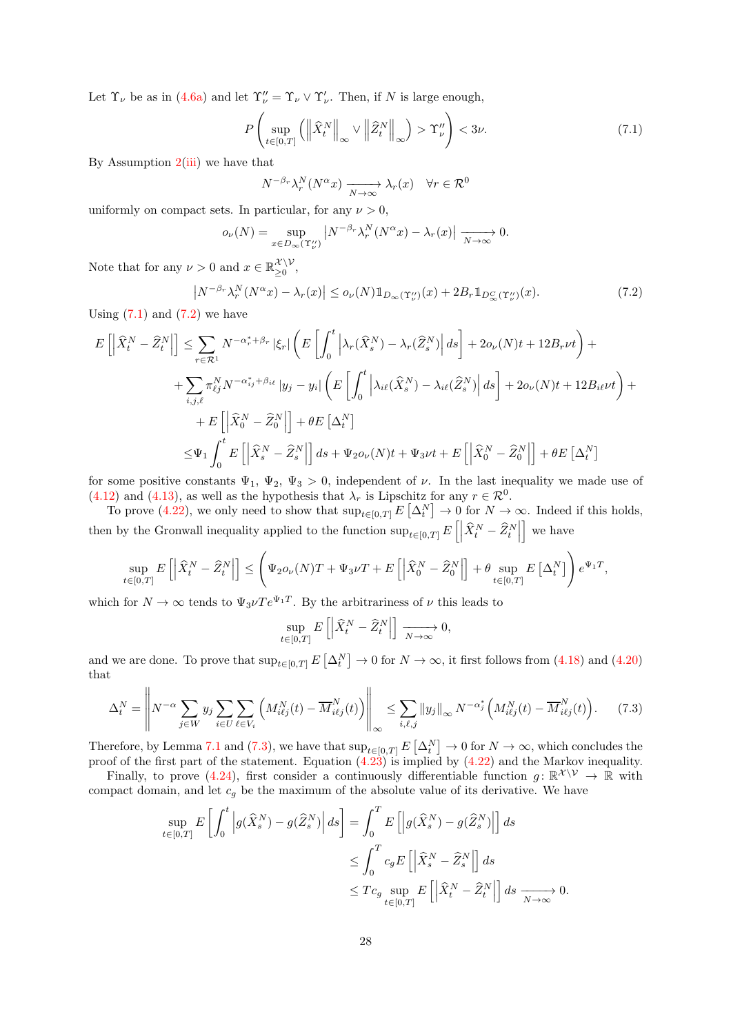Let $\Upsilon_\nu$ be as in (4.6a) and let $\Upsilon''_\nu = \Upsilon_\nu \vee \Upsilon'_\nu$. Then, if $N$ is large enough,

$$P\left(\sup_{t\in[0,T]}\left(\left\|\widehat{X}^N_t\right\|_\infty \vee \left\|\widehat{Z}^N_t\right\|_\infty\right) > \Upsilon''_\nu\right) < 3\nu. \tag{7.1}$$

By Assumption 2(iii) we have that

$$N^{-\beta_r}\lambda^N_r(N^\alpha x) \xrightarrow[N\to\infty]{} \lambda_r(x) \quad \forall r \in \mathcal{R}^0$$

uniformly on compact sets. In particular, for any $\nu > 0$,

$$o_\nu(N) = \sup_{x\in D_\infty(\Upsilon''_\nu)}\left|N^{-\beta_r}\lambda^N_r(N^\alpha x) - \lambda_r(x)\right| \xrightarrow[N\to\infty]{} 0.$$

Note that for any $\nu > 0$ and $x \in \mathbb{R}^{\mathcal{X}\setminus\mathcal{V}}_{\geq 0}$,

$$\left|N^{-\beta_r}\lambda^N_r(N^\alpha x) - \lambda_r(x)\right| \leq o_\nu(N)\mathbb{1}_{D_\infty(\Upsilon''_\nu)}(x) + 2B_r\mathbb{1}_{D^C_\infty(\Upsilon''_\nu)}(x). \tag{7.2}$$

Using (7.1) and (7.2) we have

$$\begin{aligned}
E\left[\left|\widehat{X}^N_t - \widehat{Z}^N_t\right|\right] \leq & \sum_{r\in\mathcal{R}^1} N^{-\alpha^*_r+\beta_r}|\xi_r|\left(E\left[\int_0^t\left|\lambda_r(\widehat{X}^N_s) - \lambda_r(\widehat{Z}^N_s)\right|ds\right] + 2o_\nu(N)t + 12B_r\nu t\right) + \\
& + \sum_{i,j,\ell}\pi^N_{\ell j}N^{-\alpha^*_{ij}+\beta_{i\ell}}|y_j - y_i|\left(E\left[\int_0^t\left|\lambda_{i\ell}(\widehat{X}^N_s) - \lambda_{i\ell}(\widehat{Z}^N_s)\right|ds\right] + 2o_\nu(N)t + 12B_{i\ell}\nu t\right) + \\
& + E\left[\left|\widehat{X}^N_0 - \widehat{Z}^N_0\right|\right] + \theta E\left[\Delta^N_t\right] \\
\leq & \Psi_1\int_0^t E\left[\left|\widehat{X}^N_s - \widehat{Z}^N_s\right|\right]ds + \Psi_2 o_\nu(N)t + \Psi_3\nu t + E\left[\left|\widehat{X}^N_0 - \widehat{Z}^N_0\right|\right] + \theta E\left[\Delta^N_t\right]
\end{aligned}$$

for some positive constants $\Psi_1$, $\Psi_2$, $\Psi_3 > 0$, independent of $\nu$. In the last inequality we made use of (4.12) and (4.13), as well as the hypothesis that $\lambda_r$ is Lipschitz for any $r \in \mathcal{R}^0$.

To prove (4.22), we only need to show that $\sup_{t\in[0,T]} E\left[\Delta^N_t\right] \to 0$ for $N \to \infty$. Indeed if this holds, then by the Gronwall inequality applied to the function $\sup_{t\in[0,T]} E\left[\left|\widehat{X}^N_t - \widehat{Z}^N_t\right|\right]$ we have

$$\sup_{t\in[0,T]} E\left[\left|\widehat{X}^N_t - \widehat{Z}^N_t\right|\right] \leq \left(\Psi_2 o_\nu(N)T + \Psi_3\nu T + E\left[\left|\widehat{X}^N_0 - \widehat{Z}^N_0\right|\right] + \theta\sup_{t\in[0,T]} E\left[\Delta^N_t\right]\right)e^{\Psi_1 T},$$

which for $N \to \infty$ tends to $\Psi_3\nu T e^{\Psi_1 T}$. By the arbitrariness of $\nu$ this leads to

$$\sup_{t\in[0,T]} E\left[\left|\widehat{X}^N_t - \widehat{Z}^N_t\right|\right] \xrightarrow[N\to\infty]{} 0,$$

and we are done. To prove that $\sup_{t\in[0,T]} E\left[\Delta^N_t\right] \to 0$ for $N \to \infty$, it first follows from (4.18) and (4.20) that

$$\Delta^N_t = \left\|N^{-\alpha}\sum_{j\in W} y_j\sum_{i\in U}\sum_{\ell\in V_i}\left(M^N_{i\ell j}(t) - \overline{M}^N_{i\ell j}(t)\right)\right\|_\infty \leq \sum_{i,\ell,j}\|y_j\|_\infty N^{-\alpha^*_j}\left(M^N_{i\ell j}(t) - \overline{M}^N_{i\ell j}(t)\right). \tag{7.3}$$

Therefore, by Lemma 7.1 and (7.3), we have that $\sup_{t\in[0,T]} E\left[\Delta^N_t\right] \to 0$ for $N \to \infty$, which concludes the proof of the first part of the statement. Equation (4.23) is implied by (4.22) and the Markov inequality.

Finally, to prove (4.24), first consider a continuously differentiable function $g\colon \mathbb{R}^{\mathcal{X}\setminus\mathcal{V}} \to \mathbb{R}$ with compact domain, and let $c_g$ be the maximum of the absolute value of its derivative. We have

$$\begin{aligned}
\sup_{t\in[0,T]} E\left[\int_0^t\left|g(\widehat{X}^N_s) - g(\widehat{Z}^N_s)\right|ds\right] &= \int_0^T E\left[\left|g(\widehat{X}^N_s) - g(\widehat{Z}^N_s)\right|\right]ds \\
&\leq \int_0^T c_g E\left[\left|\widehat{X}^N_s - \widehat{Z}^N_s\right|\right]ds \\
&\leq Tc_g\sup_{t\in[0,T]} E\left[\left|\widehat{X}^N_t - \widehat{Z}^N_t\right|\right]ds \xrightarrow[N\to\infty]{} 0.
\end{aligned}$$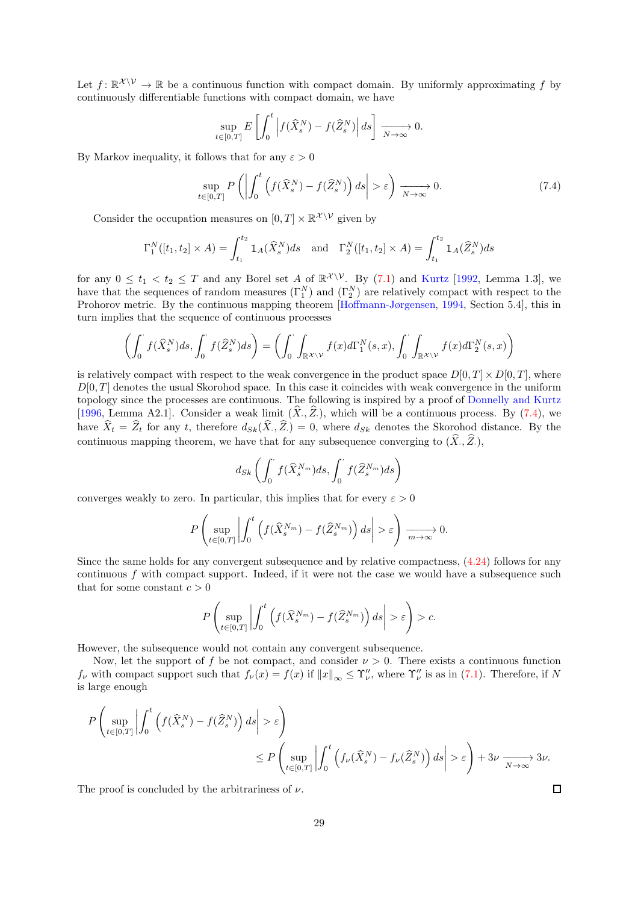Let $f\colon \mathbb{R}^{\mathcal{X}\setminus\mathcal{V}} \to \mathbb{R}$ be a continuous function with compact domain. By uniformly approximating $f$ by continuously differentiable functions with compact domain, we have

$$\sup_{t\in[0,T]} E\left[\int_0^t \left|f(\widehat{X}_s^N) - f(\widehat{Z}_s^N)\right| ds\right] \xrightarrow[N\to\infty]{} 0.$$

By Markov inequality, it follows that for any $\varepsilon > 0$

$$\sup_{t\in[0,T]} P\left(\left|\int_0^t \left(f(\widehat{X}_s^N) - f(\widehat{Z}_s^N)\right) ds\right| > \varepsilon\right) \xrightarrow[N\to\infty]{} 0. \tag{7.4}$$

Consider the occupation measures on $[0,T]\times\mathbb{R}^{\mathcal{X}\setminus\mathcal{V}}$ given by

$$\Gamma_1^N([t_1,t_2]\times A) = \int_{t_1}^{t_2} \mathbb{1}_A(\widehat{X}_s^N)ds \quad \text{and} \quad \Gamma_2^N([t_1,t_2]\times A) = \int_{t_1}^{t_2} \mathbb{1}_A(\widehat{Z}_s^N)ds$$

for any $0 \le t_1 < t_2 \le T$ and any Borel set $A$ of $\mathbb{R}^{\mathcal{X}\setminus\mathcal{V}}$. By (7.1) and Kurtz [1992, Lemma 1.3], we have that the sequences of random measures $(\Gamma_1^N)$ and $(\Gamma_2^N)$ are relatively compact with respect to the Prohorov metric. By the continuous mapping theorem [Hoffmann-Jørgensen, 1994, Section 5.4], this in turn implies that the sequence of continuous processes

$$\left(\int_0^\cdot f(\widehat{X}_s^N)ds, \int_0^\cdot f(\widehat{Z}_s^N)ds\right) = \left(\int_0^\cdot \int_{\mathbb{R}^{\mathcal{X}\setminus\mathcal{V}}} f(x)d\Gamma_1^N(s,x), \int_0^\cdot \int_{\mathbb{R}^{\mathcal{X}\setminus\mathcal{V}}} f(x)d\Gamma_2^N(s,x)\right)$$

is relatively compact with respect to the weak convergence in the product space $D[0,T]\times D[0,T]$, where $D[0,T]$ denotes the usual Skorohod space. In this case it coincides with weak convergence in the uniform topology since the processes are continuous. The following is inspired by a proof of Donnelly and Kurtz [1996, Lemma A2.1]. Consider a weak limit $(\widehat{X}_\cdot, \widehat{Z}_\cdot)$, which will be a continuous process. By (7.4), we have $\widehat{X}_t = \widehat{Z}_t$ for any $t$, therefore $d_{Sk}(\widehat{X}_\cdot, \widehat{Z}_\cdot) = 0$, where $d_{Sk}$ denotes the Skorohod distance. By the continuous mapping theorem, we have that for any subsequence converging to $(\widehat{X}_\cdot, \widehat{Z}_\cdot)$,

$$d_{Sk}\left(\int_0^\cdot f(\widehat{X}_s^{N_m})ds, \int_0^\cdot f(\widehat{Z}_s^{N_m})ds\right)$$

converges weakly to zero. In particular, this implies that for every $\varepsilon > 0$

$$P\left(\sup_{t\in[0,T]}\left|\int_0^t \left(f(\widehat{X}_s^{N_m}) - f(\widehat{Z}_s^{N_m})\right) ds\right| > \varepsilon\right) \xrightarrow[m\to\infty]{} 0.$$

Since the same holds for any convergent subsequence and by relative compactness, (4.24) follows for any continuous $f$ with compact support. Indeed, if it were not the case we would have a subsequence such that for some constant $c > 0$

$$P\left(\sup_{t\in[0,T]}\left|\int_0^t \left(f(\widehat{X}_s^{N_m}) - f(\widehat{Z}_s^{N_m})\right) ds\right| > \varepsilon\right) > c.$$

However, the subsequence would not contain any convergent subsequence.

Now, let the support of $f$ be not compact, and consider $\nu > 0$. There exists a continuous function $f_\nu$ with compact support such that $f_\nu(x) = f(x)$ if $\|x\|_\infty \le \Upsilon''_\nu$, where $\Upsilon''_\nu$ is as in (7.1). Therefore, if $N$ is large enough

$$P\left(\sup_{t\in[0,T]}\left|\int_0^t \left(f(\widehat{X}_s^N) - f(\widehat{Z}_s^N)\right) ds\right| > \varepsilon\right) \le P\left(\sup_{t\in[0,T]}\left|\int_0^t \left(f_\nu(\widehat{X}_s^N) - f_\nu(\widehat{Z}_s^N)\right) ds\right| > \varepsilon\right) + 3\nu \xrightarrow[N\to\infty]{} 3\nu.$$

The proof is concluded by the arbitrariness of $\nu$. $\square$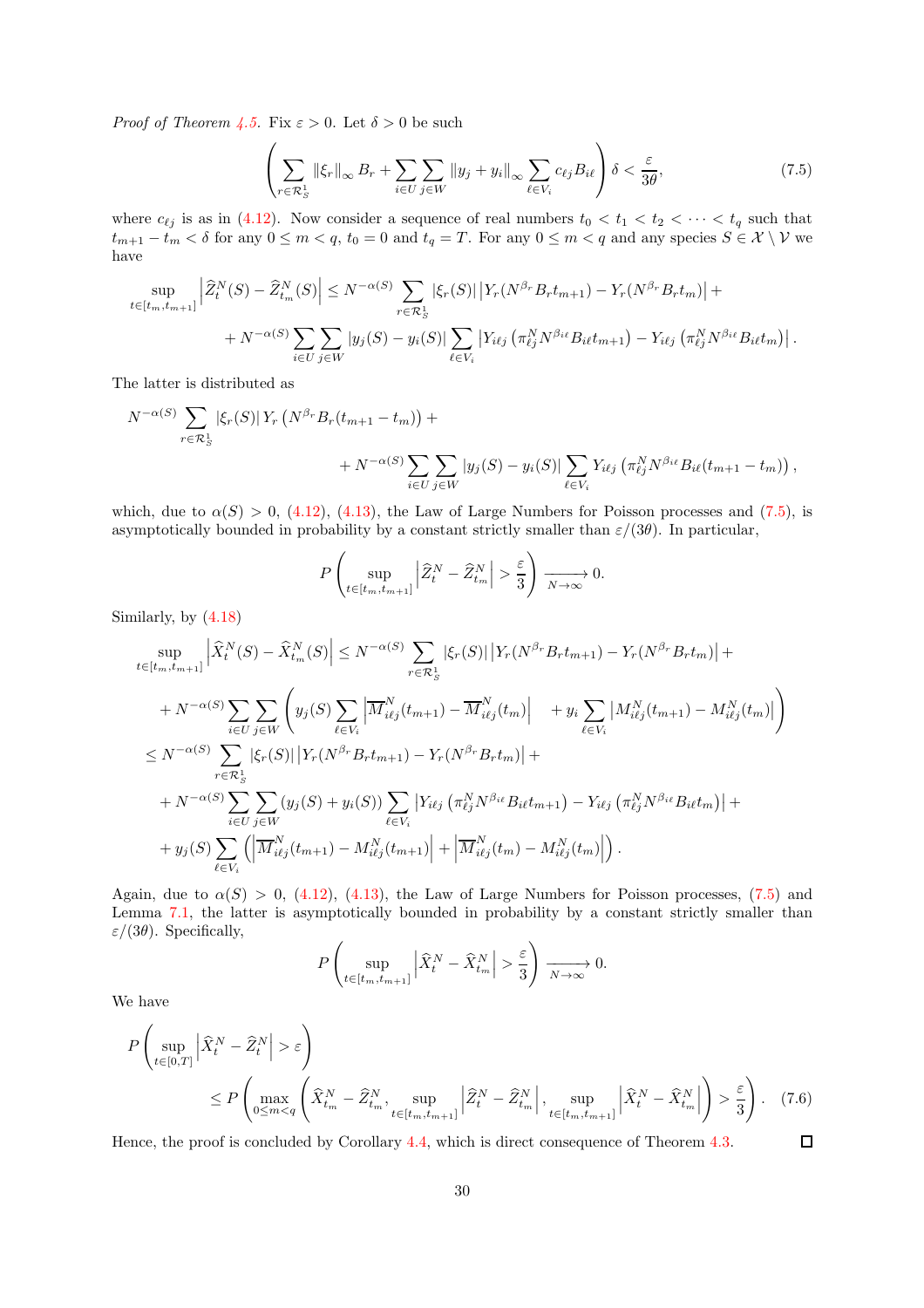*Proof of Theorem 4.5.* Fix $\varepsilon > 0$. Let $\delta > 0$ be such

$$\left( \sum_{r \in \mathcal{R}_S^1} \|\xi_r\|_\infty B_r + \sum_{i \in U} \sum_{j \in W} \|y_j + y_i\|_\infty \sum_{\ell \in V_i} c_{\ell j} B_{i\ell} \right) \delta < \frac{\varepsilon}{3\theta}, \tag{7.5}$$

where $c_{\ell j}$ is as in (4.12). Now consider a sequence of real numbers $t_0 < t_1 < t_2 < \cdots < t_q$ such that $t_{m+1} - t_m < \delta$ for any $0 \leq m < q$, $t_0 = 0$ and $t_q = T$. For any $0 \leq m < q$ and any species $S \in \mathcal{X} \setminus \mathcal{V}$ we have

$$\sup_{t \in [t_m, t_{m+1}]} \left| \widehat{Z}_t^N(S) - \widehat{Z}_{t_m}^N(S) \right| \leq N^{-\alpha(S)} \sum_{r \in \mathcal{R}_S^1} |\xi_r(S)| \left| Y_r(N^{\beta_r} B_r t_{m+1}) - Y_r(N^{\beta_r} B_r t_m) \right| +$$
$$+ N^{-\alpha(S)} \sum_{i \in U} \sum_{j \in W} |y_j(S) - y_i(S)| \sum_{\ell \in V_i} \left| Y_{i\ell j}\left(\pi_{\ell j}^N N^{\beta_{i\ell}} B_{i\ell} t_{m+1}\right) - Y_{i\ell j}\left(\pi_{\ell j}^N N^{\beta_{i\ell}} B_{i\ell} t_m\right) \right|.$$

The latter is distributed as

$$N^{-\alpha(S)} \sum_{r \in \mathcal{R}_S^1} |\xi_r(S)| \, Y_r\left(N^{\beta_r} B_r (t_{m+1} - t_m)\right) +$$
$$+ N^{-\alpha(S)} \sum_{i \in U} \sum_{j \in W} |y_j(S) - y_i(S)| \sum_{\ell \in V_i} Y_{i\ell j}\left(\pi_{\ell j}^N N^{\beta_{i\ell}} B_{i\ell} (t_{m+1} - t_m)\right),$$

which, due to $\alpha(S) > 0$, (4.12), (4.13), the Law of Large Numbers for Poisson processes and (7.5), is asymptotically bounded in probability by a constant strictly smaller than $\varepsilon/(3\theta)$. In particular,

$$P\left( \sup_{t \in [t_m, t_{m+1}]} \left| \widehat{Z}_t^N - \widehat{Z}_{t_m}^N \right| > \frac{\varepsilon}{3} \right) \xrightarrow[N \to \infty]{} 0.$$

Similarly, by (4.18)

$$\sup_{t \in [t_m, t_{m+1}]} \left| \widehat{X}_t^N(S) - \widehat{X}_{t_m}^N(S) \right| \leq N^{-\alpha(S)} \sum_{r \in \mathcal{R}_S^1} |\xi_r(S)| \left| Y_r(N^{\beta_r} B_r t_{m+1}) - Y_r(N^{\beta_r} B_r t_m) \right| +$$
$$+ N^{-\alpha(S)} \sum_{i \in U} \sum_{j \in W} \left( y_j(S) \sum_{\ell \in V_i} \left| \overline{M}_{i\ell j}^N(t_{m+1}) - \overline{M}_{i\ell j}^N(t_m) \right| \quad + y_i \sum_{\ell \in V_i} \left| M_{i\ell j}^N(t_{m+1}) - M_{i\ell j}^N(t_m) \right| \right)$$
$$\leq N^{-\alpha(S)} \sum_{r \in \mathcal{R}_S^1} |\xi_r(S)| \left| Y_r(N^{\beta_r} B_r t_{m+1}) - Y_r(N^{\beta_r} B_r t_m) \right| +$$
$$+ N^{-\alpha(S)} \sum_{i \in U} \sum_{j \in W} (y_j(S) + y_i(S)) \sum_{\ell \in V_i} \left| Y_{i\ell j}\left(\pi_{\ell j}^N N^{\beta_{i\ell}} B_{i\ell} t_{m+1}\right) - Y_{i\ell j}\left(\pi_{\ell j}^N N^{\beta_{i\ell}} B_{i\ell} t_m\right) \right| +$$
$$+ y_j(S) \sum_{\ell \in V_i} \left( \left| \overline{M}_{i\ell j}^N(t_{m+1}) - M_{i\ell j}^N(t_{m+1}) \right| + \left| \overline{M}_{i\ell j}^N(t_m) - M_{i\ell j}^N(t_m) \right| \right).$$

Again, due to $\alpha(S) > 0$, (4.12), (4.13), the Law of Large Numbers for Poisson processes, (7.5) and Lemma 7.1, the latter is asymptotically bounded in probability by a constant strictly smaller than $\varepsilon/(3\theta)$. Specifically,

$$P\left( \sup_{t \in [t_m, t_{m+1}]} \left| \widehat{X}_t^N - \widehat{X}_{t_m}^N \right| > \frac{\varepsilon}{3} \right) \xrightarrow[N \to \infty]{} 0.$$

We have

$$P\left( \sup_{t \in [0,T]} \left| \widehat{X}_t^N - \widehat{Z}_t^N \right| > \varepsilon \right)$$
$$\leq P\left( \max_{0 \leq m < q} \left( \widehat{X}_{t_m}^N - \widehat{Z}_{t_m}^N, \sup_{t \in [t_m, t_{m+1}]} \left| \widehat{Z}_t^N - \widehat{Z}_{t_m}^N \right|, \sup_{t \in [t_m, t_{m+1}]} \left| \widehat{X}_t^N - \widehat{X}_{t_m}^N \right| \right) > \frac{\varepsilon}{3} \right). \tag{7.6}$$

Hence, the proof is concluded by Corollary 4.4, which is direct consequence of Theorem 4.3. □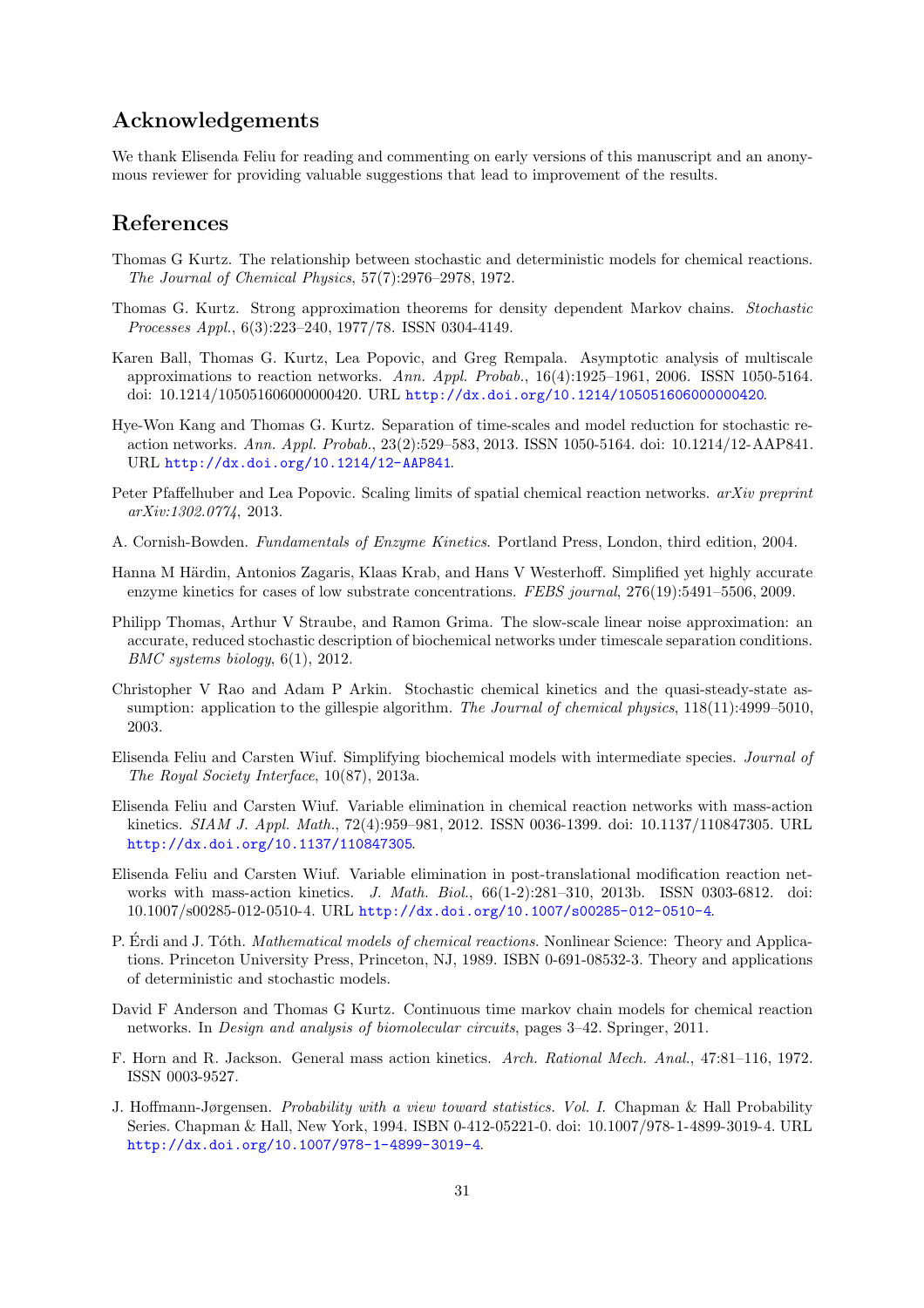## Acknowledgements

We thank Elisenda Feliu for reading and commenting on early versions of this manuscript and an anonymous reviewer for providing valuable suggestions that lead to improvement of the results.

## References

Thomas G Kurtz. The relationship between stochastic and deterministic models for chemical reactions. *The Journal of Chemical Physics*, 57(7):2976–2978, 1972.

Thomas G. Kurtz. Strong approximation theorems for density dependent Markov chains. *Stochastic Processes Appl.*, 6(3):223–240, 1977/78. ISSN 0304-4149.

Karen Ball, Thomas G. Kurtz, Lea Popovic, and Greg Rempala. Asymptotic analysis of multiscale approximations to reaction networks. *Ann. Appl. Probab.*, 16(4):1925–1961, 2006. ISSN 1050-5164. doi: 10.1214/105051606000000420. URL http://dx.doi.org/10.1214/105051606000000420.

Hye-Won Kang and Thomas G. Kurtz. Separation of time-scales and model reduction for stochastic reaction networks. *Ann. Appl. Probab.*, 23(2):529–583, 2013. ISSN 1050-5164. doi: 10.1214/12-AAP841. URL http://dx.doi.org/10.1214/12-AAP841.

Peter Pfaffelhuber and Lea Popovic. Scaling limits of spatial chemical reaction networks. *arXiv preprint arXiv:1302.0774*, 2013.

A. Cornish-Bowden. *Fundamentals of Enzyme Kinetics*. Portland Press, London, third edition, 2004.

Hanna M Härdin, Antonios Zagaris, Klaas Krab, and Hans V Westerhoff. Simplified yet highly accurate enzyme kinetics for cases of low substrate concentrations. *FEBS journal*, 276(19):5491–5506, 2009.

Philipp Thomas, Arthur V Straube, and Ramon Grima. The slow-scale linear noise approximation: an accurate, reduced stochastic description of biochemical networks under timescale separation conditions. *BMC systems biology*, 6(1), 2012.

Christopher V Rao and Adam P Arkin. Stochastic chemical kinetics and the quasi-steady-state assumption: application to the gillespie algorithm. *The Journal of chemical physics*, 118(11):4999–5010, 2003.

Elisenda Feliu and Carsten Wiuf. Simplifying biochemical models with intermediate species. *Journal of The Royal Society Interface*, 10(87), 2013a.

Elisenda Feliu and Carsten Wiuf. Variable elimination in chemical reaction networks with mass-action kinetics. *SIAM J. Appl. Math.*, 72(4):959–981, 2012. ISSN 0036-1399. doi: 10.1137/110847305. URL http://dx.doi.org/10.1137/110847305.

Elisenda Feliu and Carsten Wiuf. Variable elimination in post-translational modification reaction networks with mass-action kinetics. *J. Math. Biol.*, 66(1-2):281–310, 2013b. ISSN 0303-6812. doi: 10.1007/s00285-012-0510-4. URL http://dx.doi.org/10.1007/s00285-012-0510-4.

P. Érdi and J. Tóth. *Mathematical models of chemical reactions*. Nonlinear Science: Theory and Applications. Princeton University Press, Princeton, NJ, 1989. ISBN 0-691-08532-3. Theory and applications of deterministic and stochastic models.

David F Anderson and Thomas G Kurtz. Continuous time markov chain models for chemical reaction networks. In *Design and analysis of biomolecular circuits*, pages 3–42. Springer, 2011.

F. Horn and R. Jackson. General mass action kinetics. *Arch. Rational Mech. Anal.*, 47:81–116, 1972. ISSN 0003-9527.

J. Hoffmann-Jørgensen. *Probability with a view toward statistics. Vol. I*. Chapman & Hall Probability Series. Chapman & Hall, New York, 1994. ISBN 0-412-05221-0. doi: 10.1007/978-1-4899-3019-4. URL http://dx.doi.org/10.1007/978-1-4899-3019-4.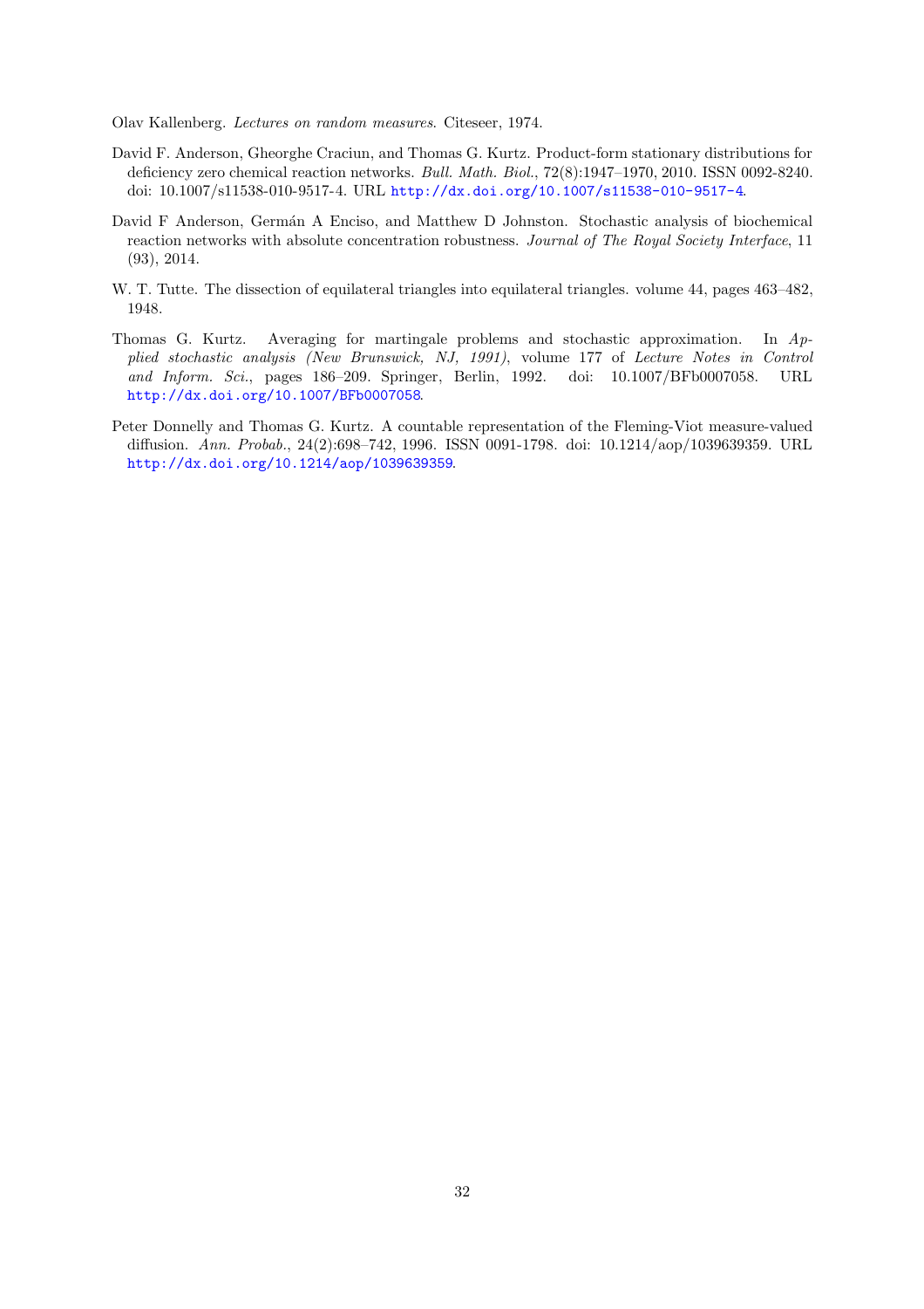Olav Kallenberg. *Lectures on random measures*. Citeseer, 1974.

David F. Anderson, Gheorghe Craciun, and Thomas G. Kurtz. Product-form stationary distributions for deficiency zero chemical reaction networks. *Bull. Math. Biol.*, 72(8):1947–1970, 2010. ISSN 0092-8240. doi: 10.1007/s11538-010-9517-4. URL http://dx.doi.org/10.1007/s11538-010-9517-4.

David F Anderson, Germán A Enciso, and Matthew D Johnston. Stochastic analysis of biochemical reaction networks with absolute concentration robustness. *Journal of The Royal Society Interface*, 11 (93), 2014.

W. T. Tutte. The dissection of equilateral triangles into equilateral triangles. volume 44, pages 463–482, 1948.

Thomas G. Kurtz. Averaging for martingale problems and stochastic approximation. In *Applied stochastic analysis (New Brunswick, NJ, 1991)*, volume 177 of *Lecture Notes in Control and Inform. Sci.*, pages 186–209. Springer, Berlin, 1992. doi: 10.1007/BFb0007058. URL http://dx.doi.org/10.1007/BFb0007058.

Peter Donnelly and Thomas G. Kurtz. A countable representation of the Fleming-Viot measure-valued diffusion. *Ann. Probab.*, 24(2):698–742, 1996. ISSN 0091-1798. doi: 10.1214/aop/1039639359. URL http://dx.doi.org/10.1214/aop/1039639359.